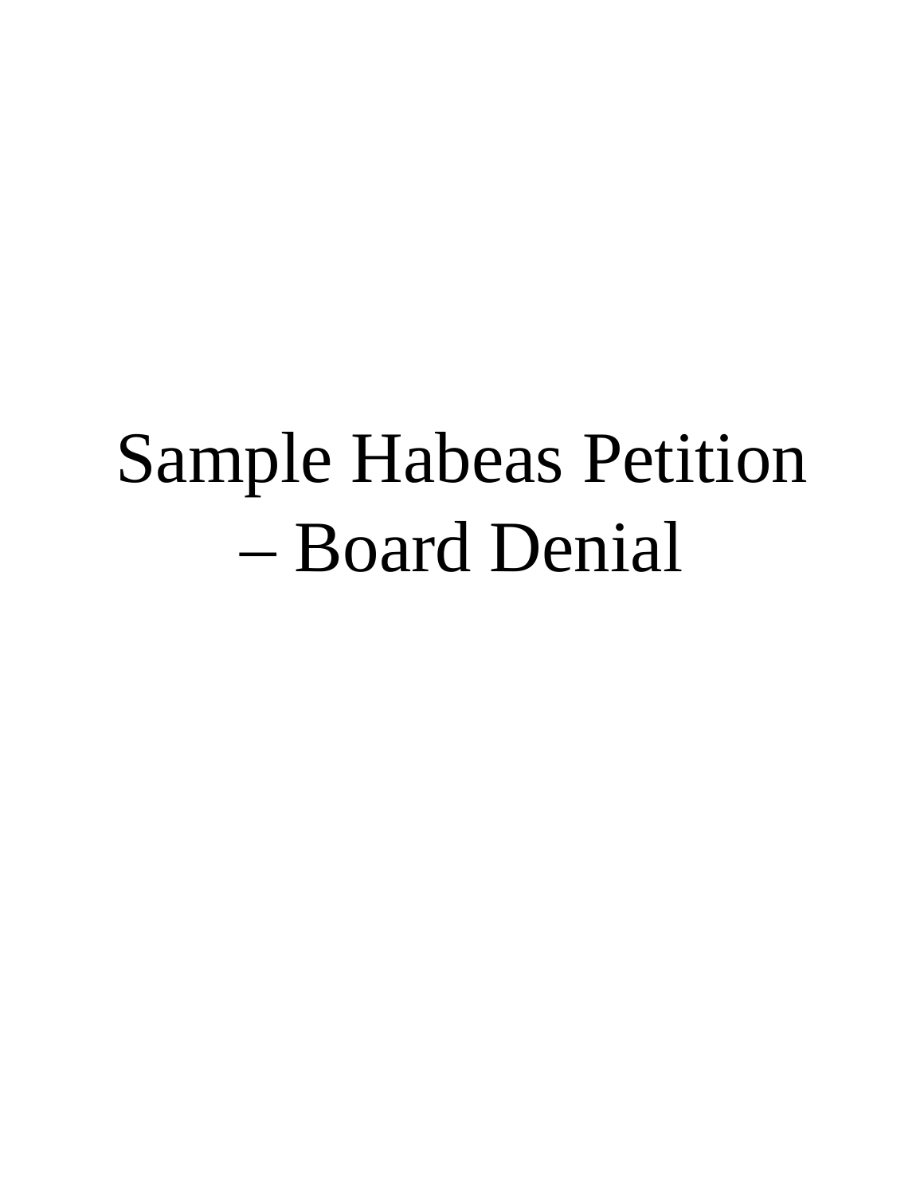# Sample Habeas Petition – Board Denial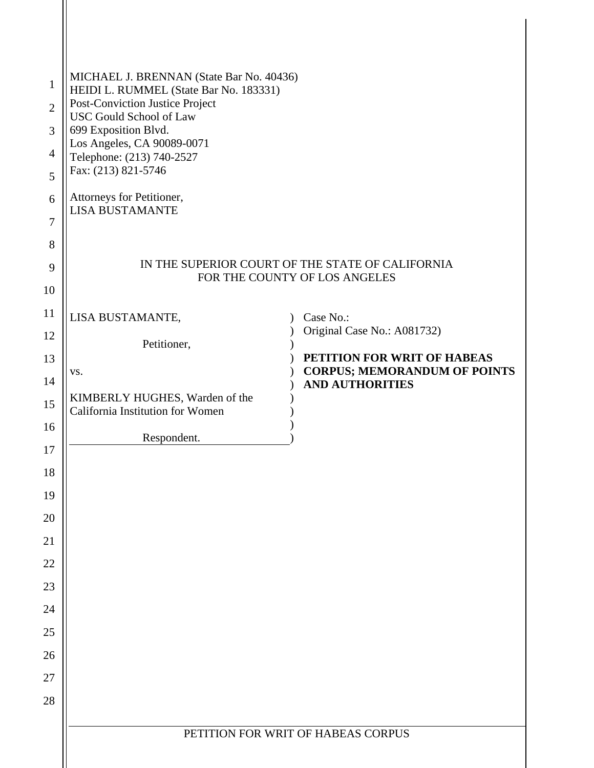MICHAEL J. BRENNAN (State Bar No. 40436)
HEIDI L. RUMMEL (State Bar No. 183331)
Post-Conviction Justice Project
USC Gould School of Law
699 Exposition Blvd.
Los Angeles, CA 90089-0071
Telephone: (213) 740-2527
Fax: (213) 821-5746

Attorneys for Petitioner,
LISA BUSTAMANTE

IN THE SUPERIOR COURT OF THE STATE OF CALIFORNIA
FOR THE COUNTY OF LOS ANGELES

| | |
|---|---|
| LISA BUSTAMANTE,<br><br>Petitioner,<br><br>vs.<br><br>KIMBERLY HUGHES, Warden of the California Institution for Women<br><br>Respondent. | Case No.:<br>Original Case No.: A081732)<br><br>**PETITION FOR WRIT OF HABEAS CORPUS; MEMORANDUM OF POINTS AND AUTHORITIES** |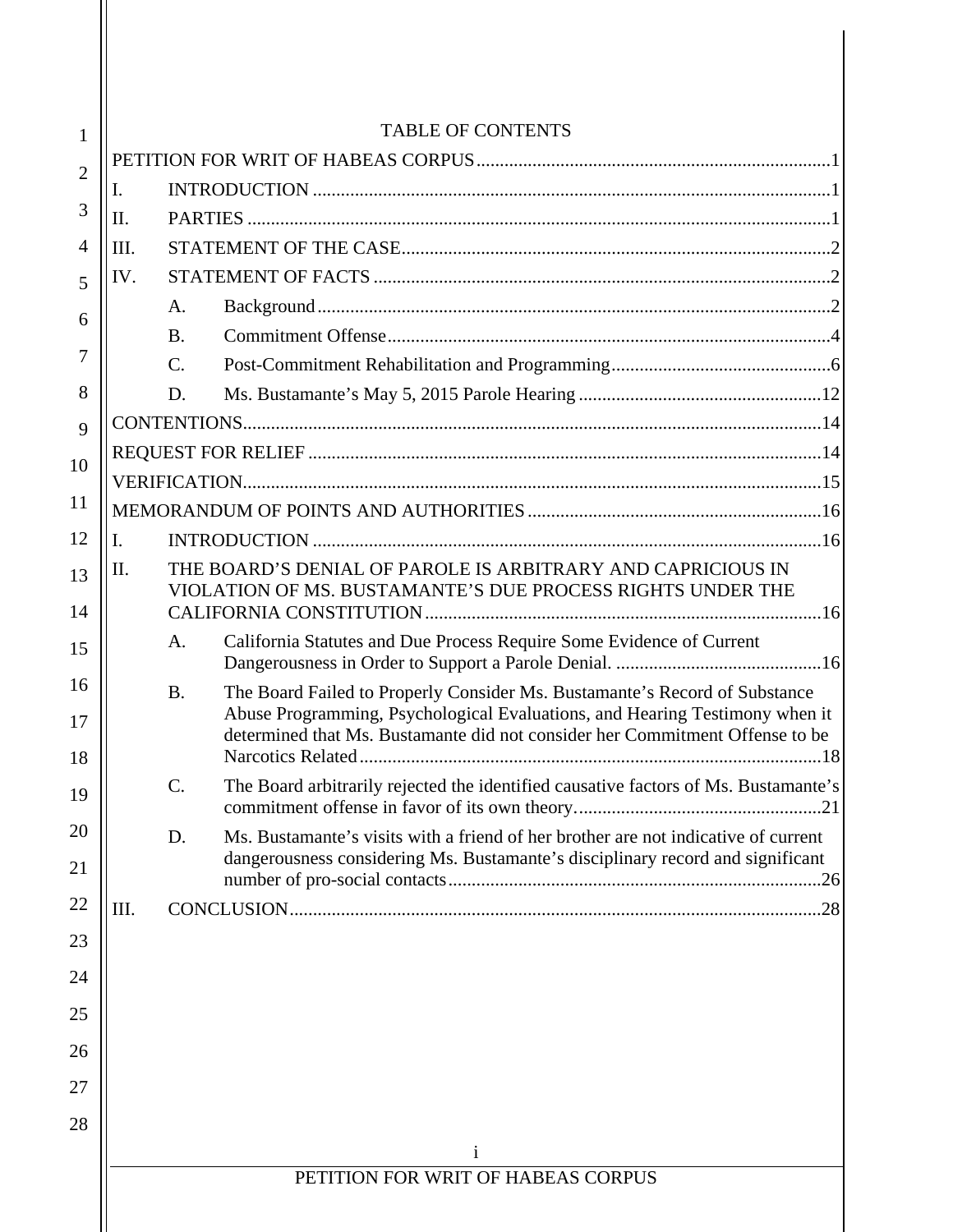# TABLE OF CONTENTS

PETITION FOR WRIT OF HABEAS CORPUS ........................................................................1

I. INTRODUCTION ........................................................................................................1

II. PARTIES .....................................................................................................................1

III. STATEMENT OF THE CASE......................................................................................2

IV. STATEMENT OF FACTS ...........................................................................................2

- A. Background ..........................................................................................................2
- B. Commitment Offense ...........................................................................................4
- C. Post-Commitment Rehabilitation and Programming ............................................6
- D. Ms. Bustamante's May 5, 2015 Parole Hearing ..................................................12

CONTENTIONS....................................................................................................................14

REQUEST FOR RELIEF ......................................................................................................14

VERIFICATION....................................................................................................................15

MEMORANDUM OF POINTS AND AUTHORITIES .........................................................16

I. INTRODUCTION .......................................................................................................16

II. THE BOARD'S DENIAL OF PAROLE IS ARBITRARY AND CAPRICIOUS IN VIOLATION OF MS. BUSTAMANTE'S DUE PROCESS RIGHTS UNDER THE CALIFORNIA CONSTITUTION ..................................................................................16

- A. California Statutes and Due Process Require Some Evidence of Current Dangerousness in Order to Support a Parole Denial. ..........................................16
- B. The Board Failed to Properly Consider Ms. Bustamante's Record of Substance Abuse Programming, Psychological Evaluations, and Hearing Testimony when it determined that Ms. Bustamante did not consider her Commitment Offense to be Narcotics Related .................................................................................................18
- C. The Board arbitrarily rejected the identified causative factors of Ms. Bustamante's commitment offense in favor of its own theory. ..................................................21
- D. Ms. Bustamante's visits with a friend of her brother are not indicative of current dangerousness considering Ms. Bustamante's disciplinary record and significant number of pro-social contacts ..............................................................................26

III. CONCLUSION ............................................................................................................28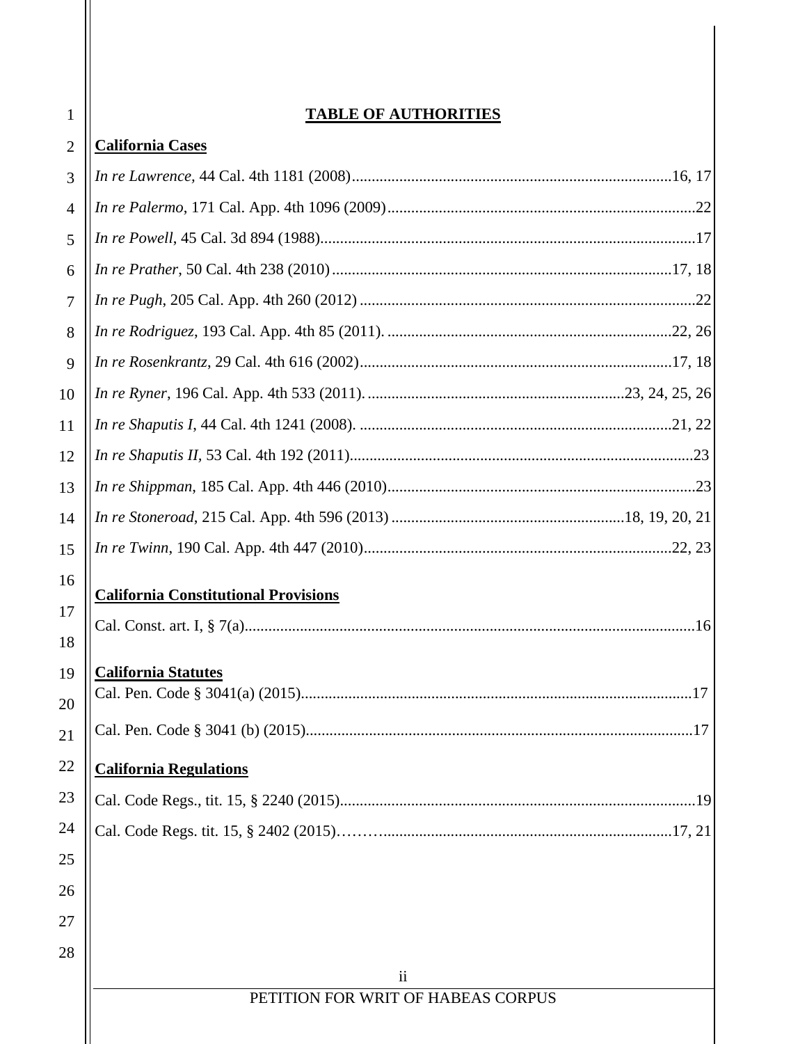## TABLE OF AUTHORITIES

**California Cases**

*In re Lawrence*, 44 Cal. 4th 1181 (2008).................................................................................16, 17

*In re Palermo*, 171 Cal. App. 4th 1096 (2009).............................................................................22

*In re Powell*, 45 Cal. 3d 894 (1988)..............................................................................................17

*In re Prather*, 50 Cal. 4th 238 (2010).......................................................................................17, 18

*In re Pugh*, 205 Cal. App. 4th 260 (2012)....................................................................................22

*In re Rodriguez*, 193 Cal. App. 4th 85 (2011).........................................................................22, 26

*In re Rosenkrantz*, 29 Cal. 4th 616 (2002)...............................................................................17, 18

*In re Ryner*, 196 Cal. App. 4th 533 (2011)..................................................................23, 24, 25, 26

*In re Shaputis I*, 44 Cal. 4th 1241 (2008)................................................................................21, 22

*In re Shaputis II*, 53 Cal. 4th 192 (2011)......................................................................................23

*In re Shippman*, 185 Cal. App. 4th 446 (2010).............................................................................23

*In re Stoneroad*, 215 Cal. App. 4th 596 (2013)...........................................................18, 19, 20, 21

*In re Twinn*, 190 Cal. App. 4th 447 (2010)...............................................................................22, 23

**California Constitutional Provisions**

Cal. Const. art. I, § 7(a).................................................................................................................16

**California Statutes**

Cal. Pen. Code § 3041(a) (2015)..................................................................................................17

Cal. Pen. Code § 3041 (b) (2015).................................................................................................17

**California Regulations**

Cal. Code Regs., tit. 15, § 2240 (2015).........................................................................................19

Cal. Code Regs. tit. 15, § 2402 (2015)……….......................................................................17, 21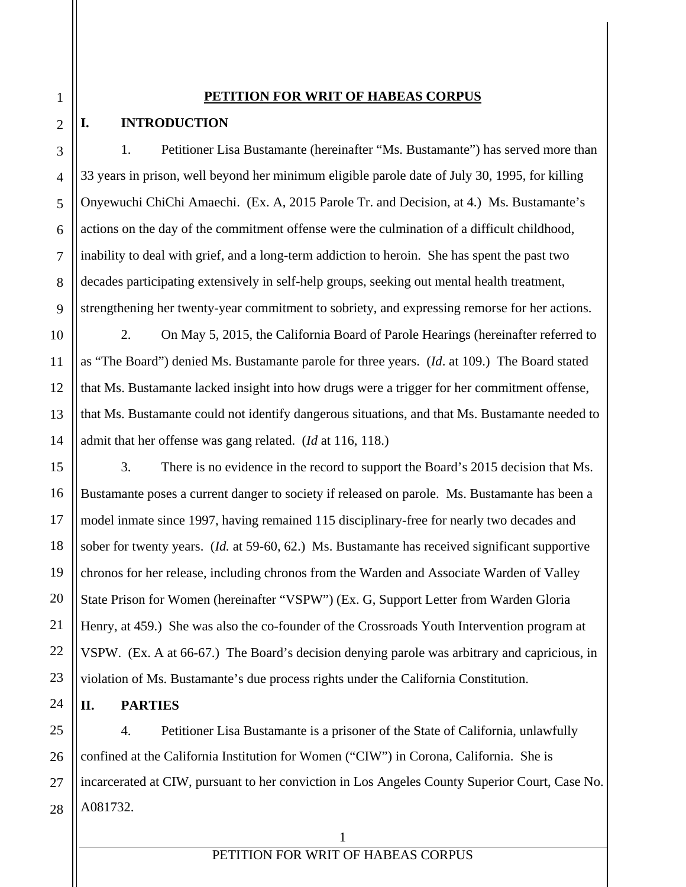# PETITION FOR WRIT OF HABEAS CORPUS

## I. INTRODUCTION

1. Petitioner Lisa Bustamante (hereinafter "Ms. Bustamante") has served more than 33 years in prison, well beyond her minimum eligible parole date of July 30, 1995, for killing Onyewuchi ChiChi Amaechi. (Ex. A, 2015 Parole Tr. and Decision, at 4.) Ms. Bustamante's actions on the day of the commitment offense were the culmination of a difficult childhood, inability to deal with grief, and a long-term addiction to heroin. She has spent the past two decades participating extensively in self-help groups, seeking out mental health treatment, strengthening her twenty-year commitment to sobriety, and expressing remorse for her actions.

2. On May 5, 2015, the California Board of Parole Hearings (hereinafter referred to as "The Board") denied Ms. Bustamante parole for three years. (*Id*. at 109.) The Board stated that Ms. Bustamante lacked insight into how drugs were a trigger for her commitment offense, that Ms. Bustamante could not identify dangerous situations, and that Ms. Bustamante needed to admit that her offense was gang related. (*Id* at 116, 118.)

3. There is no evidence in the record to support the Board's 2015 decision that Ms. Bustamante poses a current danger to society if released on parole. Ms. Bustamante has been a model inmate since 1997, having remained 115 disciplinary-free for nearly two decades and sober for twenty years. (*Id.* at 59-60, 62.) Ms. Bustamante has received significant supportive chronos for her release, including chronos from the Warden and Associate Warden of Valley State Prison for Women (hereinafter "VSPW") (Ex. G, Support Letter from Warden Gloria Henry, at 459.) She was also the co-founder of the Crossroads Youth Intervention program at VSPW. (Ex. A at 66-67.) The Board's decision denying parole was arbitrary and capricious, in violation of Ms. Bustamante's due process rights under the California Constitution.

## II. PARTIES

4. Petitioner Lisa Bustamante is a prisoner of the State of California, unlawfully confined at the California Institution for Women ("CIW") in Corona, California. She is incarcerated at CIW, pursuant to her conviction in Los Angeles County Superior Court, Case No. A081732.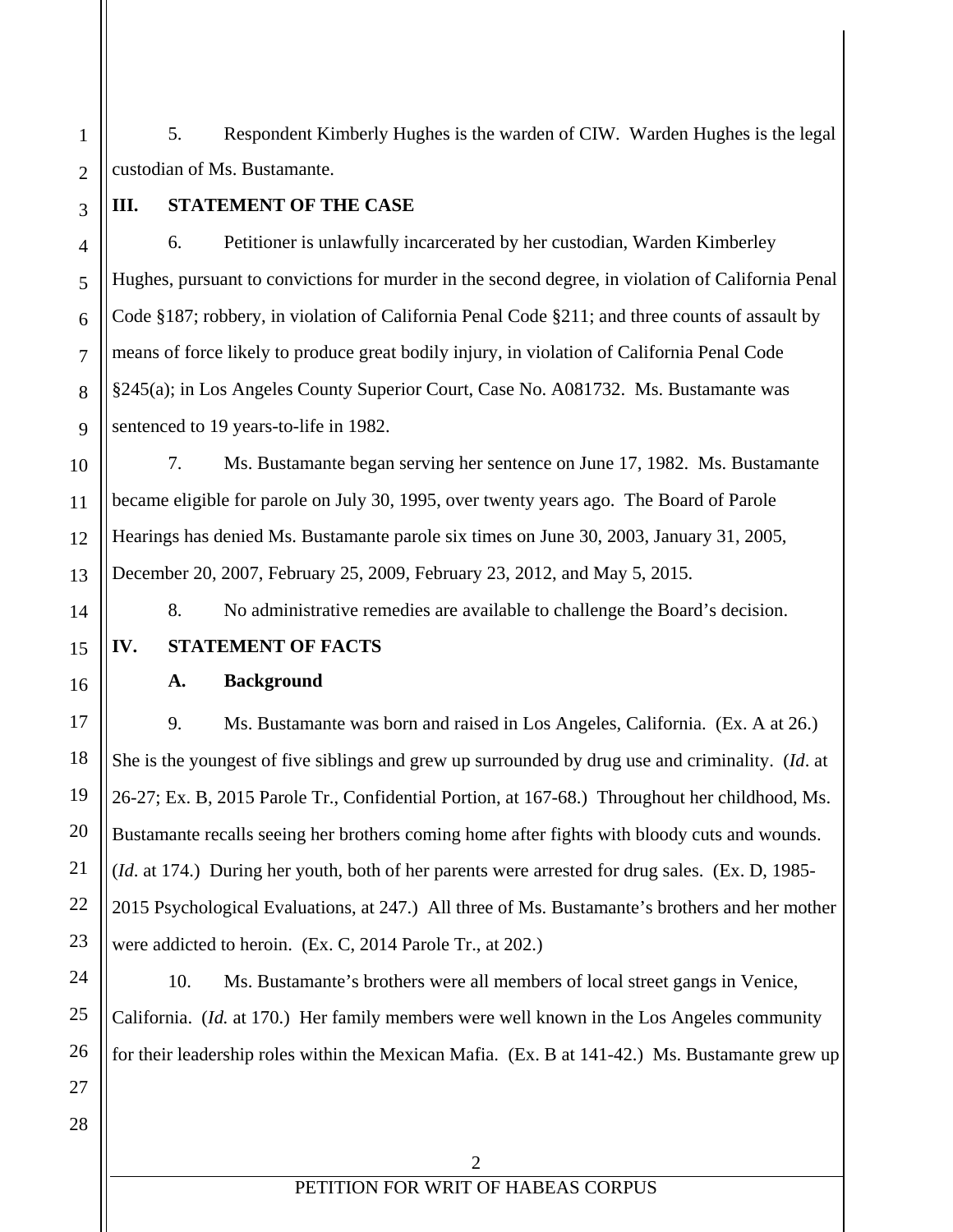5. Respondent Kimberly Hughes is the warden of CIW. Warden Hughes is the legal custodian of Ms. Bustamante.

## III. STATEMENT OF THE CASE

6. Petitioner is unlawfully incarcerated by her custodian, Warden Kimberley Hughes, pursuant to convictions for murder in the second degree, in violation of California Penal Code §187; robbery, in violation of California Penal Code §211; and three counts of assault by means of force likely to produce great bodily injury, in violation of California Penal Code §245(a); in Los Angeles County Superior Court, Case No. A081732. Ms. Bustamante was sentenced to 19 years-to-life in 1982.

7. Ms. Bustamante began serving her sentence on June 17, 1982. Ms. Bustamante became eligible for parole on July 30, 1995, over twenty years ago. The Board of Parole Hearings has denied Ms. Bustamante parole six times on June 30, 2003, January 31, 2005, December 20, 2007, February 25, 2009, February 23, 2012, and May 5, 2015.

8. No administrative remedies are available to challenge the Board's decision.

## IV. STATEMENT OF FACTS

### A. Background

9. Ms. Bustamante was born and raised in Los Angeles, California. (Ex. A at 26.) She is the youngest of five siblings and grew up surrounded by drug use and criminality. (*Id*. at 26-27; Ex. B, 2015 Parole Tr., Confidential Portion, at 167-68.) Throughout her childhood, Ms. Bustamante recalls seeing her brothers coming home after fights with bloody cuts and wounds. (*Id*. at 174.) During her youth, both of her parents were arrested for drug sales. (Ex. D, 1985-2015 Psychological Evaluations, at 247.) All three of Ms. Bustamante's brothers and her mother were addicted to heroin. (Ex. C, 2014 Parole Tr., at 202.)

10. Ms. Bustamante's brothers were all members of local street gangs in Venice, California. (*Id.* at 170.) Her family members were well known in the Los Angeles community for their leadership roles within the Mexican Mafia. (Ex. B at 141-42.) Ms. Bustamante grew up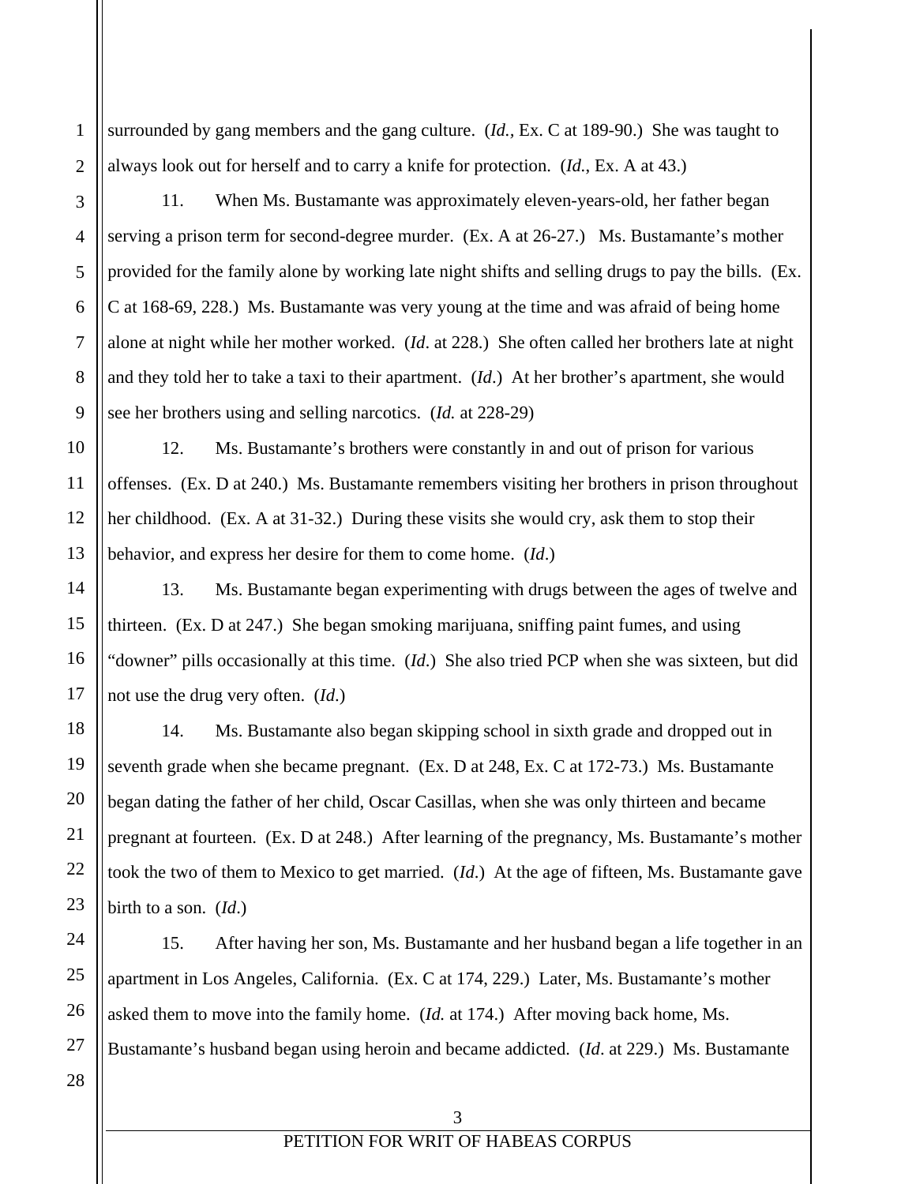surrounded by gang members and the gang culture. (*Id.*, Ex. C at 189-90.) She was taught to always look out for herself and to carry a knife for protection. (*Id.*, Ex. A at 43.)

11. When Ms. Bustamante was approximately eleven-years-old, her father began serving a prison term for second-degree murder. (Ex. A at 26-27.) Ms. Bustamante's mother provided for the family alone by working late night shifts and selling drugs to pay the bills. (Ex. C at 168-69, 228.) Ms. Bustamante was very young at the time and was afraid of being home alone at night while her mother worked. (*Id*. at 228.) She often called her brothers late at night and they told her to take a taxi to their apartment. (*Id*.) At her brother's apartment, she would see her brothers using and selling narcotics. (*Id.* at 228-29)

12. Ms. Bustamante's brothers were constantly in and out of prison for various offenses. (Ex. D at 240.) Ms. Bustamante remembers visiting her brothers in prison throughout her childhood. (Ex. A at 31-32.) During these visits she would cry, ask them to stop their behavior, and express her desire for them to come home. (*Id*.)

13. Ms. Bustamante began experimenting with drugs between the ages of twelve and thirteen. (Ex. D at 247.) She began smoking marijuana, sniffing paint fumes, and using "downer" pills occasionally at this time. (*Id*.) She also tried PCP when she was sixteen, but did not use the drug very often. (*Id*.)

14. Ms. Bustamante also began skipping school in sixth grade and dropped out in seventh grade when she became pregnant. (Ex. D at 248, Ex. C at 172-73.) Ms. Bustamante began dating the father of her child, Oscar Casillas, when she was only thirteen and became pregnant at fourteen. (Ex. D at 248.) After learning of the pregnancy, Ms. Bustamante's mother took the two of them to Mexico to get married. (*Id*.) At the age of fifteen, Ms. Bustamante gave birth to a son. (*Id*.)

15. After having her son, Ms. Bustamante and her husband began a life together in an apartment in Los Angeles, California. (Ex. C at 174, 229.) Later, Ms. Bustamante's mother asked them to move into the family home. (*Id.* at 174.) After moving back home, Ms. Bustamante's husband began using heroin and became addicted. (*Id*. at 229.) Ms. Bustamante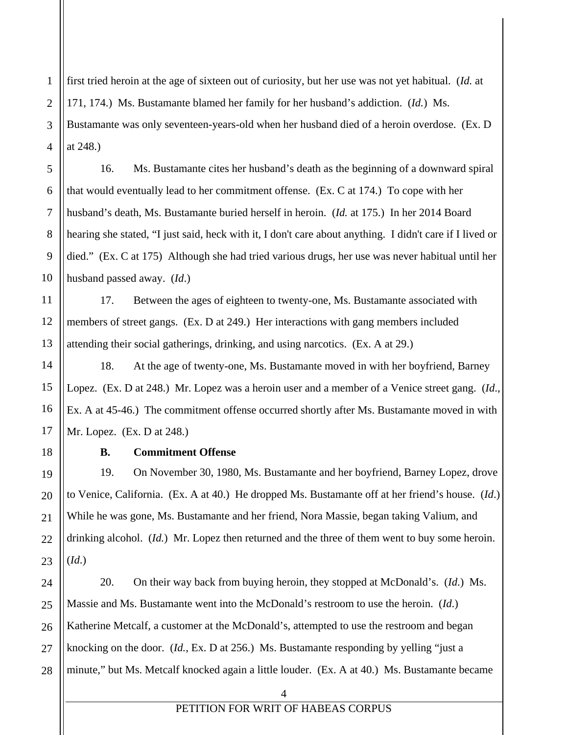first tried heroin at the age of sixteen out of curiosity, but her use was not yet habitual. (*Id.* at 171, 174.) Ms. Bustamante blamed her family for her husband's addiction. (*Id.*) Ms. Bustamante was only seventeen-years-old when her husband died of a heroin overdose. (Ex. D at 248.)

16. Ms. Bustamante cites her husband's death as the beginning of a downward spiral that would eventually lead to her commitment offense. (Ex. C at 174.) To cope with her husband's death, Ms. Bustamante buried herself in heroin. (*Id.* at 175.) In her 2014 Board hearing she stated, "I just said, heck with it, I don't care about anything. I didn't care if I lived or died." (Ex. C at 175) Although she had tried various drugs, her use was never habitual until her husband passed away. (*Id*.)

17. Between the ages of eighteen to twenty-one, Ms. Bustamante associated with members of street gangs. (Ex. D at 249.) Her interactions with gang members included attending their social gatherings, drinking, and using narcotics. (Ex. A at 29.)

18. At the age of twenty-one, Ms. Bustamante moved in with her boyfriend, Barney Lopez. (Ex. D at 248.) Mr. Lopez was a heroin user and a member of a Venice street gang. (*Id.*, Ex. A at 45-46.) The commitment offense occurred shortly after Ms. Bustamante moved in with Mr. Lopez. (Ex. D at 248.)

**B. Commitment Offense**

19. On November 30, 1980, Ms. Bustamante and her boyfriend, Barney Lopez, drove to Venice, California. (Ex. A at 40.) He dropped Ms. Bustamante off at her friend's house. (*Id*.) While he was gone, Ms. Bustamante and her friend, Nora Massie, began taking Valium, and drinking alcohol. (*Id.*) Mr. Lopez then returned and the three of them went to buy some heroin. (*Id.*)

20. On their way back from buying heroin, they stopped at McDonald's. (*Id.*) Ms. Massie and Ms. Bustamante went into the McDonald's restroom to use the heroin. (*Id.*) Katherine Metcalf, a customer at the McDonald's, attempted to use the restroom and began knocking on the door. (*Id.*, Ex. D at 256.) Ms. Bustamante responding by yelling "just a minute," but Ms. Metcalf knocked again a little louder. (Ex. A at 40.) Ms. Bustamante became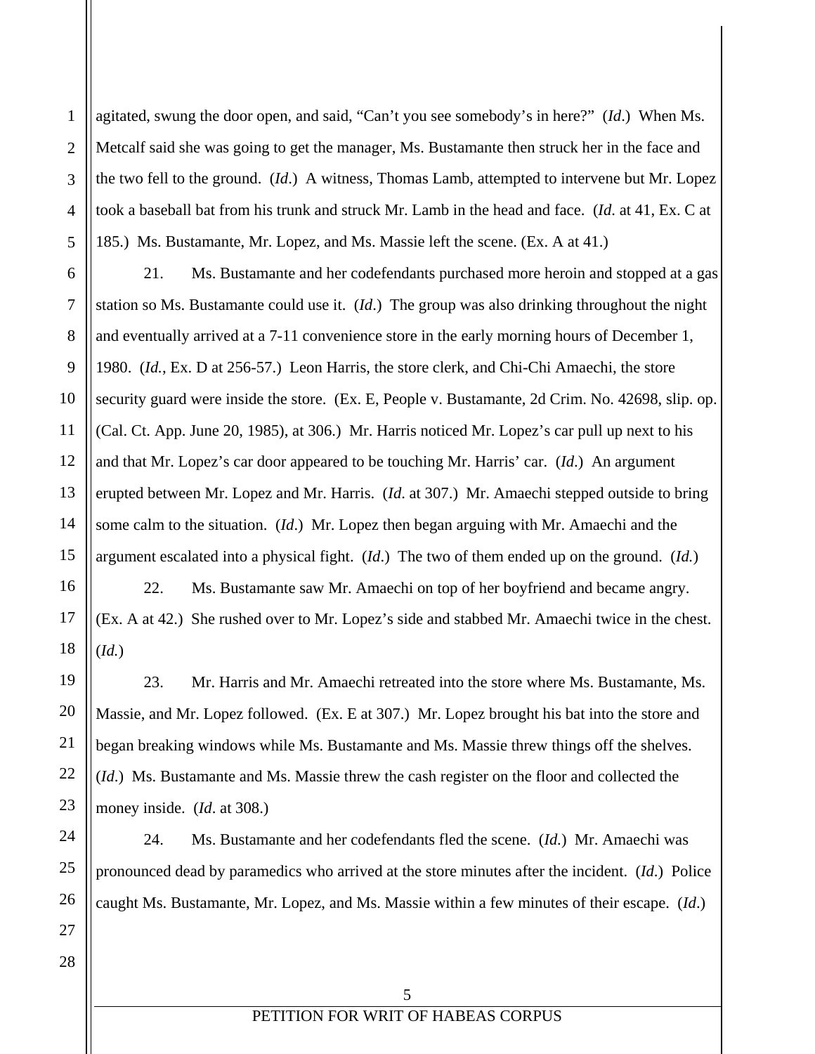agitated, swung the door open, and said, "Can't you see somebody's in here?" (*Id*.) When Ms. Metcalf said she was going to get the manager, Ms. Bustamante then struck her in the face and the two fell to the ground. (*Id*.) A witness, Thomas Lamb, attempted to intervene but Mr. Lopez took a baseball bat from his trunk and struck Mr. Lamb in the head and face. (*Id*. at 41, Ex. C at 185.) Ms. Bustamante, Mr. Lopez, and Ms. Massie left the scene. (Ex. A at 41.)

21. Ms. Bustamante and her codefendants purchased more heroin and stopped at a gas station so Ms. Bustamante could use it. (*Id*.) The group was also drinking throughout the night and eventually arrived at a 7-11 convenience store in the early morning hours of December 1, 1980. (*Id.*, Ex. D at 256-57.) Leon Harris, the store clerk, and Chi-Chi Amaechi, the store security guard were inside the store. (Ex. E, People v. Bustamante, 2d Crim. No. 42698, slip. op. (Cal. Ct. App. June 20, 1985), at 306.) Mr. Harris noticed Mr. Lopez's car pull up next to his and that Mr. Lopez's car door appeared to be touching Mr. Harris' car. (*Id*.) An argument erupted between Mr. Lopez and Mr. Harris. (*Id*. at 307.) Mr. Amaechi stepped outside to bring some calm to the situation. (*Id*.) Mr. Lopez then began arguing with Mr. Amaechi and the argument escalated into a physical fight. (*Id*.) The two of them ended up on the ground. (*Id.*)

22. Ms. Bustamante saw Mr. Amaechi on top of her boyfriend and became angry. (Ex. A at 42.) She rushed over to Mr. Lopez's side and stabbed Mr. Amaechi twice in the chest. (*Id.*)

23. Mr. Harris and Mr. Amaechi retreated into the store where Ms. Bustamante, Ms. Massie, and Mr. Lopez followed. (Ex. E at 307.) Mr. Lopez brought his bat into the store and began breaking windows while Ms. Bustamante and Ms. Massie threw things off the shelves. (*Id*.) Ms. Bustamante and Ms. Massie threw the cash register on the floor and collected the money inside. (*Id*. at 308.)

24. Ms. Bustamante and her codefendants fled the scene. (*Id.*) Mr. Amaechi was pronounced dead by paramedics who arrived at the store minutes after the incident. (*Id*.) Police caught Ms. Bustamante, Mr. Lopez, and Ms. Massie within a few minutes of their escape. (*Id*.)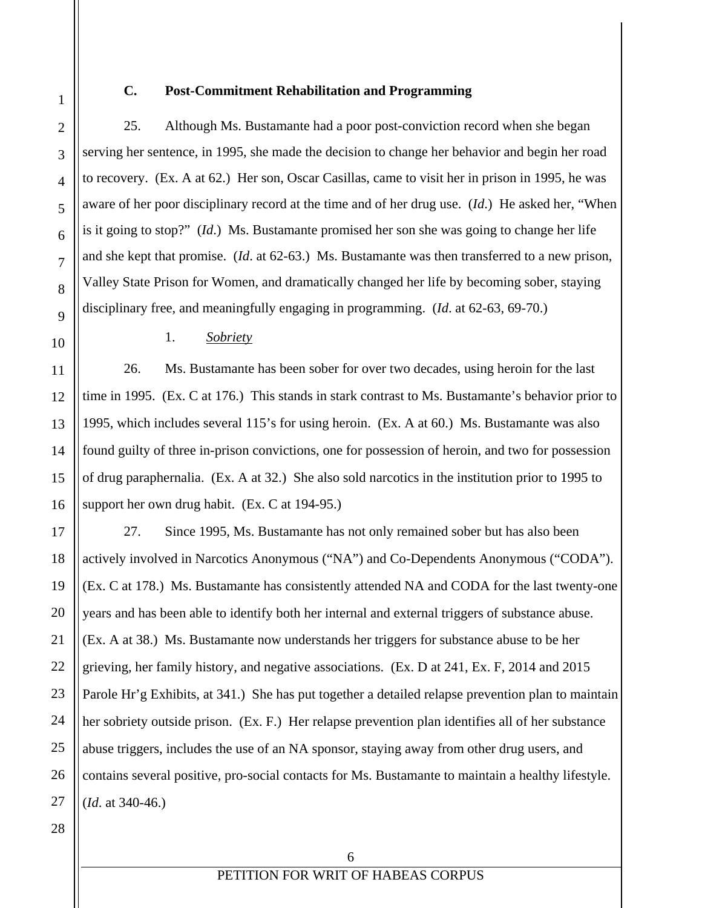### C. Post-Commitment Rehabilitation and Programming

25. Although Ms. Bustamante had a poor post-conviction record when she began serving her sentence, in 1995, she made the decision to change her behavior and begin her road to recovery. (Ex. A at 62.) Her son, Oscar Casillas, came to visit her in prison in 1995, he was aware of her poor disciplinary record at the time and of her drug use. (*Id*.) He asked her, "When is it going to stop?" (*Id*.) Ms. Bustamante promised her son she was going to change her life and she kept that promise. (*Id*. at 62-63.) Ms. Bustamante was then transferred to a new prison, Valley State Prison for Women, and dramatically changed her life by becoming sober, staying disciplinary free, and meaningfully engaging in programming. (*Id*. at 62-63, 69-70.)

#### 1. *Sobriety*

26. Ms. Bustamante has been sober for over two decades, using heroin for the last time in 1995. (Ex. C at 176.) This stands in stark contrast to Ms. Bustamante's behavior prior to 1995, which includes several 115's for using heroin. (Ex. A at 60.) Ms. Bustamante was also found guilty of three in-prison convictions, one for possession of heroin, and two for possession of drug paraphernalia. (Ex. A at 32.) She also sold narcotics in the institution prior to 1995 to support her own drug habit. (Ex. C at 194-95.)

27. Since 1995, Ms. Bustamante has not only remained sober but has also been actively involved in Narcotics Anonymous ("NA") and Co-Dependents Anonymous ("CODA"). (Ex. C at 178.) Ms. Bustamante has consistently attended NA and CODA for the last twenty-one years and has been able to identify both her internal and external triggers of substance abuse. (Ex. A at 38.) Ms. Bustamante now understands her triggers for substance abuse to be her grieving, her family history, and negative associations. (Ex. D at 241, Ex. F, 2014 and 2015 Parole Hr'g Exhibits, at 341.) She has put together a detailed relapse prevention plan to maintain her sobriety outside prison. (Ex. F.) Her relapse prevention plan identifies all of her substance abuse triggers, includes the use of an NA sponsor, staying away from other drug users, and contains several positive, pro-social contacts for Ms. Bustamante to maintain a healthy lifestyle. (*Id*. at 340-46.)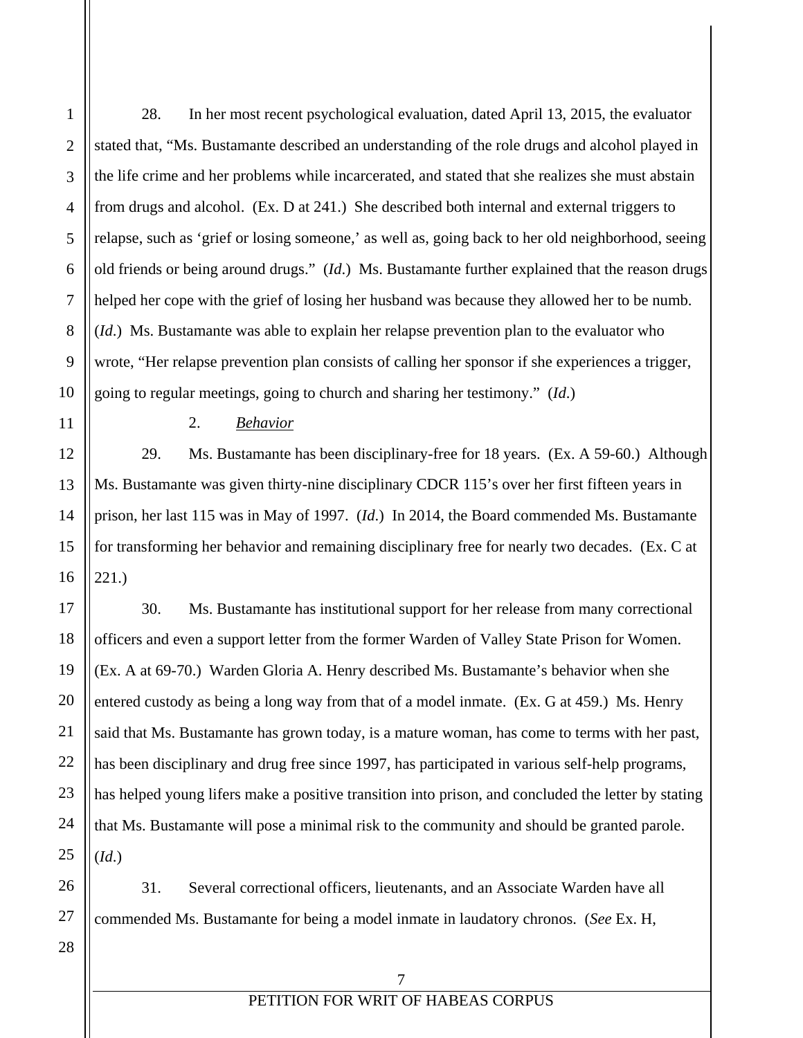28. In her most recent psychological evaluation, dated April 13, 2015, the evaluator stated that, "Ms. Bustamante described an understanding of the role drugs and alcohol played in the life crime and her problems while incarcerated, and stated that she realizes she must abstain from drugs and alcohol. (Ex. D at 241.) She described both internal and external triggers to relapse, such as 'grief or losing someone,' as well as, going back to her old neighborhood, seeing old friends or being around drugs." (*Id.*) Ms. Bustamante further explained that the reason drugs helped her cope with the grief of losing her husband was because they allowed her to be numb. (*Id.*) Ms. Bustamante was able to explain her relapse prevention plan to the evaluator who wrote, "Her relapse prevention plan consists of calling her sponsor if she experiences a trigger, going to regular meetings, going to church and sharing her testimony." (*Id.*)

2. *Behavior*

29. Ms. Bustamante has been disciplinary-free for 18 years. (Ex. A 59-60.) Although Ms. Bustamante was given thirty-nine disciplinary CDCR 115's over her first fifteen years in prison, her last 115 was in May of 1997. (*Id.*) In 2014, the Board commended Ms. Bustamante for transforming her behavior and remaining disciplinary free for nearly two decades. (Ex. C at 221.)

30. Ms. Bustamante has institutional support for her release from many correctional officers and even a support letter from the former Warden of Valley State Prison for Women. (Ex. A at 69-70.) Warden Gloria A. Henry described Ms. Bustamante's behavior when she entered custody as being a long way from that of a model inmate. (Ex. G at 459.) Ms. Henry said that Ms. Bustamante has grown today, is a mature woman, has come to terms with her past, has been disciplinary and drug free since 1997, has participated in various self-help programs, has helped young lifers make a positive transition into prison, and concluded the letter by stating that Ms. Bustamante will pose a minimal risk to the community and should be granted parole. (*Id.*)

31. Several correctional officers, lieutenants, and an Associate Warden have all commended Ms. Bustamante for being a model inmate in laudatory chronos. (*See* Ex. H,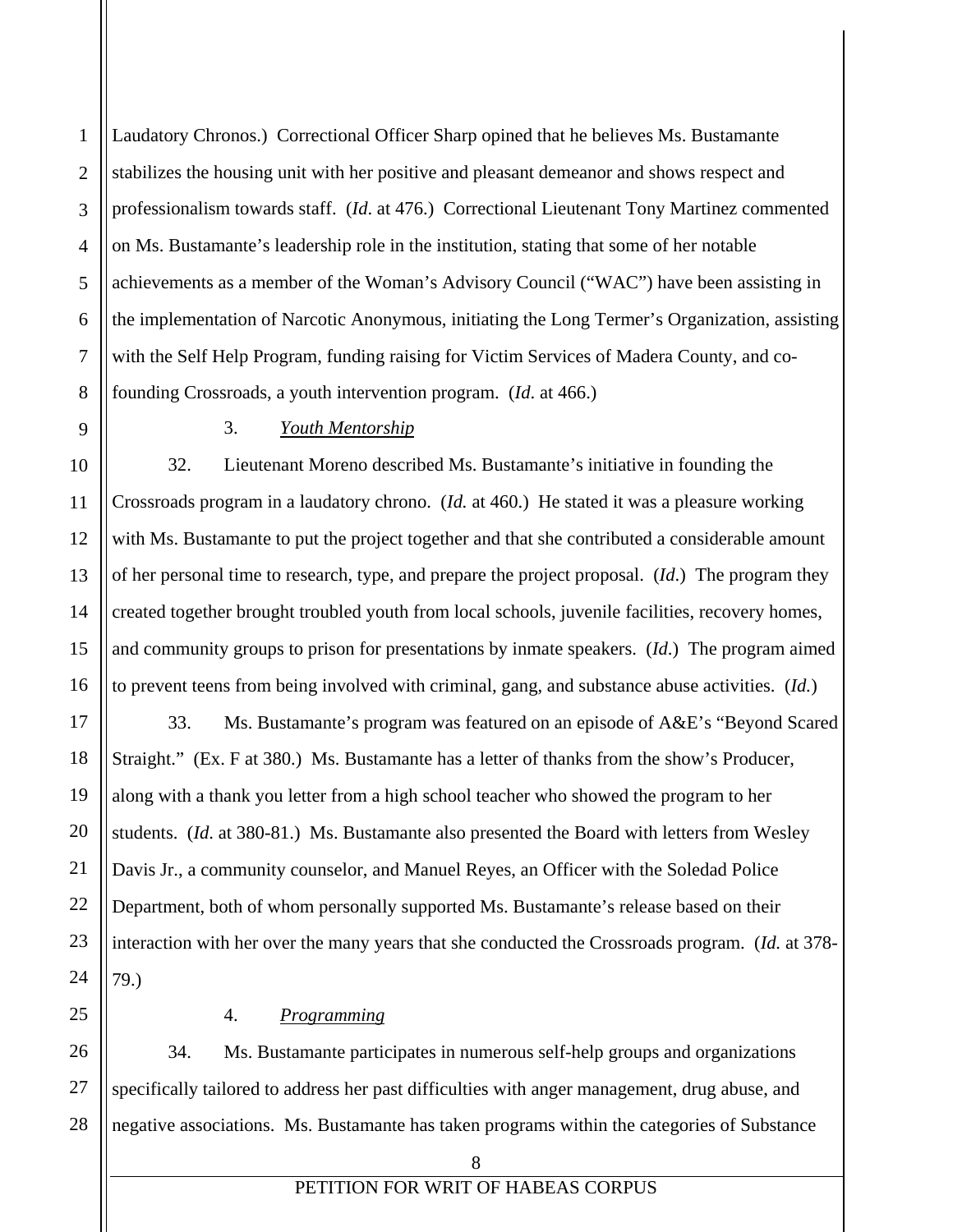Laudatory Chronos.) Correctional Officer Sharp opined that he believes Ms. Bustamante stabilizes the housing unit with her positive and pleasant demeanor and shows respect and professionalism towards staff. (*Id*. at 476.) Correctional Lieutenant Tony Martinez commented on Ms. Bustamante's leadership role in the institution, stating that some of her notable achievements as a member of the Woman's Advisory Council ("WAC") have been assisting in the implementation of Narcotic Anonymous, initiating the Long Termer's Organization, assisting with the Self Help Program, funding raising for Victim Services of Madera County, and co-founding Crossroads, a youth intervention program. (*Id*. at 466.)

3. *Youth Mentorship*

32. Lieutenant Moreno described Ms. Bustamante's initiative in founding the Crossroads program in a laudatory chrono. (*Id.* at 460.) He stated it was a pleasure working with Ms. Bustamante to put the project together and that she contributed a considerable amount of her personal time to research, type, and prepare the project proposal. (*Id*.) The program they created together brought troubled youth from local schools, juvenile facilities, recovery homes, and community groups to prison for presentations by inmate speakers. (*Id*.) The program aimed to prevent teens from being involved with criminal, gang, and substance abuse activities. (*Id.*)

33. Ms. Bustamante's program was featured on an episode of A&E's "Beyond Scared Straight." (Ex. F at 380.) Ms. Bustamante has a letter of thanks from the show's Producer, along with a thank you letter from a high school teacher who showed the program to her students. (*Id*. at 380-81.) Ms. Bustamante also presented the Board with letters from Wesley Davis Jr., a community counselor, and Manuel Reyes, an Officer with the Soledad Police Department, both of whom personally supported Ms. Bustamante's release based on their interaction with her over the many years that she conducted the Crossroads program. (*Id.* at 378-79.)

4. *Programming*

34. Ms. Bustamante participates in numerous self-help groups and organizations specifically tailored to address her past difficulties with anger management, drug abuse, and negative associations. Ms. Bustamante has taken programs within the categories of Substance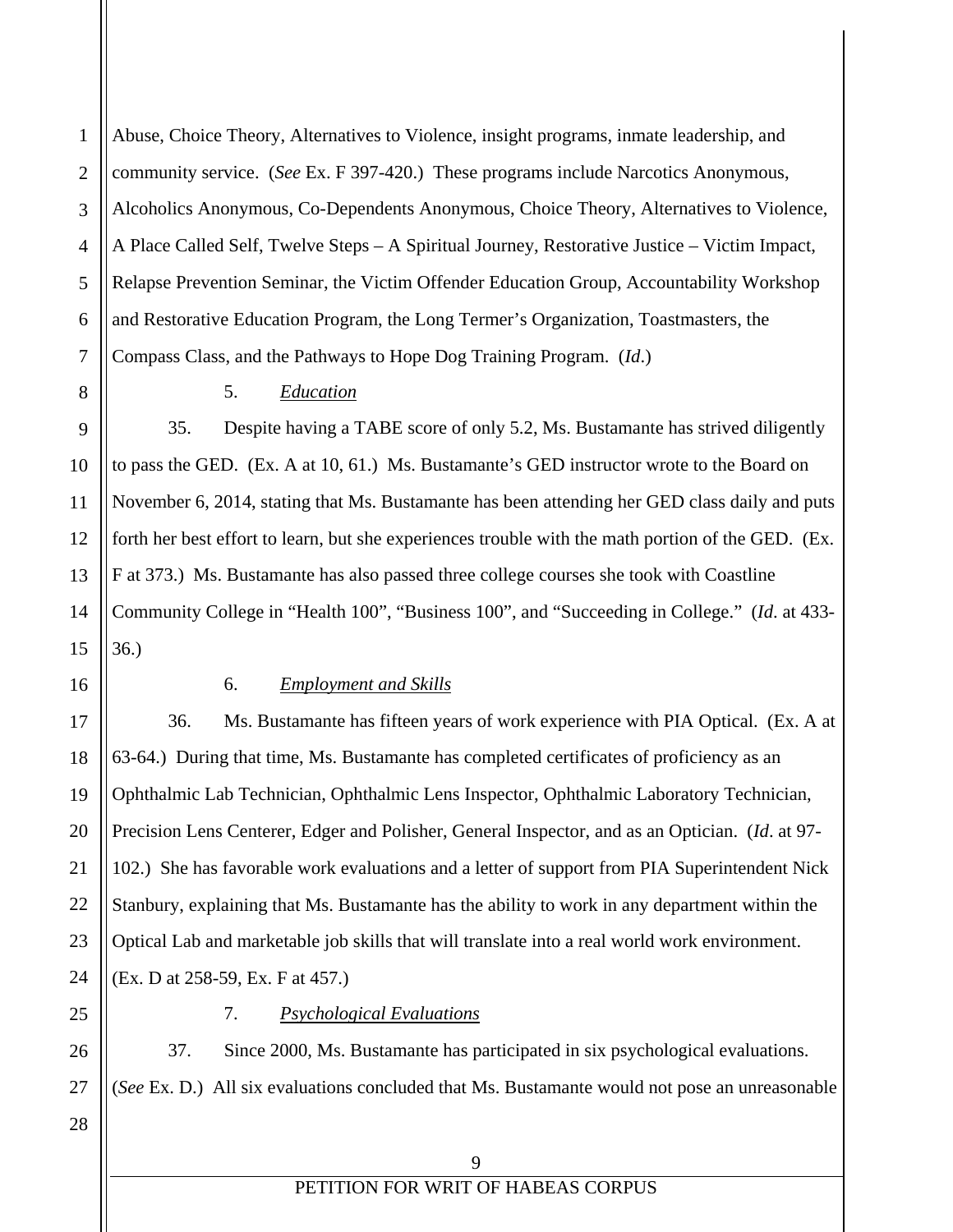Abuse, Choice Theory, Alternatives to Violence, insight programs, inmate leadership, and community service. (*See* Ex. F 397-420.) These programs include Narcotics Anonymous, Alcoholics Anonymous, Co-Dependents Anonymous, Choice Theory, Alternatives to Violence, A Place Called Self, Twelve Steps – A Spiritual Journey, Restorative Justice – Victim Impact, Relapse Prevention Seminar, the Victim Offender Education Group, Accountability Workshop and Restorative Education Program, the Long Termer's Organization, Toastmasters, the Compass Class, and the Pathways to Hope Dog Training Program. (*Id*.)

5. *Education*

35. Despite having a TABE score of only 5.2, Ms. Bustamante has strived diligently to pass the GED. (Ex. A at 10, 61.) Ms. Bustamante's GED instructor wrote to the Board on November 6, 2014, stating that Ms. Bustamante has been attending her GED class daily and puts forth her best effort to learn, but she experiences trouble with the math portion of the GED. (Ex. F at 373.) Ms. Bustamante has also passed three college courses she took with Coastline Community College in "Health 100", "Business 100", and "Succeeding in College." (*Id*. at 433-36.)

6. *Employment and Skills*

36. Ms. Bustamante has fifteen years of work experience with PIA Optical. (Ex. A at 63-64.) During that time, Ms. Bustamante has completed certificates of proficiency as an Ophthalmic Lab Technician, Ophthalmic Lens Inspector, Ophthalmic Laboratory Technician, Precision Lens Centerer, Edger and Polisher, General Inspector, and as an Optician. (*Id*. at 97-102.) She has favorable work evaluations and a letter of support from PIA Superintendent Nick Stanbury, explaining that Ms. Bustamante has the ability to work in any department within the Optical Lab and marketable job skills that will translate into a real world work environment. (Ex. D at 258-59, Ex. F at 457.)

7. *Psychological Evaluations*

37. Since 2000, Ms. Bustamante has participated in six psychological evaluations. (*See* Ex. D.) All six evaluations concluded that Ms. Bustamante would not pose an unreasonable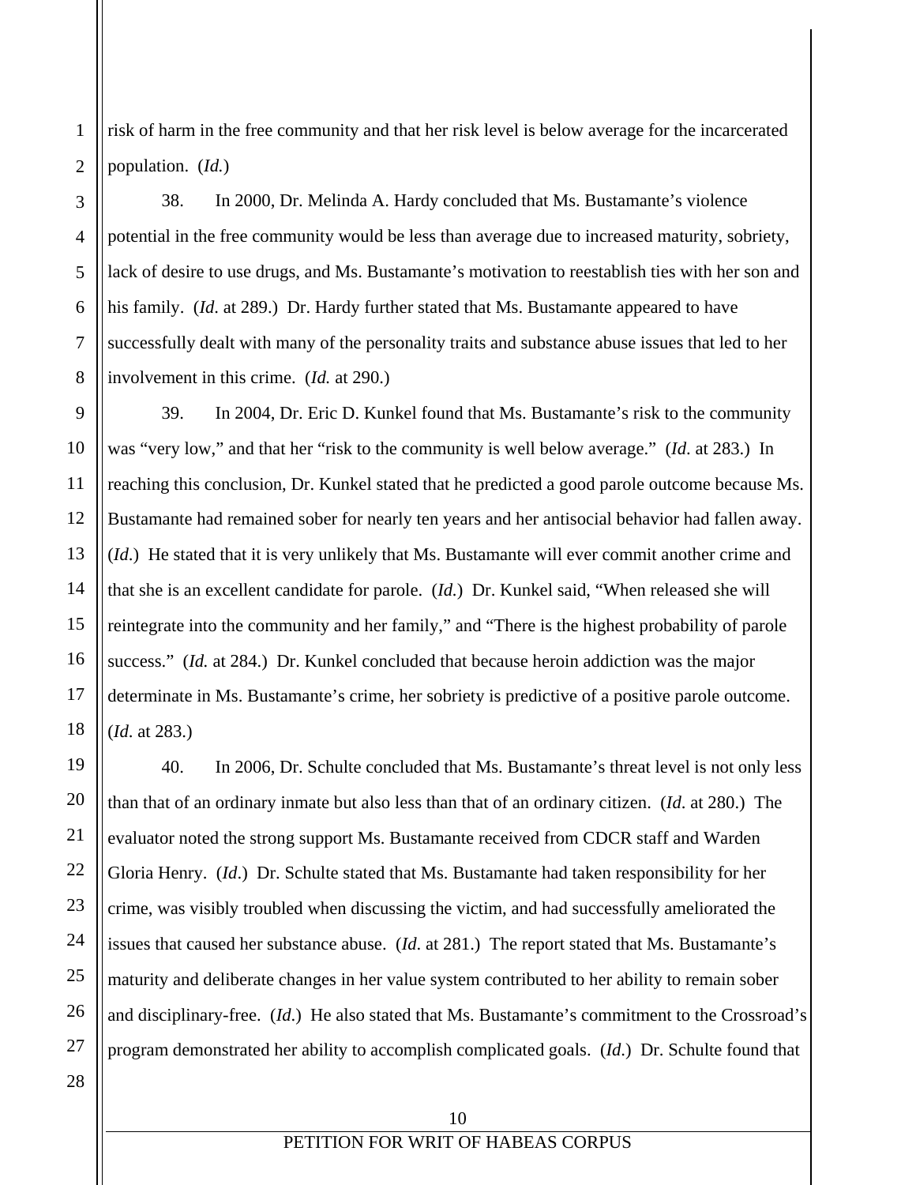risk of harm in the free community and that her risk level is below average for the incarcerated population. (*Id.*)

38. In 2000, Dr. Melinda A. Hardy concluded that Ms. Bustamante's violence potential in the free community would be less than average due to increased maturity, sobriety, lack of desire to use drugs, and Ms. Bustamante's motivation to reestablish ties with her son and his family. (*Id.* at 289.) Dr. Hardy further stated that Ms. Bustamante appeared to have successfully dealt with many of the personality traits and substance abuse issues that led to her involvement in this crime. (*Id.* at 290.)

39. In 2004, Dr. Eric D. Kunkel found that Ms. Bustamante's risk to the community was "very low," and that her "risk to the community is well below average." (*Id.* at 283.) In reaching this conclusion, Dr. Kunkel stated that he predicted a good parole outcome because Ms. Bustamante had remained sober for nearly ten years and her antisocial behavior had fallen away. (*Id.*) He stated that it is very unlikely that Ms. Bustamante will ever commit another crime and that she is an excellent candidate for parole. (*Id.*) Dr. Kunkel said, "When released she will reintegrate into the community and her family," and "There is the highest probability of parole success." (*Id.* at 284.) Dr. Kunkel concluded that because heroin addiction was the major determinate in Ms. Bustamante's crime, her sobriety is predictive of a positive parole outcome. (*Id.* at 283.)

40. In 2006, Dr. Schulte concluded that Ms. Bustamante's threat level is not only less than that of an ordinary inmate but also less than that of an ordinary citizen. (*Id.* at 280.) The evaluator noted the strong support Ms. Bustamante received from CDCR staff and Warden Gloria Henry. (*Id.*) Dr. Schulte stated that Ms. Bustamante had taken responsibility for her crime, was visibly troubled when discussing the victim, and had successfully ameliorated the issues that caused her substance abuse. (*Id.* at 281.) The report stated that Ms. Bustamante's maturity and deliberate changes in her value system contributed to her ability to remain sober and disciplinary-free. (*Id.*) He also stated that Ms. Bustamante's commitment to the Crossroad's program demonstrated her ability to accomplish complicated goals. (*Id.*) Dr. Schulte found that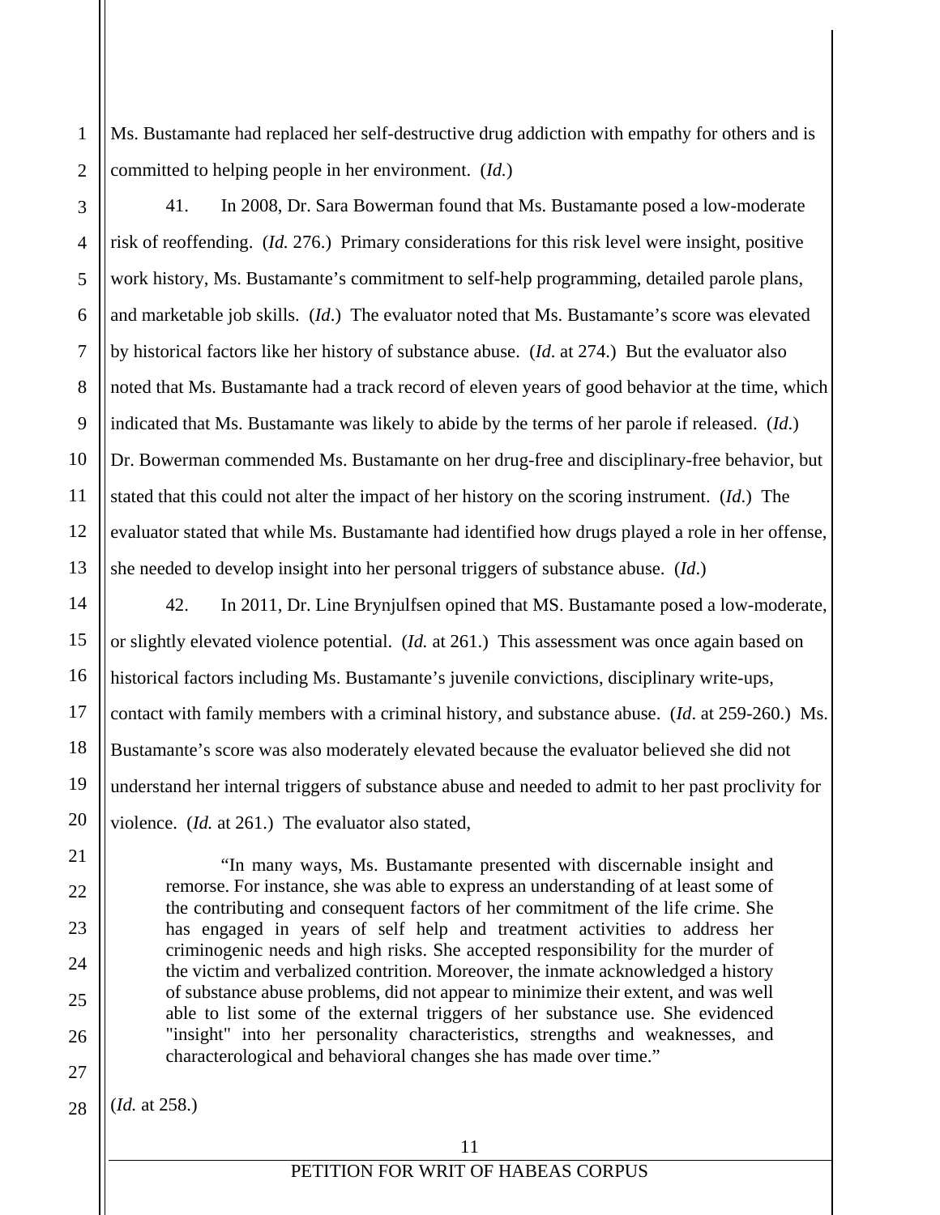Ms. Bustamante had replaced her self-destructive drug addiction with empathy for others and is committed to helping people in her environment. (*Id.*)

41. In 2008, Dr. Sara Bowerman found that Ms. Bustamante posed a low-moderate risk of reoffending. (*Id.* 276.) Primary considerations for this risk level were insight, positive work history, Ms. Bustamante's commitment to self-help programming, detailed parole plans, and marketable job skills. (*Id*.) The evaluator noted that Ms. Bustamante's score was elevated by historical factors like her history of substance abuse. (*Id*. at 274.) But the evaluator also noted that Ms. Bustamante had a track record of eleven years of good behavior at the time, which indicated that Ms. Bustamante was likely to abide by the terms of her parole if released. (*Id*.) Dr. Bowerman commended Ms. Bustamante on her drug-free and disciplinary-free behavior, but stated that this could not alter the impact of her history on the scoring instrument. (*Id*.) The evaluator stated that while Ms. Bustamante had identified how drugs played a role in her offense, she needed to develop insight into her personal triggers of substance abuse. (*Id*.)

42. In 2011, Dr. Line Brynjulfsen opined that MS. Bustamante posed a low-moderate, or slightly elevated violence potential. (*Id.* at 261.) This assessment was once again based on historical factors including Ms. Bustamante's juvenile convictions, disciplinary write-ups, contact with family members with a criminal history, and substance abuse. (*Id*. at 259-260.) Ms. Bustamante's score was also moderately elevated because the evaluator believed she did not understand her internal triggers of substance abuse and needed to admit to her past proclivity for violence. (*Id.* at 261.) The evaluator also stated,

> "In many ways, Ms. Bustamante presented with discernable insight and remorse. For instance, she was able to express an understanding of at least some of the contributing and consequent factors of her commitment of the life crime. She has engaged in years of self help and treatment activities to address her criminogenic needs and high risks. She accepted responsibility for the murder of the victim and verbalized contrition. Moreover, the inmate acknowledged a history of substance abuse problems, did not appear to minimize their extent, and was well able to list some of the external triggers of her substance use. She evidenced "insight" into her personality characteristics, strengths and weaknesses, and characterological and behavioral changes she has made over time."

(*Id.* at 258.)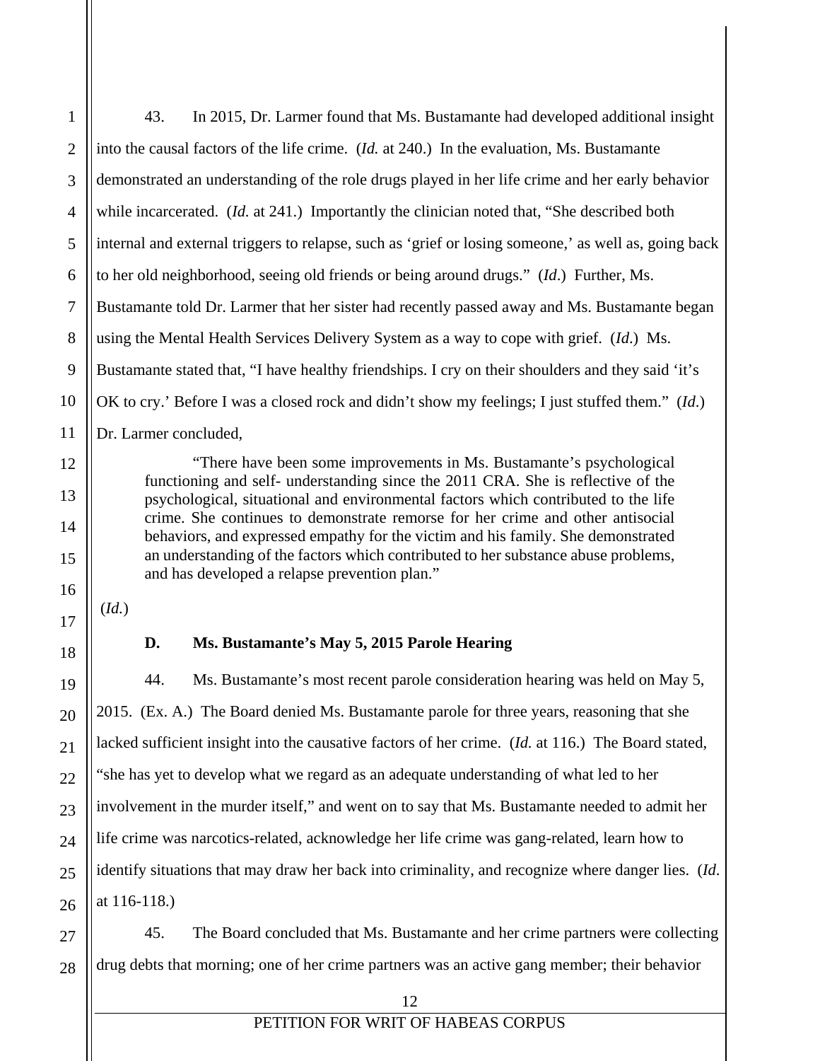43. In 2015, Dr. Larmer found that Ms. Bustamante had developed additional insight into the causal factors of the life crime. (*Id.* at 240.) In the evaluation, Ms. Bustamante demonstrated an understanding of the role drugs played in her life crime and her early behavior while incarcerated. (*Id.* at 241.) Importantly the clinician noted that, "She described both internal and external triggers to relapse, such as 'grief or losing someone,' as well as, going back to her old neighborhood, seeing old friends or being around drugs." (*Id*.) Further, Ms. Bustamante told Dr. Larmer that her sister had recently passed away and Ms. Bustamante began using the Mental Health Services Delivery System as a way to cope with grief. (*Id.*) Ms. Bustamante stated that, "I have healthy friendships. I cry on their shoulders and they said 'it's OK to cry.' Before I was a closed rock and didn't show my feelings; I just stuffed them." (*Id.*) Dr. Larmer concluded,

> "There have been some improvements in Ms. Bustamante's psychological functioning and self- understanding since the 2011 CRA. She is reflective of the psychological, situational and environmental factors which contributed to the life crime. She continues to demonstrate remorse for her crime and other antisocial behaviors, and expressed empathy for the victim and his family. She demonstrated an understanding of the factors which contributed to her substance abuse problems, and has developed a relapse prevention plan."

(*Id.*)

### D. Ms. Bustamante's May 5, 2015 Parole Hearing

44. Ms. Bustamante's most recent parole consideration hearing was held on May 5, 2015. (Ex. A.) The Board denied Ms. Bustamante parole for three years, reasoning that she lacked sufficient insight into the causative factors of her crime. (*Id.* at 116.) The Board stated, "she has yet to develop what we regard as an adequate understanding of what led to her involvement in the murder itself," and went on to say that Ms. Bustamante needed to admit her life crime was narcotics-related, acknowledge her life crime was gang-related, learn how to identify situations that may draw her back into criminality, and recognize where danger lies. (*Id.* at 116-118.)

45. The Board concluded that Ms. Bustamante and her crime partners were collecting drug debts that morning; one of her crime partners was an active gang member; their behavior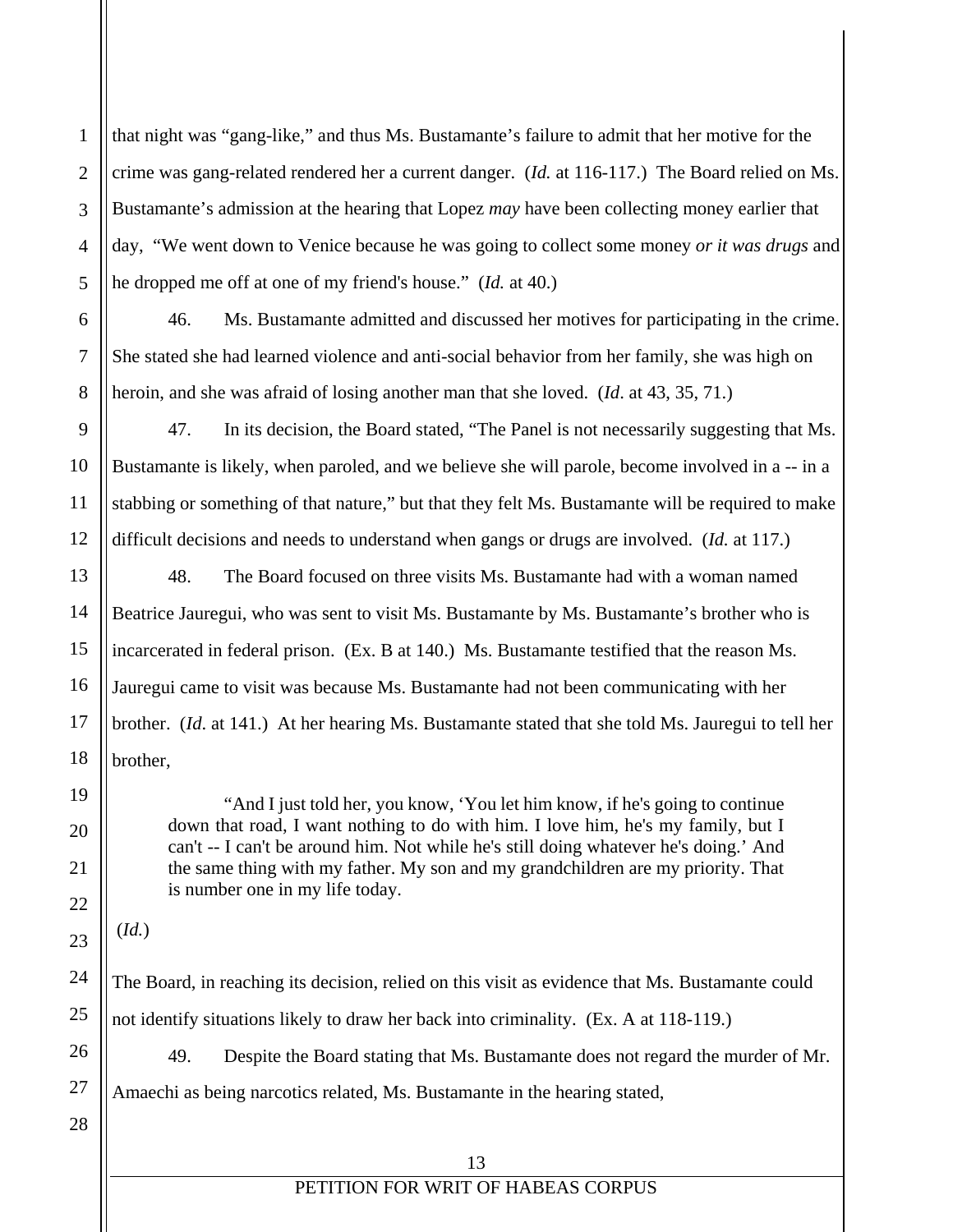that night was "gang-like," and thus Ms. Bustamante's failure to admit that her motive for the crime was gang-related rendered her a current danger. (*Id.* at 116-117.) The Board relied on Ms. Bustamante's admission at the hearing that Lopez *may* have been collecting money earlier that day, "We went down to Venice because he was going to collect some money *or it was drugs* and he dropped me off at one of my friend's house." (*Id.* at 40.)

46. Ms. Bustamante admitted and discussed her motives for participating in the crime. She stated she had learned violence and anti-social behavior from her family, she was high on heroin, and she was afraid of losing another man that she loved. (*Id*. at 43, 35, 71.)

47. In its decision, the Board stated, "The Panel is not necessarily suggesting that Ms. Bustamante is likely, when paroled, and we believe she will parole, become involved in a -- in a stabbing or something of that nature," but that they felt Ms. Bustamante will be required to make difficult decisions and needs to understand when gangs or drugs are involved. (*Id.* at 117.)

48. The Board focused on three visits Ms. Bustamante had with a woman named Beatrice Jauregui, who was sent to visit Ms. Bustamante by Ms. Bustamante's brother who is incarcerated in federal prison. (Ex. B at 140.) Ms. Bustamante testified that the reason Ms. Jauregui came to visit was because Ms. Bustamante had not been communicating with her brother. (*Id*. at 141.) At her hearing Ms. Bustamante stated that she told Ms. Jauregui to tell her brother,

> "And I just told her, you know, 'You let him know, if he's going to continue down that road, I want nothing to do with him. I love him, he's my family, but I can't -- I can't be around him. Not while he's still doing whatever he's doing.' And the same thing with my father. My son and my grandchildren are my priority. That is number one in my life today.

(*Id.*)

The Board, in reaching its decision, relied on this visit as evidence that Ms. Bustamante could not identify situations likely to draw her back into criminality. (Ex. A at 118-119.)

49. Despite the Board stating that Ms. Bustamante does not regard the murder of Mr. Amaechi as being narcotics related, Ms. Bustamante in the hearing stated,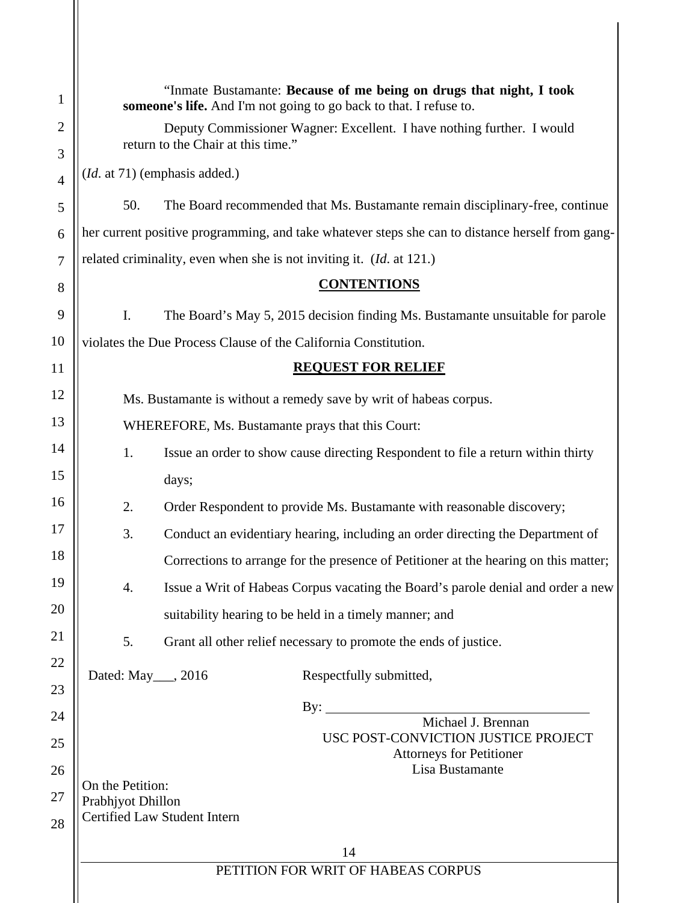> "Inmate Bustamante: **Because of me being on drugs that night, I took someone's life.** And I'm not going to go back to that. I refuse to.
>
> Deputy Commissioner Wagner: Excellent. I have nothing further. I would return to the Chair at this time."

(*Id*. at 71) (emphasis added.)

50. The Board recommended that Ms. Bustamante remain disciplinary-free, continue her current positive programming, and take whatever steps she can to distance herself from gang-related criminality, even when she is not inviting it. (*Id*. at 121.)

## CONTENTIONS

I. The Board's May 5, 2015 decision finding Ms. Bustamante unsuitable for parole violates the Due Process Clause of the California Constitution.

## REQUEST FOR RELIEF

Ms. Bustamante is without a remedy save by writ of habeas corpus.

WHEREFORE, Ms. Bustamante prays that this Court:

1. Issue an order to show cause directing Respondent to file a return within thirty days;
2. Order Respondent to provide Ms. Bustamante with reasonable discovery;
3. Conduct an evidentiary hearing, including an order directing the Department of Corrections to arrange for the presence of Petitioner at the hearing on this matter;
4. Issue a Writ of Habeas Corpus vacating the Board's parole denial and order a new suitability hearing to be held in a timely manner; and
5. Grant all other relief necessary to promote the ends of justice.

Dated: May___, 2016

Respectfully submitted,

By: ______________________________

Michael J. Brennan
USC POST-CONVICTION JUSTICE PROJECT
Attorneys for Petitioner
Lisa Bustamante

On the Petition:
Prabhjyot Dhillon
Certified Law Student Intern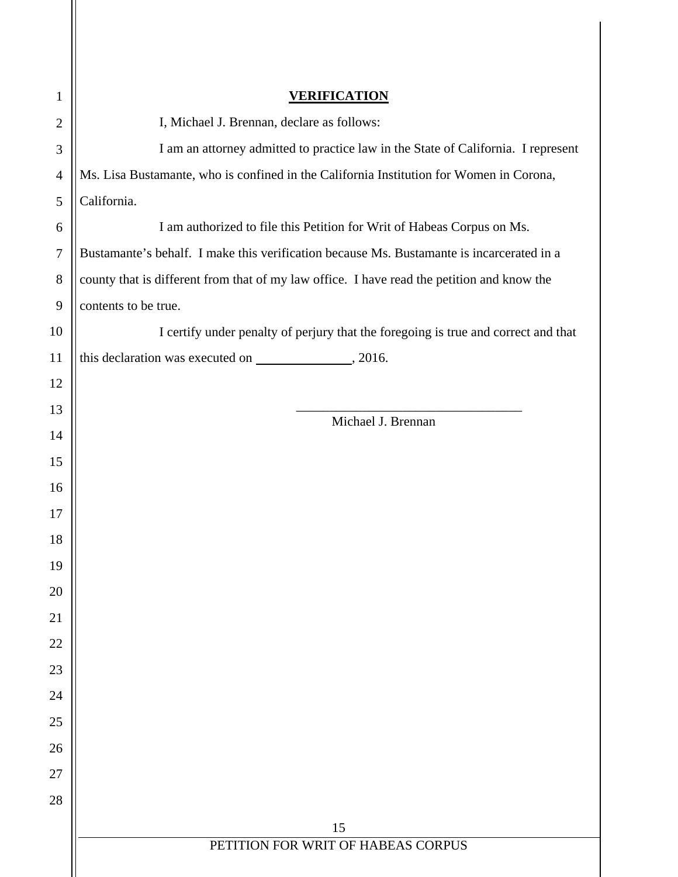**VERIFICATION**

I, Michael J. Brennan, declare as follows:

I am an attorney admitted to practice law in the State of California. I represent Ms. Lisa Bustamante, who is confined in the California Institution for Women in Corona, California.

I am authorized to file this Petition for Writ of Habeas Corpus on Ms. Bustamante's behalf. I make this verification because Ms. Bustamante is incarcerated in a county that is different from that of my law office. I have read the petition and know the contents to be true.

I certify under penalty of perjury that the foregoing is true and correct and that this declaration was executed on _______________, 2016.

\_\_\_\_\_\_\_\_\_\_\_\_\_\_\_\_\_\_\_\_\_\_\_\_\_\_\_\_\_\_\_\_\_\_\_

Michael J. Brennan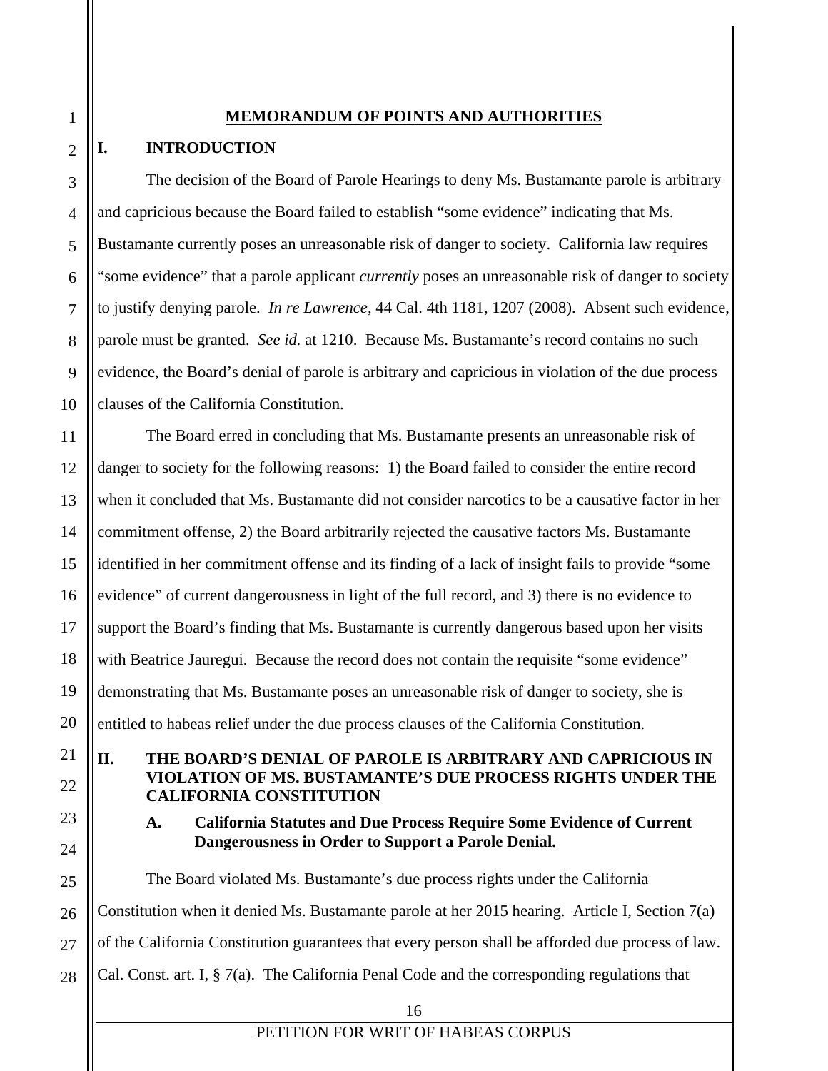## MEMORANDUM OF POINTS AND AUTHORITIES

### I. INTRODUCTION

The decision of the Board of Parole Hearings to deny Ms. Bustamante parole is arbitrary and capricious because the Board failed to establish "some evidence" indicating that Ms. Bustamante currently poses an unreasonable risk of danger to society. California law requires "some evidence" that a parole applicant *currently* poses an unreasonable risk of danger to society to justify denying parole. *In re Lawrence,* 44 Cal. 4th 1181, 1207 (2008). Absent such evidence, parole must be granted. *See id.* at 1210. Because Ms. Bustamante's record contains no such evidence, the Board's denial of parole is arbitrary and capricious in violation of the due process clauses of the California Constitution.

The Board erred in concluding that Ms. Bustamante presents an unreasonable risk of danger to society for the following reasons: 1) the Board failed to consider the entire record when it concluded that Ms. Bustamante did not consider narcotics to be a causative factor in her commitment offense, 2) the Board arbitrarily rejected the causative factors Ms. Bustamante identified in her commitment offense and its finding of a lack of insight fails to provide "some evidence" of current dangerousness in light of the full record, and 3) there is no evidence to support the Board's finding that Ms. Bustamante is currently dangerous based upon her visits with Beatrice Jauregui. Because the record does not contain the requisite "some evidence" demonstrating that Ms. Bustamante poses an unreasonable risk of danger to society, she is entitled to habeas relief under the due process clauses of the California Constitution.

### II. THE BOARD'S DENIAL OF PAROLE IS ARBITRARY AND CAPRICIOUS IN VIOLATION OF MS. BUSTAMANTE'S DUE PROCESS RIGHTS UNDER THE CALIFORNIA CONSTITUTION

#### A. California Statutes and Due Process Require Some Evidence of Current Dangerousness in Order to Support a Parole Denial.

The Board violated Ms. Bustamante's due process rights under the California Constitution when it denied Ms. Bustamante parole at her 2015 hearing. Article I, Section 7(a) of the California Constitution guarantees that every person shall be afforded due process of law. Cal. Const. art. I, § 7(a). The California Penal Code and the corresponding regulations that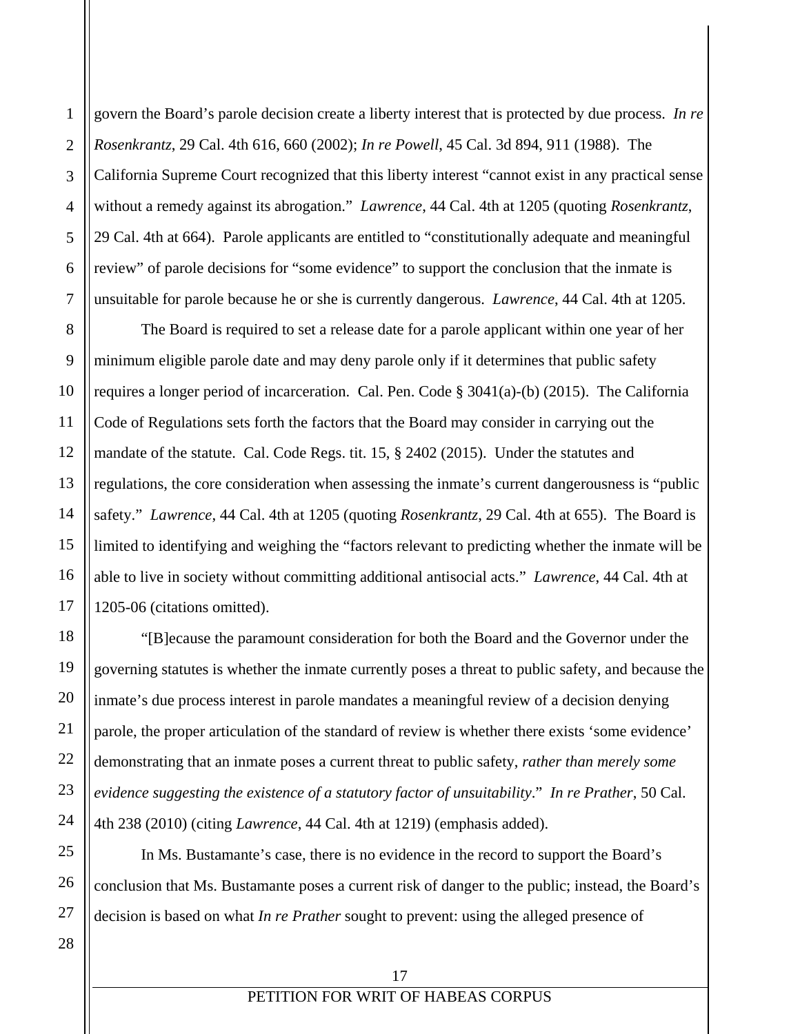govern the Board's parole decision create a liberty interest that is protected by due process. *In re Rosenkrantz*, 29 Cal. 4th 616, 660 (2002); *In re Powell*, 45 Cal. 3d 894, 911 (1988). The California Supreme Court recognized that this liberty interest "cannot exist in any practical sense without a remedy against its abrogation." *Lawrence*, 44 Cal. 4th at 1205 (quoting *Rosenkrantz*, 29 Cal. 4th at 664). Parole applicants are entitled to "constitutionally adequate and meaningful review" of parole decisions for "some evidence" to support the conclusion that the inmate is unsuitable for parole because he or she is currently dangerous. *Lawrence*, 44 Cal. 4th at 1205.

The Board is required to set a release date for a parole applicant within one year of her minimum eligible parole date and may deny parole only if it determines that public safety requires a longer period of incarceration. Cal. Pen. Code § 3041(a)-(b) (2015). The California Code of Regulations sets forth the factors that the Board may consider in carrying out the mandate of the statute. Cal. Code Regs. tit. 15, § 2402 (2015). Under the statutes and regulations, the core consideration when assessing the inmate's current dangerousness is "public safety." *Lawrence*, 44 Cal. 4th at 1205 (quoting *Rosenkrantz*, 29 Cal. 4th at 655). The Board is limited to identifying and weighing the "factors relevant to predicting whether the inmate will be able to live in society without committing additional antisocial acts." *Lawrence*, 44 Cal. 4th at 1205-06 (citations omitted).

"[B]ecause the paramount consideration for both the Board and the Governor under the governing statutes is whether the inmate currently poses a threat to public safety, and because the inmate's due process interest in parole mandates a meaningful review of a decision denying parole, the proper articulation of the standard of review is whether there exists 'some evidence' demonstrating that an inmate poses a current threat to public safety, *rather than merely some evidence suggesting the existence of a statutory factor of unsuitability*." *In re Prather*, 50 Cal. 4th 238 (2010) (citing *Lawrence*, 44 Cal. 4th at 1219) (emphasis added).

In Ms. Bustamante's case, there is no evidence in the record to support the Board's conclusion that Ms. Bustamante poses a current risk of danger to the public; instead, the Board's decision is based on what *In re Prather* sought to prevent: using the alleged presence of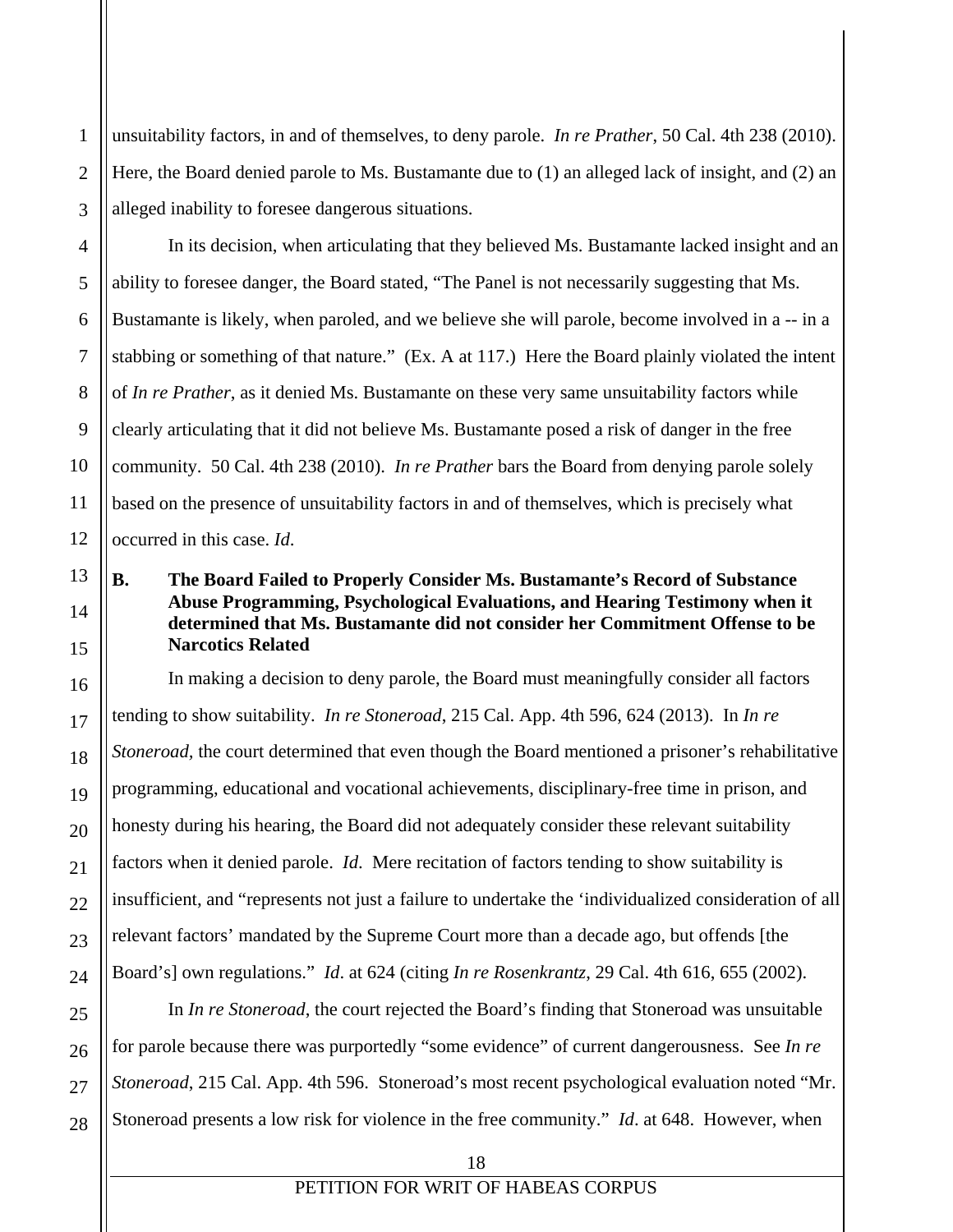unsuitability factors, in and of themselves, to deny parole. *In re Prather*, 50 Cal. 4th 238 (2010). Here, the Board denied parole to Ms. Bustamante due to (1) an alleged lack of insight, and (2) an alleged inability to foresee dangerous situations.

In its decision, when articulating that they believed Ms. Bustamante lacked insight and an ability to foresee danger, the Board stated, "The Panel is not necessarily suggesting that Ms. Bustamante is likely, when paroled, and we believe she will parole, become involved in a -- in a stabbing or something of that nature." (Ex. A at 117.) Here the Board plainly violated the intent of *In re Prather*, as it denied Ms. Bustamante on these very same unsuitability factors while clearly articulating that it did not believe Ms. Bustamante posed a risk of danger in the free community. 50 Cal. 4th 238 (2010). *In re Prather* bars the Board from denying parole solely based on the presence of unsuitability factors in and of themselves, which is precisely what occurred in this case. *Id*.

### B. The Board Failed to Properly Consider Ms. Bustamante's Record of Substance Abuse Programming, Psychological Evaluations, and Hearing Testimony when it determined that Ms. Bustamante did not consider her Commitment Offense to be Narcotics Related

In making a decision to deny parole, the Board must meaningfully consider all factors tending to show suitability. *In re Stoneroad*, 215 Cal. App. 4th 596, 624 (2013). In *In re Stoneroad*, the court determined that even though the Board mentioned a prisoner's rehabilitative programming, educational and vocational achievements, disciplinary-free time in prison, and honesty during his hearing, the Board did not adequately consider these relevant suitability factors when it denied parole. *Id*. Mere recitation of factors tending to show suitability is insufficient, and "represents not just a failure to undertake the 'individualized consideration of all relevant factors' mandated by the Supreme Court more than a decade ago, but offends [the Board's] own regulations." *Id*. at 624 (citing *In re Rosenkrantz*, 29 Cal. 4th 616, 655 (2002).

In *In re Stoneroad*, the court rejected the Board's finding that Stoneroad was unsuitable for parole because there was purportedly "some evidence" of current dangerousness. See *In re Stoneroad*, 215 Cal. App. 4th 596. Stoneroad's most recent psychological evaluation noted "Mr. Stoneroad presents a low risk for violence in the free community." *Id*. at 648. However, when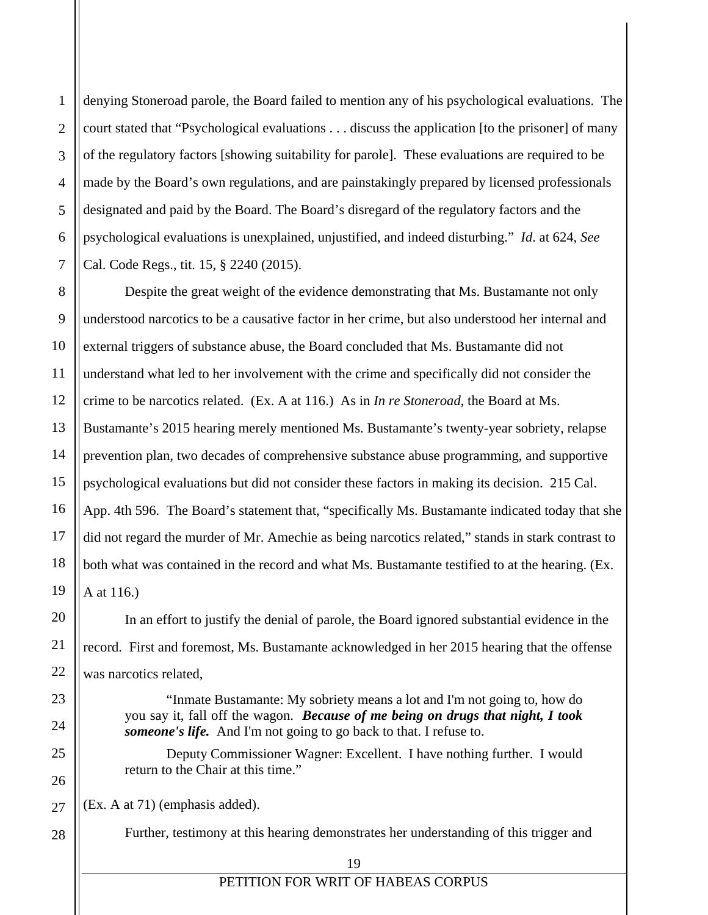denying Stoneroad parole, the Board failed to mention any of his psychological evaluations. The court stated that "Psychological evaluations . . . discuss the application [to the prisoner] of many of the regulatory factors [showing suitability for parole]. These evaluations are required to be made by the Board's own regulations, and are painstakingly prepared by licensed professionals designated and paid by the Board. The Board's disregard of the regulatory factors and the psychological evaluations is unexplained, unjustified, and indeed disturbing." *Id*. at 624, *See* Cal. Code Regs., tit. 15, § 2240 (2015).

Despite the great weight of the evidence demonstrating that Ms. Bustamante not only understood narcotics to be a causative factor in her crime, but also understood her internal and external triggers of substance abuse, the Board concluded that Ms. Bustamante did not understand what led to her involvement with the crime and specifically did not consider the crime to be narcotics related. (Ex. A at 116.) As in *In re Stoneroad*, the Board at Ms. Bustamante's 2015 hearing merely mentioned Ms. Bustamante's twenty-year sobriety, relapse prevention plan, two decades of comprehensive substance abuse programming, and supportive psychological evaluations but did not consider these factors in making its decision. 215 Cal. App. 4th 596. The Board's statement that, "specifically Ms. Bustamante indicated today that she did not regard the murder of Mr. Amechie as being narcotics related," stands in stark contrast to both what was contained in the record and what Ms. Bustamante testified to at the hearing. (Ex. A at 116.)

In an effort to justify the denial of parole, the Board ignored substantial evidence in the record. First and foremost, Ms. Bustamante acknowledged in her 2015 hearing that the offense was narcotics related,

> "Inmate Bustamante: My sobriety means a lot and I'm not going to, how do you say it, fall off the wagon. ***Because of me being on drugs that night, I took someone's life.*** And I'm not going to go back to that. I refuse to.
>
> Deputy Commissioner Wagner: Excellent. I have nothing further. I would return to the Chair at this time."

(Ex. A at 71) (emphasis added).

Further, testimony at this hearing demonstrates her understanding of this trigger and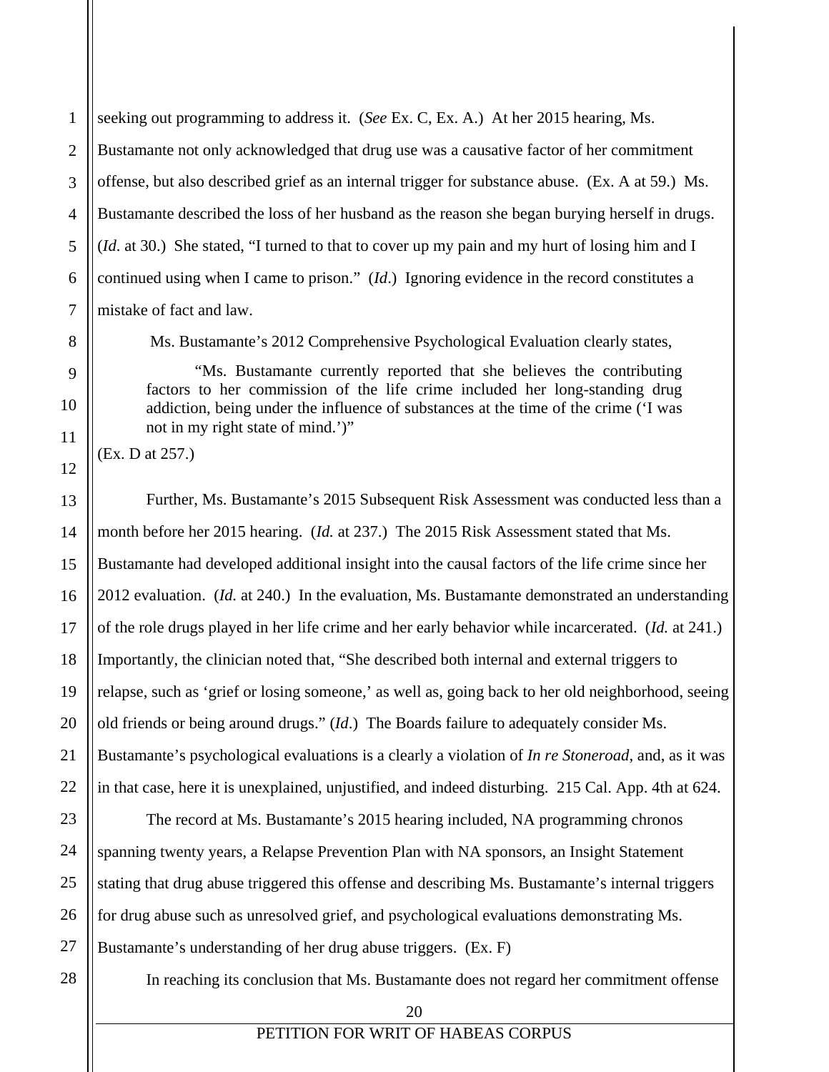seeking out programming to address it. (*See* Ex. C, Ex. A.) At her 2015 hearing, Ms. Bustamante not only acknowledged that drug use was a causative factor of her commitment offense, but also described grief as an internal trigger for substance abuse. (Ex. A at 59.) Ms. Bustamante described the loss of her husband as the reason she began burying herself in drugs. (*Id*. at 30.) She stated, "I turned to that to cover up my pain and my hurt of losing him and I continued using when I came to prison." (*Id*.) Ignoring evidence in the record constitutes a mistake of fact and law.

Ms. Bustamante's 2012 Comprehensive Psychological Evaluation clearly states,

> "Ms. Bustamante currently reported that she believes the contributing factors to her commission of the life crime included her long-standing drug addiction, being under the influence of substances at the time of the crime ('I was not in my right state of mind.')"

(Ex. D at 257.)

Further, Ms. Bustamante's 2015 Subsequent Risk Assessment was conducted less than a month before her 2015 hearing. (*Id.* at 237.) The 2015 Risk Assessment stated that Ms. Bustamante had developed additional insight into the causal factors of the life crime since her 2012 evaluation. (*Id.* at 240.) In the evaluation, Ms. Bustamante demonstrated an understanding of the role drugs played in her life crime and her early behavior while incarcerated. (*Id.* at 241.) Importantly, the clinician noted that, "She described both internal and external triggers to relapse, such as 'grief or losing someone,' as well as, going back to her old neighborhood, seeing old friends or being around drugs." (*Id*.) The Boards failure to adequately consider Ms. Bustamante's psychological evaluations is a clearly a violation of *In re Stoneroad*, and, as it was in that case, here it is unexplained, unjustified, and indeed disturbing. 215 Cal. App. 4th at 624.

The record at Ms. Bustamante's 2015 hearing included, NA programming chronos spanning twenty years, a Relapse Prevention Plan with NA sponsors, an Insight Statement stating that drug abuse triggered this offense and describing Ms. Bustamante's internal triggers for drug abuse such as unresolved grief, and psychological evaluations demonstrating Ms. Bustamante's understanding of her drug abuse triggers. (Ex. F)

In reaching its conclusion that Ms. Bustamante does not regard her commitment offense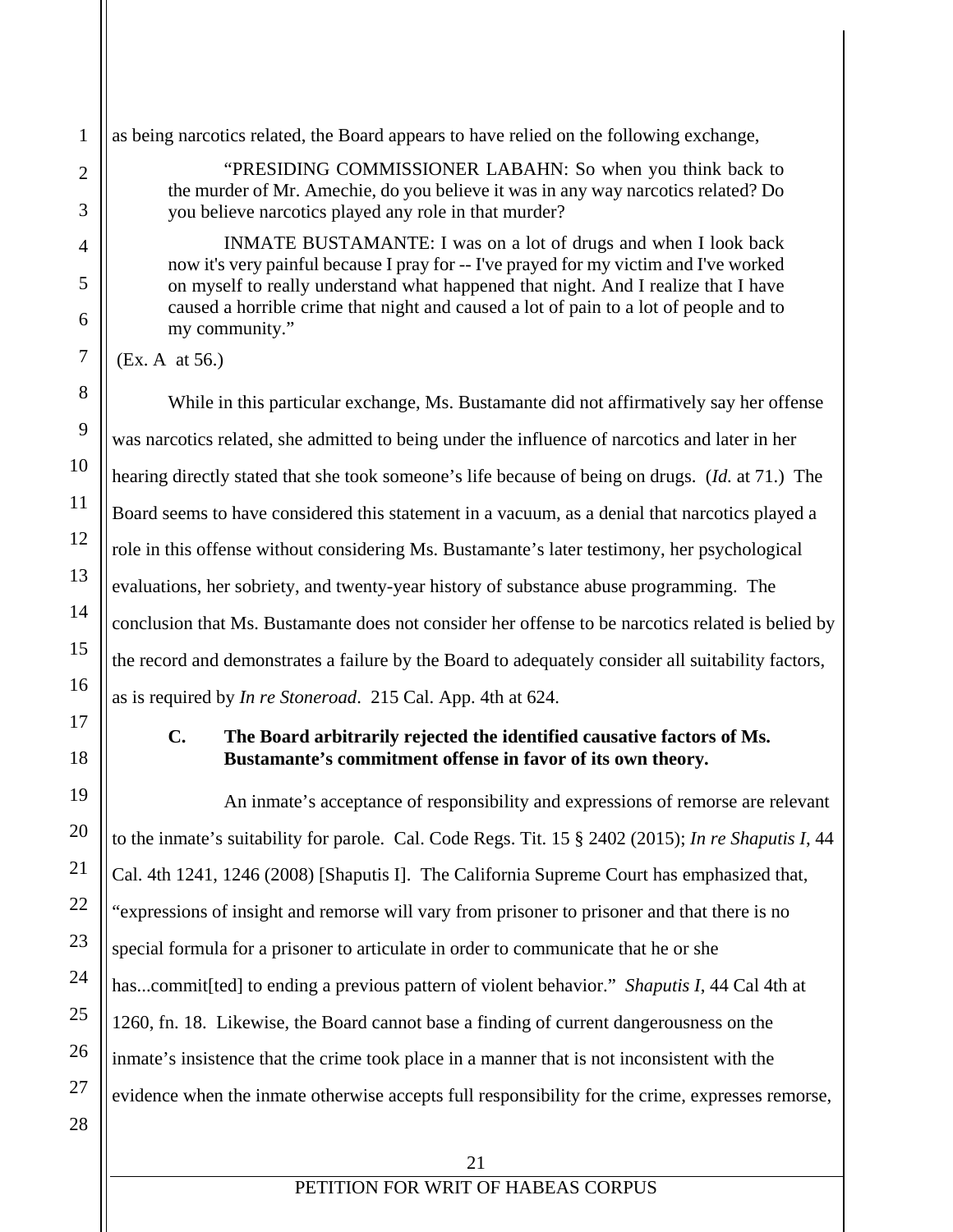as being narcotics related, the Board appears to have relied on the following exchange,

> "PRESIDING COMMISSIONER LABAHN: So when you think back to the murder of Mr. Amechie, do you believe it was in any way narcotics related? Do you believe narcotics played any role in that murder?
>
> INMATE BUSTAMANTE: I was on a lot of drugs and when I look back now it's very painful because I pray for -- I've prayed for my victim and I've worked on myself to really understand what happened that night. And I realize that I have caused a horrible crime that night and caused a lot of pain to a lot of people and to my community."

(Ex. A at 56.)

While in this particular exchange, Ms. Bustamante did not affirmatively say her offense was narcotics related, she admitted to being under the influence of narcotics and later in her hearing directly stated that she took someone's life because of being on drugs. (*Id.* at 71.) The Board seems to have considered this statement in a vacuum, as a denial that narcotics played a role in this offense without considering Ms. Bustamante's later testimony, her psychological evaluations, her sobriety, and twenty-year history of substance abuse programming. The conclusion that Ms. Bustamante does not consider her offense to be narcotics related is belied by the record and demonstrates a failure by the Board to adequately consider all suitability factors, as is required by *In re Stoneroad*. 215 Cal. App. 4th at 624.

### C. The Board arbitrarily rejected the identified causative factors of Ms. Bustamante's commitment offense in favor of its own theory.

An inmate's acceptance of responsibility and expressions of remorse are relevant to the inmate's suitability for parole. Cal. Code Regs. Tit. 15 § 2402 (2015); *In re Shaputis I*, 44 Cal. 4th 1241, 1246 (2008) [Shaputis I]. The California Supreme Court has emphasized that, "expressions of insight and remorse will vary from prisoner to prisoner and that there is no special formula for a prisoner to articulate in order to communicate that he or she has...commit[ted] to ending a previous pattern of violent behavior." *Shaputis I*, 44 Cal 4th at 1260, fn. 18. Likewise, the Board cannot base a finding of current dangerousness on the inmate's insistence that the crime took place in a manner that is not inconsistent with the evidence when the inmate otherwise accepts full responsibility for the crime, expresses remorse,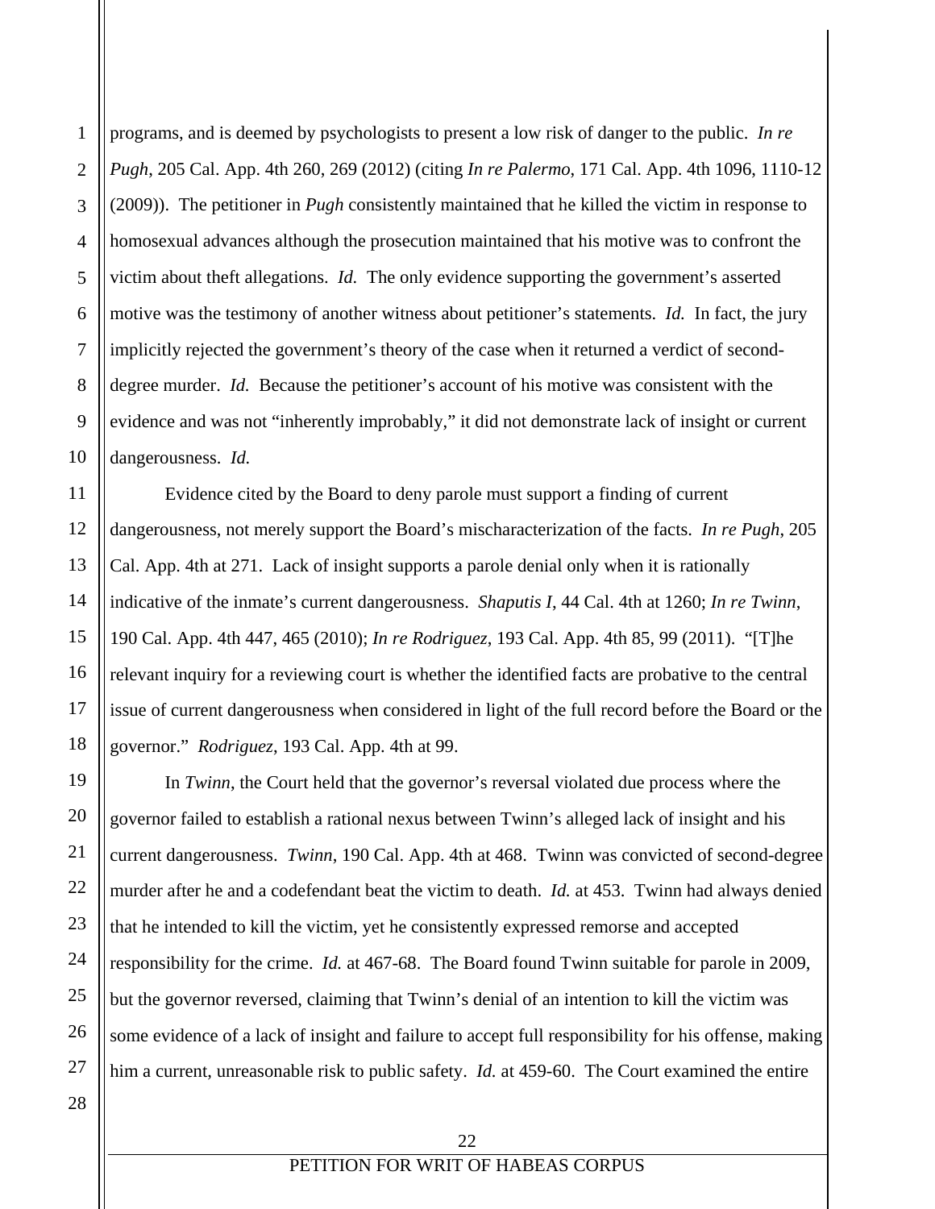programs, and is deemed by psychologists to present a low risk of danger to the public. *In re Pugh*, 205 Cal. App. 4th 260, 269 (2012) (citing *In re Palermo*, 171 Cal. App. 4th 1096, 1110-12 (2009)). The petitioner in *Pugh* consistently maintained that he killed the victim in response to homosexual advances although the prosecution maintained that his motive was to confront the victim about theft allegations. *Id.* The only evidence supporting the government's asserted motive was the testimony of another witness about petitioner's statements. *Id.* In fact, the jury implicitly rejected the government's theory of the case when it returned a verdict of second-degree murder. *Id.* Because the petitioner's account of his motive was consistent with the evidence and was not "inherently improbably," it did not demonstrate lack of insight or current dangerousness. *Id.*

Evidence cited by the Board to deny parole must support a finding of current dangerousness, not merely support the Board's mischaracterization of the facts. *In re Pugh*, 205 Cal. App. 4th at 271. Lack of insight supports a parole denial only when it is rationally indicative of the inmate's current dangerousness. *Shaputis I*, 44 Cal. 4th at 1260; *In re Twinn*, 190 Cal. App. 4th 447, 465 (2010); *In re Rodriguez*, 193 Cal. App. 4th 85, 99 (2011). "[T]he relevant inquiry for a reviewing court is whether the identified facts are probative to the central issue of current dangerousness when considered in light of the full record before the Board or the governor." *Rodriguez*, 193 Cal. App. 4th at 99.

In *Twinn*, the Court held that the governor's reversal violated due process where the governor failed to establish a rational nexus between Twinn's alleged lack of insight and his current dangerousness. *Twinn*, 190 Cal. App. 4th at 468. Twinn was convicted of second-degree murder after he and a codefendant beat the victim to death. *Id.* at 453. Twinn had always denied that he intended to kill the victim, yet he consistently expressed remorse and accepted responsibility for the crime. *Id.* at 467-68. The Board found Twinn suitable for parole in 2009, but the governor reversed, claiming that Twinn's denial of an intention to kill the victim was some evidence of a lack of insight and failure to accept full responsibility for his offense, making him a current, unreasonable risk to public safety. *Id.* at 459-60. The Court examined the entire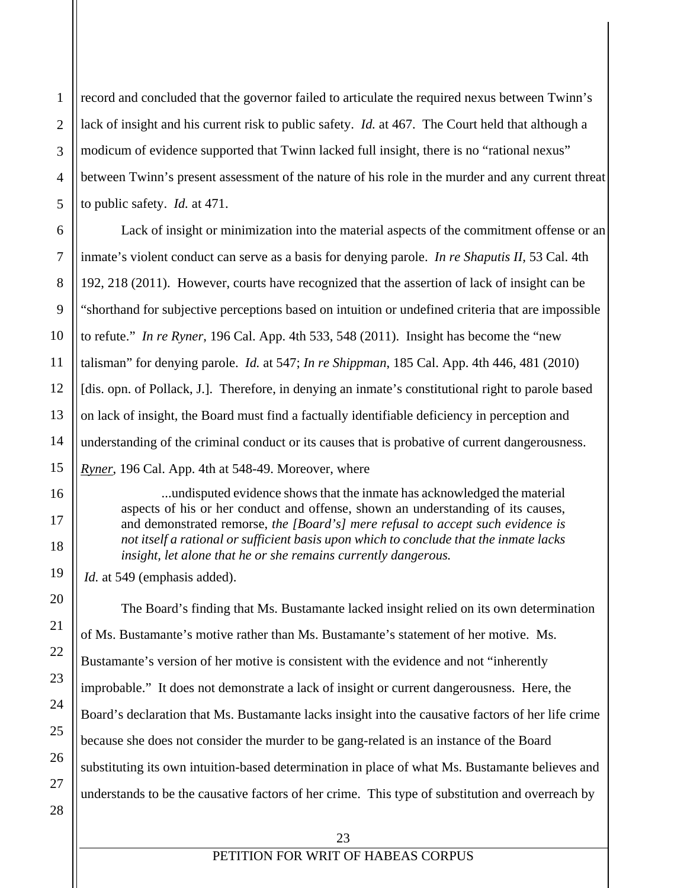record and concluded that the governor failed to articulate the required nexus between Twinn's lack of insight and his current risk to public safety. *Id.* at 467. The Court held that although a modicum of evidence supported that Twinn lacked full insight, there is no "rational nexus" between Twinn's present assessment of the nature of his role in the murder and any current threat to public safety. *Id.* at 471.

Lack of insight or minimization into the material aspects of the commitment offense or an inmate's violent conduct can serve as a basis for denying parole. *In re Shaputis II,* 53 Cal. 4th 192, 218 (2011). However, courts have recognized that the assertion of lack of insight can be "shorthand for subjective perceptions based on intuition or undefined criteria that are impossible to refute." *In re Ryner,* 196 Cal. App. 4th 533, 548 (2011). Insight has become the "new talisman" for denying parole. *Id.* at 547; *In re Shippman*, 185 Cal. App. 4th 446, 481 (2010) [dis. opn. of Pollack, J.]. Therefore, in denying an inmate's constitutional right to parole based on lack of insight, the Board must find a factually identifiable deficiency in perception and understanding of the criminal conduct or its causes that is probative of current dangerousness. *Ryner*, 196 Cal. App. 4th at 548-49. Moreover, where

> ...undisputed evidence shows that the inmate has acknowledged the material aspects of his or her conduct and offense, shown an understanding of its causes, and demonstrated remorse, *the [Board's] mere refusal to accept such evidence is not itself a rational or sufficient basis upon which to conclude that the inmate lacks insight, let alone that he or she remains currently dangerous.*

*Id.* at 549 (emphasis added).

The Board's finding that Ms. Bustamante lacked insight relied on its own determination of Ms. Bustamante's motive rather than Ms. Bustamante's statement of her motive. Ms. Bustamante's version of her motive is consistent with the evidence and not "inherently improbable." It does not demonstrate a lack of insight or current dangerousness. Here, the Board's declaration that Ms. Bustamante lacks insight into the causative factors of her life crime because she does not consider the murder to be gang-related is an instance of the Board substituting its own intuition-based determination in place of what Ms. Bustamante believes and understands to be the causative factors of her crime. This type of substitution and overreach by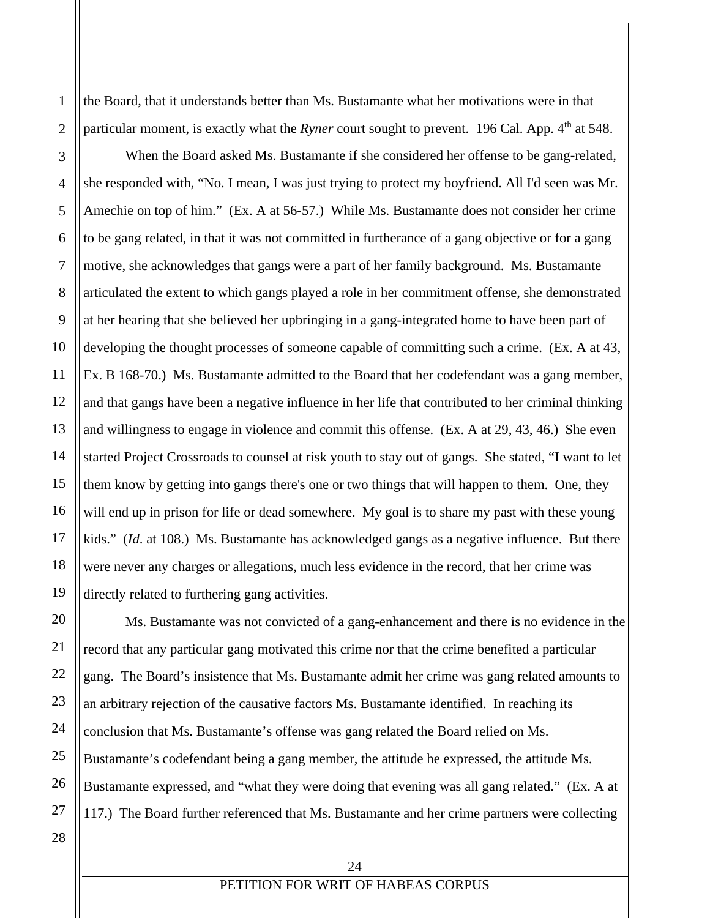the Board, that it understands better than Ms. Bustamante what her motivations were in that particular moment, is exactly what the *Ryner* court sought to prevent. 196 Cal. App. 4th at 548.

When the Board asked Ms. Bustamante if she considered her offense to be gang-related, she responded with, "No. I mean, I was just trying to protect my boyfriend. All I'd seen was Mr. Amechie on top of him." (Ex. A at 56-57.) While Ms. Bustamante does not consider her crime to be gang related, in that it was not committed in furtherance of a gang objective or for a gang motive, she acknowledges that gangs were a part of her family background. Ms. Bustamante articulated the extent to which gangs played a role in her commitment offense, she demonstrated at her hearing that she believed her upbringing in a gang-integrated home to have been part of developing the thought processes of someone capable of committing such a crime. (Ex. A at 43, Ex. B 168-70.) Ms. Bustamante admitted to the Board that her codefendant was a gang member, and that gangs have been a negative influence in her life that contributed to her criminal thinking and willingness to engage in violence and commit this offense. (Ex. A at 29, 43, 46.) She even started Project Crossroads to counsel at risk youth to stay out of gangs. She stated, "I want to let them know by getting into gangs there's one or two things that will happen to them. One, they will end up in prison for life or dead somewhere. My goal is to share my past with these young kids." (*Id*. at 108.) Ms. Bustamante has acknowledged gangs as a negative influence. But there were never any charges or allegations, much less evidence in the record, that her crime was directly related to furthering gang activities.

Ms. Bustamante was not convicted of a gang-enhancement and there is no evidence in the record that any particular gang motivated this crime nor that the crime benefited a particular gang. The Board's insistence that Ms. Bustamante admit her crime was gang related amounts to an arbitrary rejection of the causative factors Ms. Bustamante identified. In reaching its conclusion that Ms. Bustamante's offense was gang related the Board relied on Ms. Bustamante's codefendant being a gang member, the attitude he expressed, the attitude Ms. Bustamante expressed, and "what they were doing that evening was all gang related." (Ex. A at 117.) The Board further referenced that Ms. Bustamante and her crime partners were collecting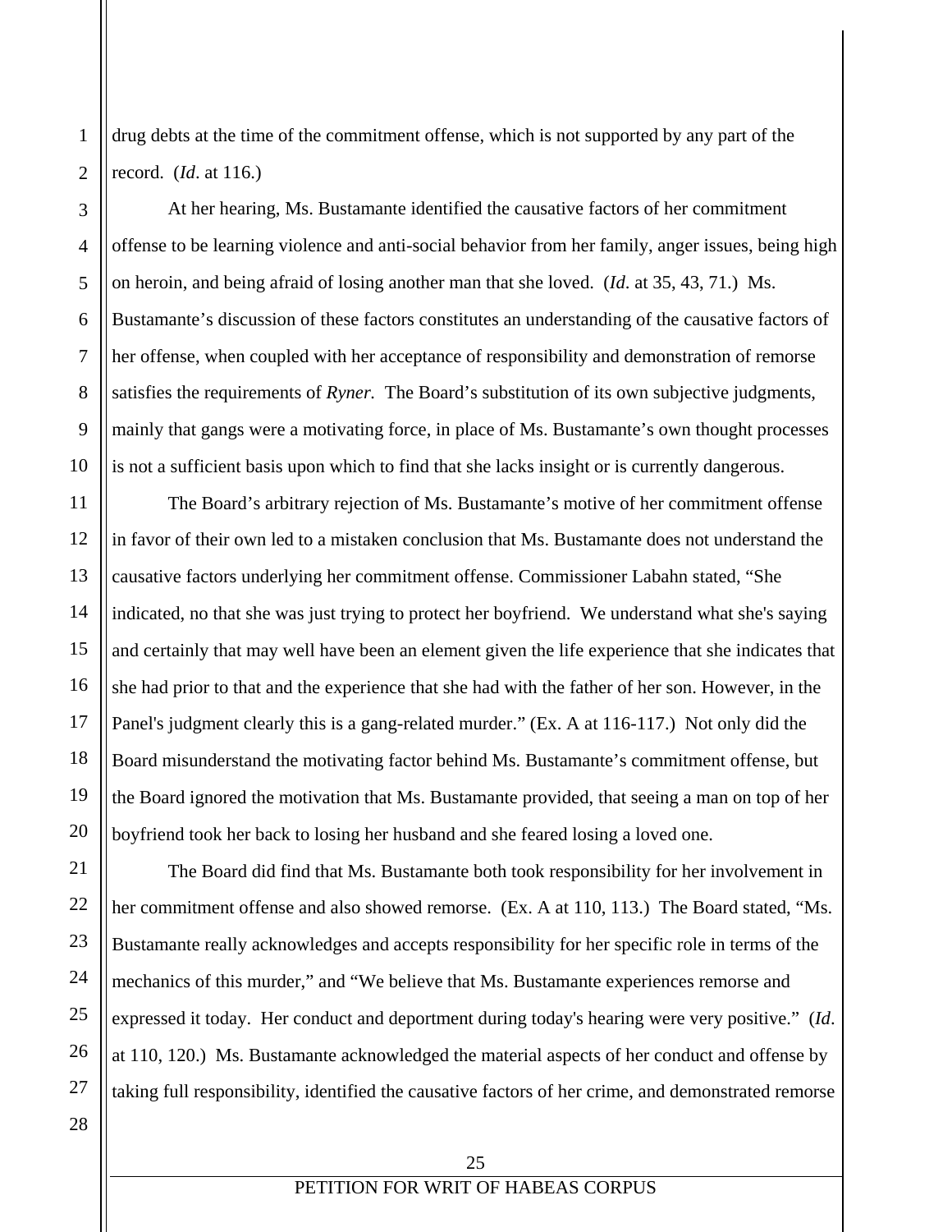drug debts at the time of the commitment offense, which is not supported by any part of the record. (*Id*. at 116.)

At her hearing, Ms. Bustamante identified the causative factors of her commitment offense to be learning violence and anti-social behavior from her family, anger issues, being high on heroin, and being afraid of losing another man that she loved. (*Id*. at 35, 43, 71.) Ms. Bustamante's discussion of these factors constitutes an understanding of the causative factors of her offense, when coupled with her acceptance of responsibility and demonstration of remorse satisfies the requirements of *Ryner.* The Board's substitution of its own subjective judgments, mainly that gangs were a motivating force, in place of Ms. Bustamante's own thought processes is not a sufficient basis upon which to find that she lacks insight or is currently dangerous.

The Board's arbitrary rejection of Ms. Bustamante's motive of her commitment offense in favor of their own led to a mistaken conclusion that Ms. Bustamante does not understand the causative factors underlying her commitment offense. Commissioner Labahn stated, "She indicated, no that she was just trying to protect her boyfriend. We understand what she's saying and certainly that may well have been an element given the life experience that she indicates that she had prior to that and the experience that she had with the father of her son. However, in the Panel's judgment clearly this is a gang-related murder." (Ex. A at 116-117.) Not only did the Board misunderstand the motivating factor behind Ms. Bustamante's commitment offense, but the Board ignored the motivation that Ms. Bustamante provided, that seeing a man on top of her boyfriend took her back to losing her husband and she feared losing a loved one.

The Board did find that Ms. Bustamante both took responsibility for her involvement in her commitment offense and also showed remorse. (Ex. A at 110, 113.) The Board stated, "Ms. Bustamante really acknowledges and accepts responsibility for her specific role in terms of the mechanics of this murder," and "We believe that Ms. Bustamante experiences remorse and expressed it today. Her conduct and deportment during today's hearing were very positive." (*Id*. at 110, 120.) Ms. Bustamante acknowledged the material aspects of her conduct and offense by taking full responsibility, identified the causative factors of her crime, and demonstrated remorse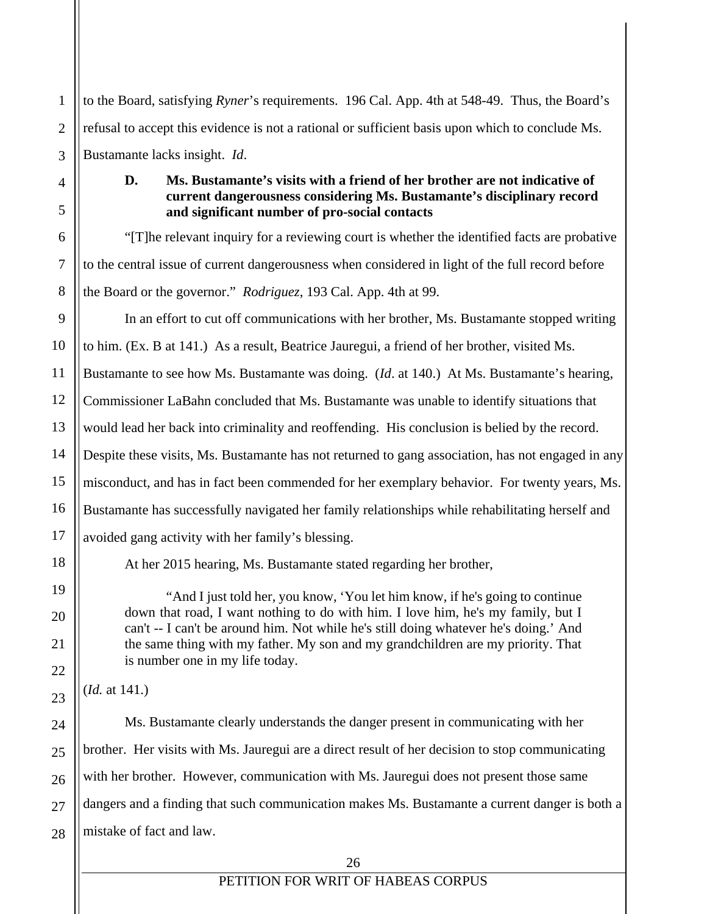to the Board, satisfying *Ryner*'s requirements. 196 Cal. App. 4th at 548-49. Thus, the Board's refusal to accept this evidence is not a rational or sufficient basis upon which to conclude Ms. Bustamante lacks insight. *Id*.

### D. Ms. Bustamante's visits with a friend of her brother are not indicative of current dangerousness considering Ms. Bustamante's disciplinary record and significant number of pro-social contacts

"[T]he relevant inquiry for a reviewing court is whether the identified facts are probative to the central issue of current dangerousness when considered in light of the full record before the Board or the governor." *Rodriguez*, 193 Cal. App. 4th at 99.

In an effort to cut off communications with her brother, Ms. Bustamante stopped writing to him. (Ex. B at 141.) As a result, Beatrice Jauregui, a friend of her brother, visited Ms. Bustamante to see how Ms. Bustamante was doing. (*Id*. at 140.) At Ms. Bustamante's hearing, Commissioner LaBahn concluded that Ms. Bustamante was unable to identify situations that would lead her back into criminality and reoffending. His conclusion is belied by the record. Despite these visits, Ms. Bustamante has not returned to gang association, has not engaged in any misconduct, and has in fact been commended for her exemplary behavior. For twenty years, Ms. Bustamante has successfully navigated her family relationships while rehabilitating herself and avoided gang activity with her family's blessing.

At her 2015 hearing, Ms. Bustamante stated regarding her brother,

> "And I just told her, you know, 'You let him know, if he's going to continue down that road, I want nothing to do with him. I love him, he's my family, but I can't -- I can't be around him. Not while he's still doing whatever he's doing.' And the same thing with my father. My son and my grandchildren are my priority. That is number one in my life today.

(*Id.* at 141.)

Ms. Bustamante clearly understands the danger present in communicating with her brother. Her visits with Ms. Jauregui are a direct result of her decision to stop communicating with her brother. However, communication with Ms. Jauregui does not present those same dangers and a finding that such communication makes Ms. Bustamante a current danger is both a mistake of fact and law.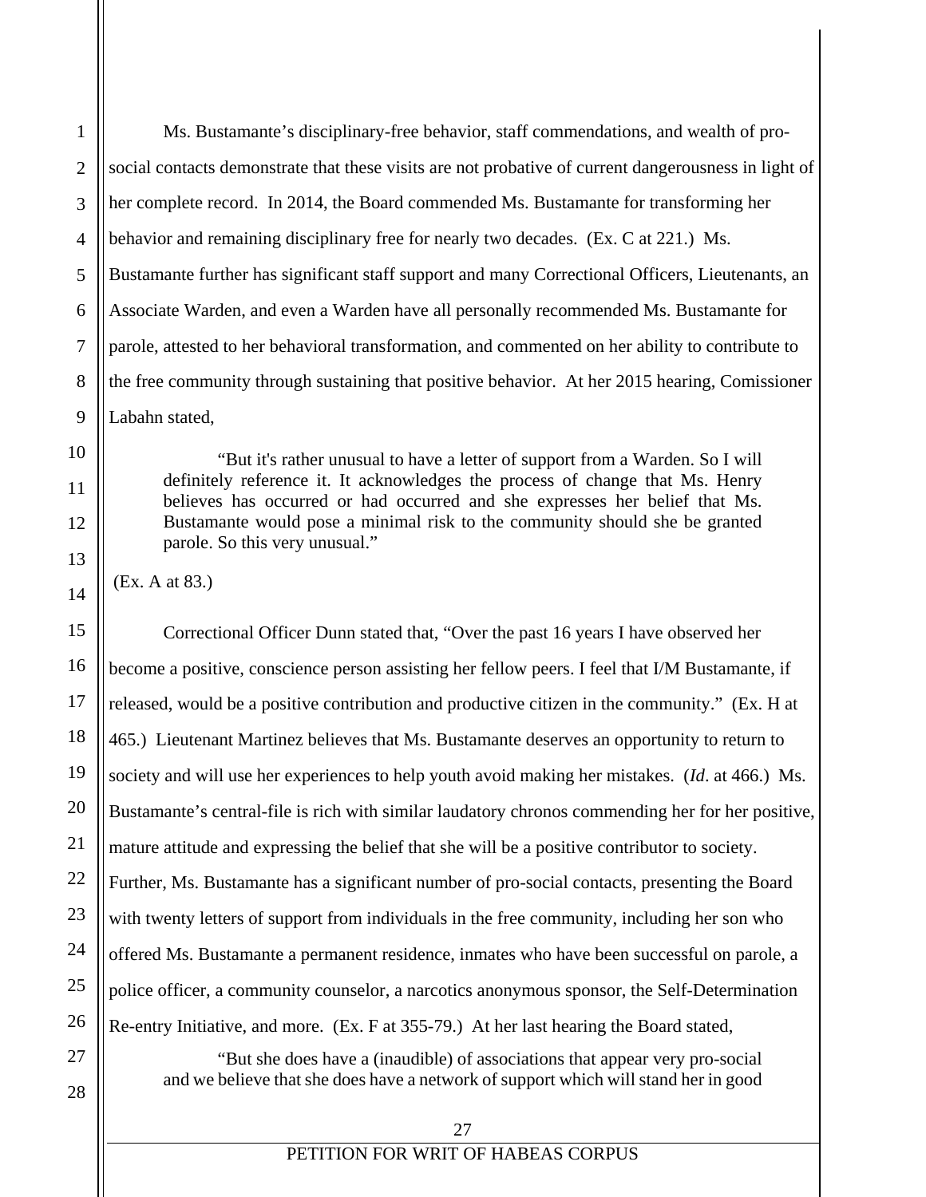Ms. Bustamante's disciplinary-free behavior, staff commendations, and wealth of pro-social contacts demonstrate that these visits are not probative of current dangerousness in light of her complete record. In 2014, the Board commended Ms. Bustamante for transforming her behavior and remaining disciplinary free for nearly two decades. (Ex. C at 221.) Ms. Bustamante further has significant staff support and many Correctional Officers, Lieutenants, an Associate Warden, and even a Warden have all personally recommended Ms. Bustamante for parole, attested to her behavioral transformation, and commented on her ability to contribute to the free community through sustaining that positive behavior. At her 2015 hearing, Comissioner Labahn stated,

> "But it's rather unusual to have a letter of support from a Warden. So I will definitely reference it. It acknowledges the process of change that Ms. Henry believes has occurred or had occurred and she expresses her belief that Ms. Bustamante would pose a minimal risk to the community should she be granted parole. So this very unusual."

(Ex. A at 83.)

Correctional Officer Dunn stated that, "Over the past 16 years I have observed her become a positive, conscience person assisting her fellow peers. I feel that I/M Bustamante, if released, would be a positive contribution and productive citizen in the community." (Ex. H at 465.) Lieutenant Martinez believes that Ms. Bustamante deserves an opportunity to return to society and will use her experiences to help youth avoid making her mistakes. (*Id*. at 466.) Ms. Bustamante's central-file is rich with similar laudatory chronos commending her for her positive, mature attitude and expressing the belief that she will be a positive contributor to society. Further, Ms. Bustamante has a significant number of pro-social contacts, presenting the Board with twenty letters of support from individuals in the free community, including her son who offered Ms. Bustamante a permanent residence, inmates who have been successful on parole, a police officer, a community counselor, a narcotics anonymous sponsor, the Self-Determination Re-entry Initiative, and more. (Ex. F at 355-79.) At her last hearing the Board stated,

> "But she does have a (inaudible) of associations that appear very pro-social and we believe that she does have a network of support which will stand her in good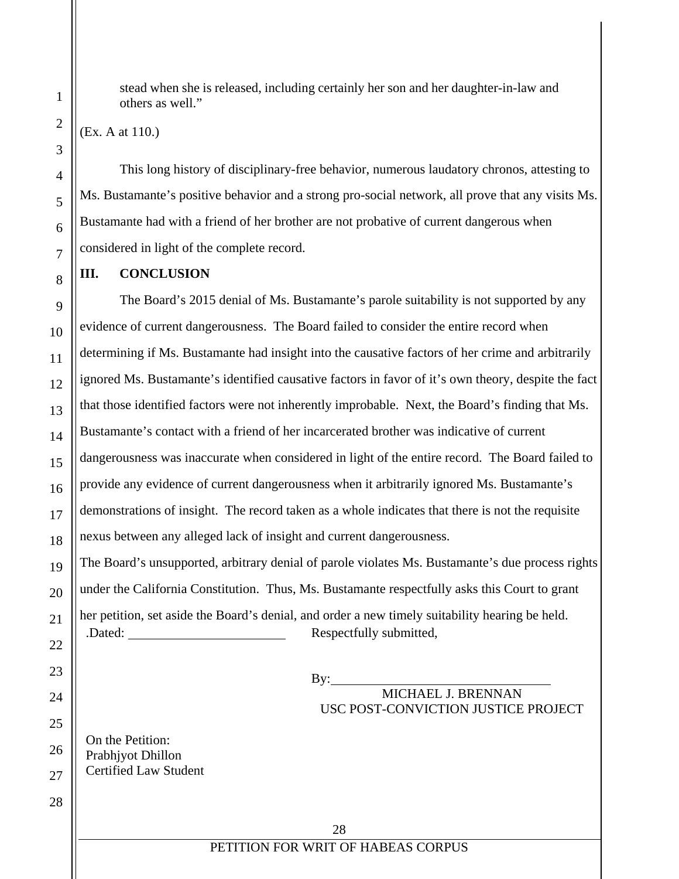stead when she is released, including certainly her son and her daughter-in-law and others as well."

(Ex. A at 110.)

This long history of disciplinary-free behavior, numerous laudatory chronos, attesting to Ms. Bustamante's positive behavior and a strong pro-social network, all prove that any visits Ms. Bustamante had with a friend of her brother are not probative of current dangerous when considered in light of the complete record.

## III. CONCLUSION

The Board's 2015 denial of Ms. Bustamante's parole suitability is not supported by any evidence of current dangerousness. The Board failed to consider the entire record when determining if Ms. Bustamante had insight into the causative factors of her crime and arbitrarily ignored Ms. Bustamante's identified causative factors in favor of it's own theory, despite the fact that those identified factors were not inherently improbable. Next, the Board's finding that Ms. Bustamante's contact with a friend of her incarcerated brother was indicative of current dangerousness was inaccurate when considered in light of the entire record. The Board failed to provide any evidence of current dangerousness when it arbitrarily ignored Ms. Bustamante's demonstrations of insight. The record taken as a whole indicates that there is not the requisite nexus between any alleged lack of insight and current dangerousness.

The Board's unsupported, arbitrary denial of parole violates Ms. Bustamante's due process rights under the California Constitution. Thus, Ms. Bustamante respectfully asks this Court to grant her petition, set aside the Board's denial, and order a new timely suitability hearing be held.

.Dated: ______________________ Respectfully submitted,

By: ______________________________
MICHAEL J. BRENNAN
USC POST-CONVICTION JUSTICE PROJECT

On the Petition:
Prabhjyot Dhillon
Certified Law Student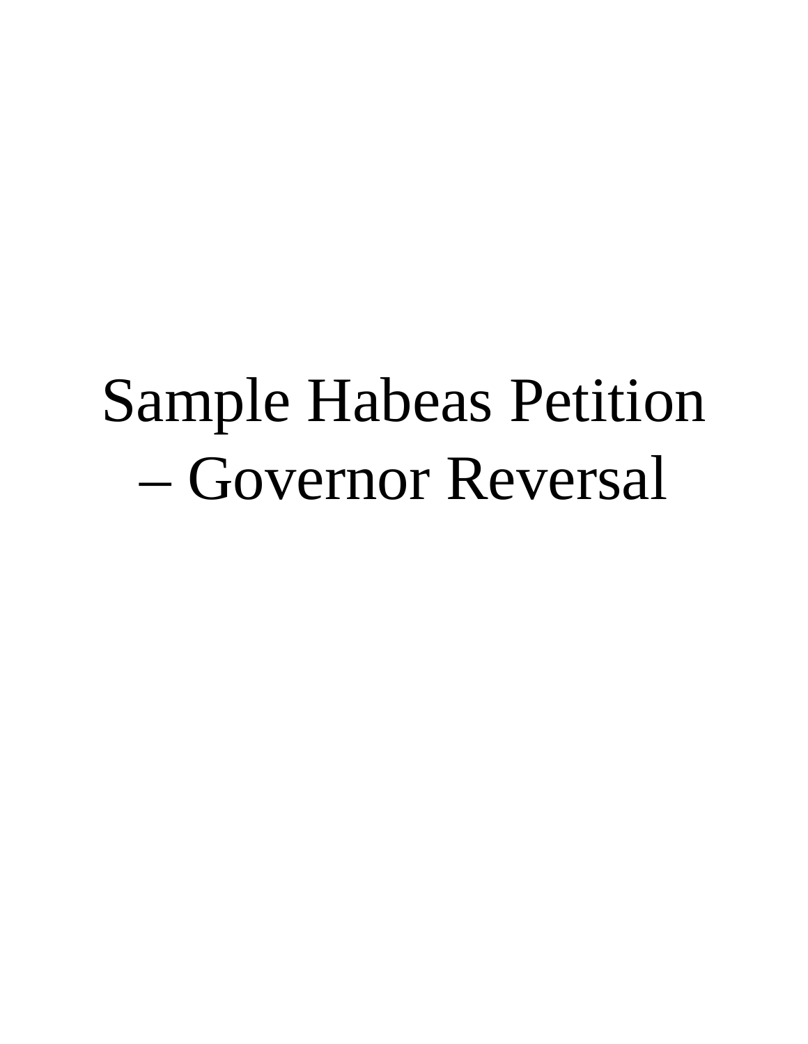# Sample Habeas Petition – Governor Reversal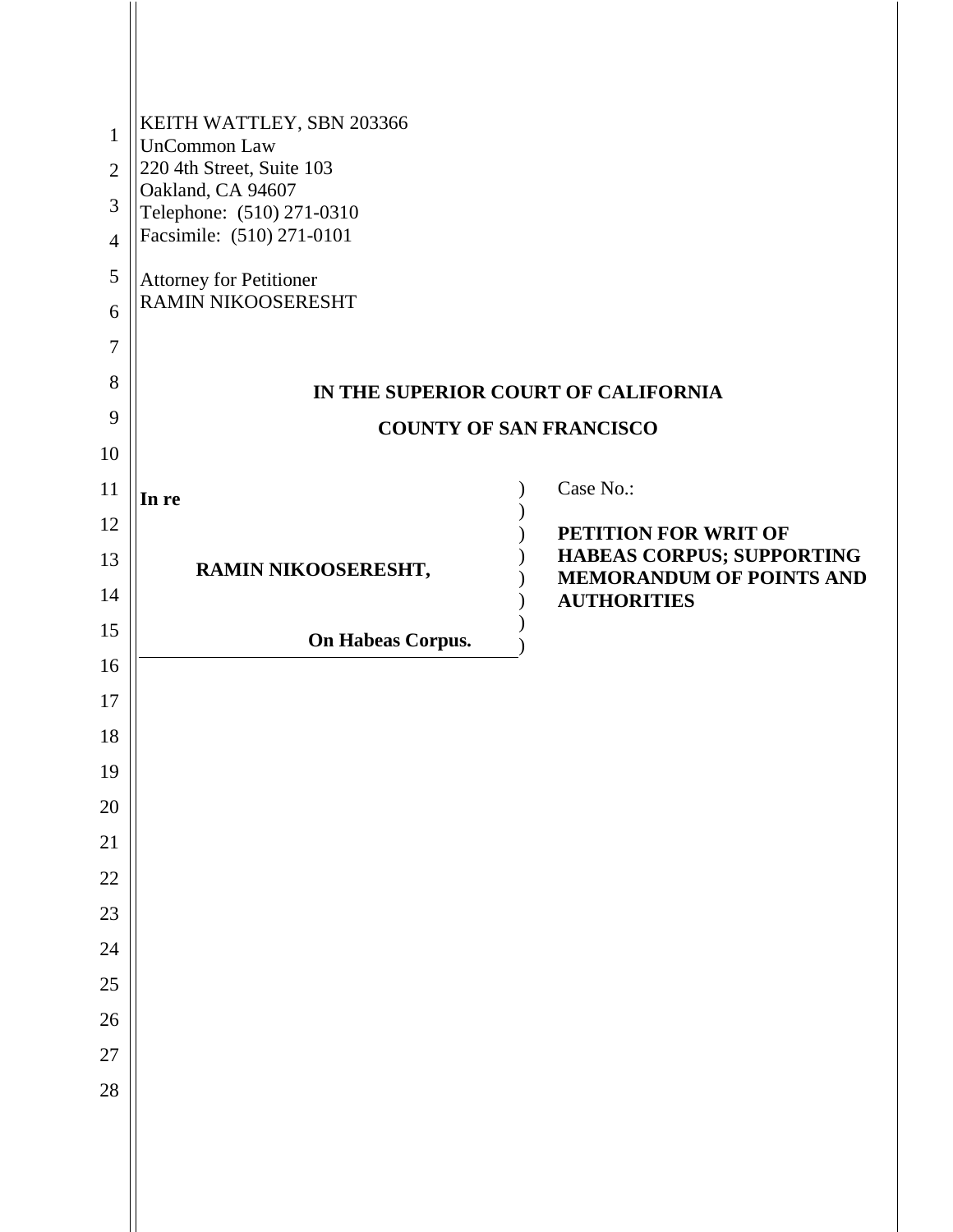KEITH WATTLEY, SBN 203366
UnCommon Law
220 4th Street, Suite 103
Oakland, CA 94607
Telephone: (510) 271-0310
Facsimile: (510) 271-0101

Attorney for Petitioner
RAMIN NIKOOSERESHT

**IN THE SUPERIOR COURT OF CALIFORNIA**

**COUNTY OF SAN FRANCISCO**

| | |
|---|---|
| **In re** | Case No.: |
| **RAMIN NIKOOSERESHT,** | **PETITION FOR WRIT OF HABEAS CORPUS; SUPPORTING MEMORANDUM OF POINTS AND AUTHORITIES** |
| **On Habeas Corpus.** | |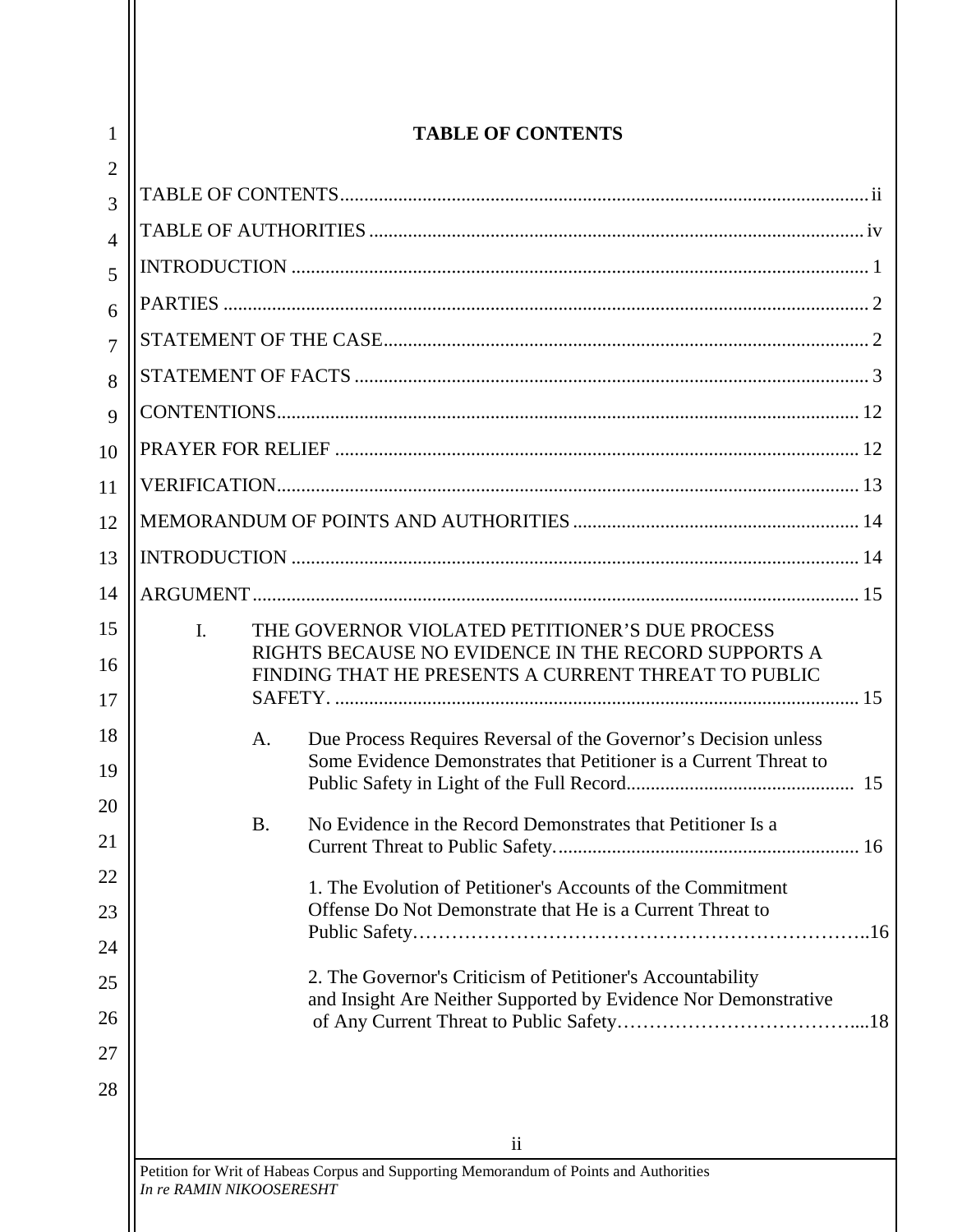# TABLE OF CONTENTS

TABLE OF CONTENTS ........................................................................................................ ii

TABLE OF AUTHORITIES ................................................................................................ iv

INTRODUCTION ................................................................................................................ 1

PARTIES .............................................................................................................................. 2

STATEMENT OF THE CASE ............................................................................................. 2

STATEMENT OF FACTS ................................................................................................... 3

CONTENTIONS ................................................................................................................. 12

PRAYER FOR RELIEF ..................................................................................................... 12

VERIFICATION ................................................................................................................ 13

MEMORANDUM OF POINTS AND AUTHORITIES ..................................................... 14

INTRODUCTION .............................................................................................................. 14

ARGUMENT ...................................................................................................................... 15

- I. THE GOVERNOR VIOLATED PETITIONER'S DUE PROCESS RIGHTS BECAUSE NO EVIDENCE IN THE RECORD SUPPORTS A FINDING THAT HE PRESENTS A CURRENT THREAT TO PUBLIC SAFETY. ............................................................................ 15
  - A. Due Process Requires Reversal of the Governor's Decision unless Some Evidence Demonstrates that Petitioner is a Current Threat to Public Safety in Light of the Full Record .............................................. 15
  - B. No Evidence in the Record Demonstrates that Petitioner Is a Current Threat to Public Safety. .............................................................. 16
    - 1. The Evolution of Petitioner's Accounts of the Commitment Offense Do Not Demonstrate that He is a Current Threat to Public Safety .......................................................................16
    - 2. The Governor's Criticism of Petitioner's Accountability and Insight Are Neither Supported by Evidence Nor Demonstrative of Any Current Threat to Public Safety .......................................18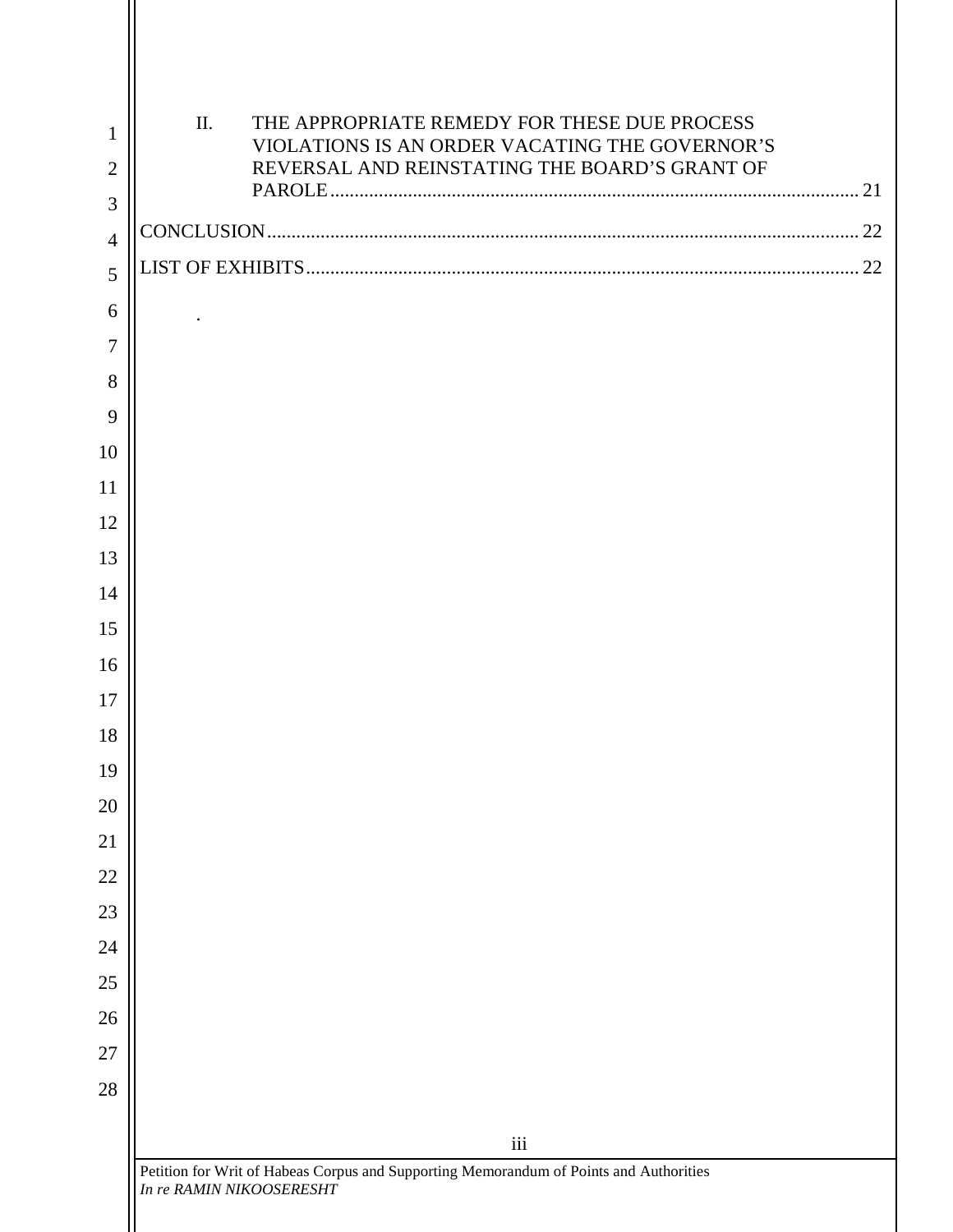II. THE APPROPRIATE REMEDY FOR THESE DUE PROCESS VIOLATIONS IS AN ORDER VACATING THE GOVERNOR'S REVERSAL AND REINSTATING THE BOARD'S GRANT OF PAROLE ........ 21

CONCLUSION ........ 22

LIST OF EXHIBITS ........ 22

.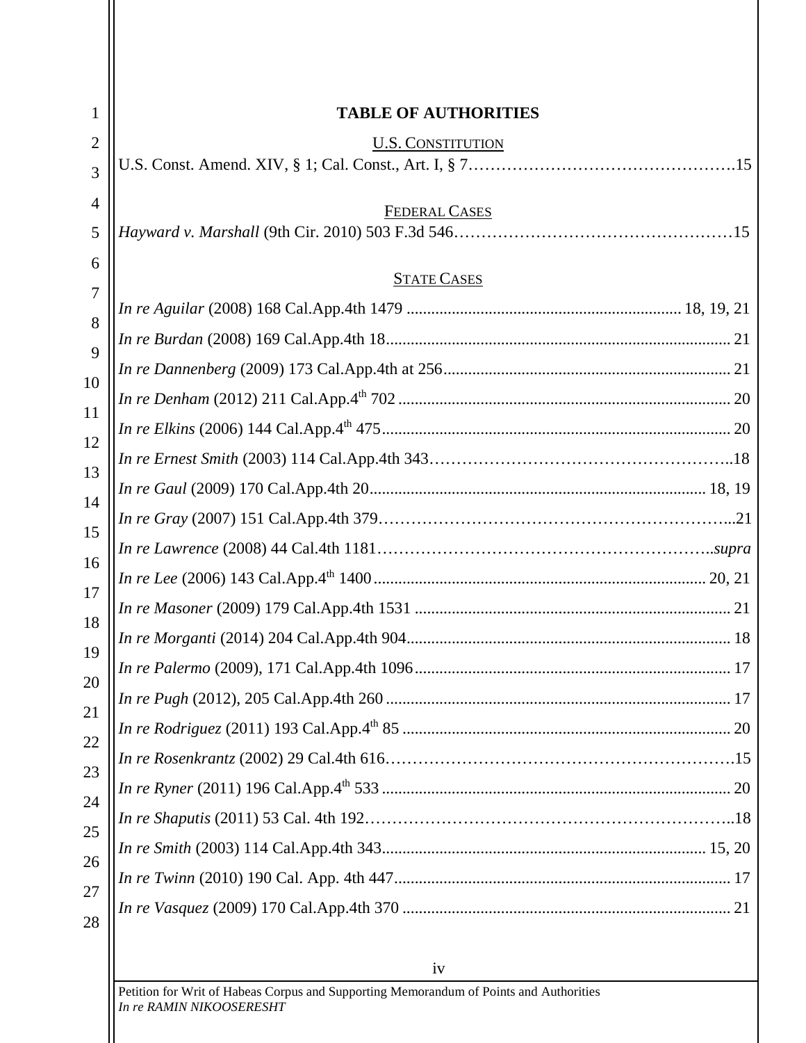# TABLE OF AUTHORITIES

U.S. CONSTITUTION

U.S. Const. Amend. XIV, § 1; Cal. Const., Art. I, § 7……………………………………….15

FEDERAL CASES

*Hayward v. Marshall* (9th Cir. 2010) 503 F.3d 546……………………………………………15

STATE CASES

*In re Aguilar* (2008) 168 Cal.App.4th 1479 ........................................................................ 18, 19, 21

*In re Burdan* (2008) 169 Cal.App.4th 18................................................................................... 21

*In re Dannenberg* (2009) 173 Cal.App.4th at 256..................................................................... 21

*In re Denham* (2012) 211 Cal.App.4th 702 ............................................................................... 20

*In re Elkins* (2006) 144 Cal.App.4th 475................................................................................... 20

*In re Ernest Smith* (2003) 114 Cal.App.4th 343……………………………………………..18

*In re Gaul* (2009) 170 Cal.App.4th 20................................................................................ 18, 19

*In re Gray* (2007) 151 Cal.App.4th 379……………………………………………………...21

*In re Lawrence* (2008) 44 Cal.4th 1181…………………………………………………..*supra*

*In re Lee* (2006) 143 Cal.App.4th 1400................................................................................ 20, 21

*In re Masoner* (2009) 179 Cal.App.4th 1531 ............................................................................ 21

*In re Morganti* (2014) 204 Cal.App.4th 904.............................................................................. 18

*In re Palermo* (2009), 171 Cal.App.4th 1096............................................................................ 17

*In re Pugh* (2012), 205 Cal.App.4th 260 ................................................................................... 17

*In re Rodriguez* (2011) 193 Cal.App.4th 85 ............................................................................... 20

*In re Rosenkrantz* (2002) 29 Cal.4th 616…………………………………………………….15

*In re Ryner* (2011) 196 Cal.App.4th 533 .................................................................................... 20

*In re Shaputis* (2011) 53 Cal. 4th 192………………………………………………………..18

*In re Smith* (2003) 114 Cal.App.4th 343............................................................................. 15, 20

*In re Twinn* (2010) 190 Cal. App. 4th 447................................................................................. 17

*In re Vasquez* (2009) 170 Cal.App.4th 370 ............................................................................... 21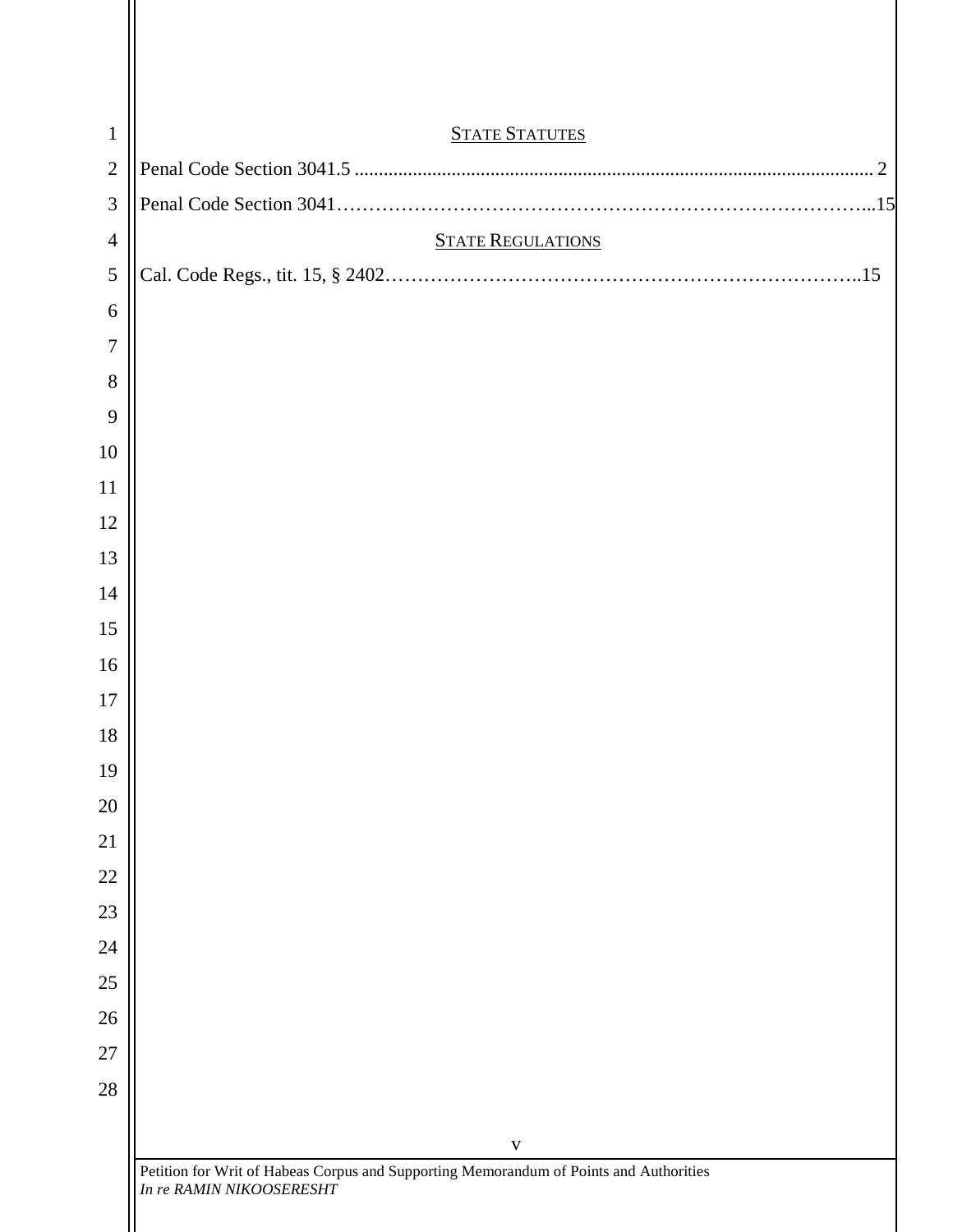STATE STATUTES

Penal Code Section 3041.5 .......................................................................................................... 2

Penal Code Section 3041…………………………………………………………………...15

STATE REGULATIONS

Cal. Code Regs., tit. 15, § 2402…………………………………………………………..15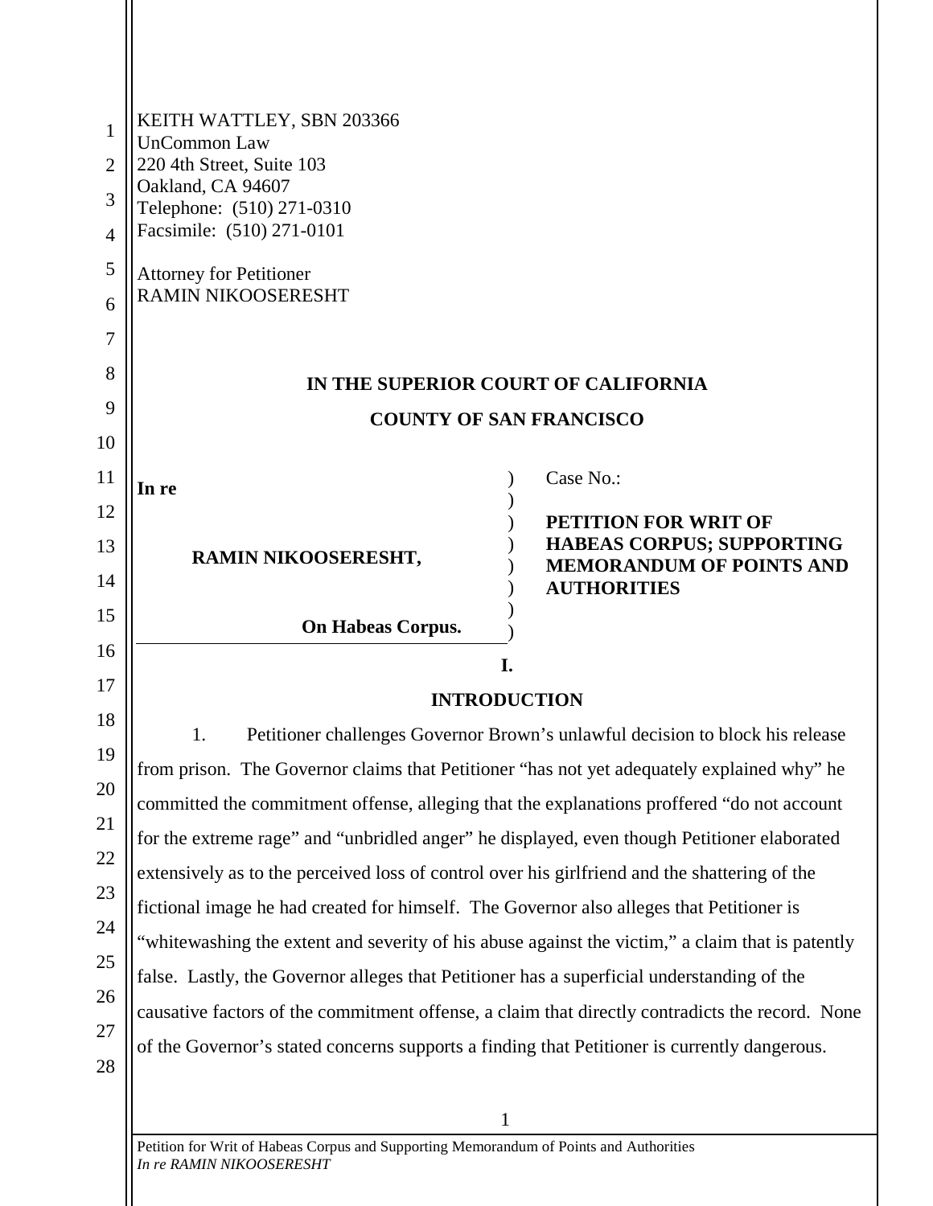KEITH WATTLEY, SBN 203366
UnCommon Law
220 4th Street, Suite 103
Oakland, CA 94607
Telephone: (510) 271-0310
Facsimile: (510) 271-0101

Attorney for Petitioner
RAMIN NIKOOSERESHT

**IN THE SUPERIOR COURT OF CALIFORNIA**

**COUNTY OF SAN FRANCISCO**

| | |
|---|---|
| **In re** <br><br> **RAMIN NIKOOSERESHT,** <br><br> **On Habeas Corpus.** | Case No.: <br><br> **PETITION FOR WRIT OF HABEAS CORPUS; SUPPORTING MEMORANDUM OF POINTS AND AUTHORITIES** |

## I.

## INTRODUCTION

1. Petitioner challenges Governor Brown's unlawful decision to block his release from prison. The Governor claims that Petitioner "has not yet adequately explained why" he committed the commitment offense, alleging that the explanations proffered "do not account for the extreme rage" and "unbridled anger" he displayed, even though Petitioner elaborated extensively as to the perceived loss of control over his girlfriend and the shattering of the fictional image he had created for himself. The Governor also alleges that Petitioner is "whitewashing the extent and severity of his abuse against the victim," a claim that is patently false. Lastly, the Governor alleges that Petitioner has a superficial understanding of the causative factors of the commitment offense, a claim that directly contradicts the record. None of the Governor's stated concerns supports a finding that Petitioner is currently dangerous.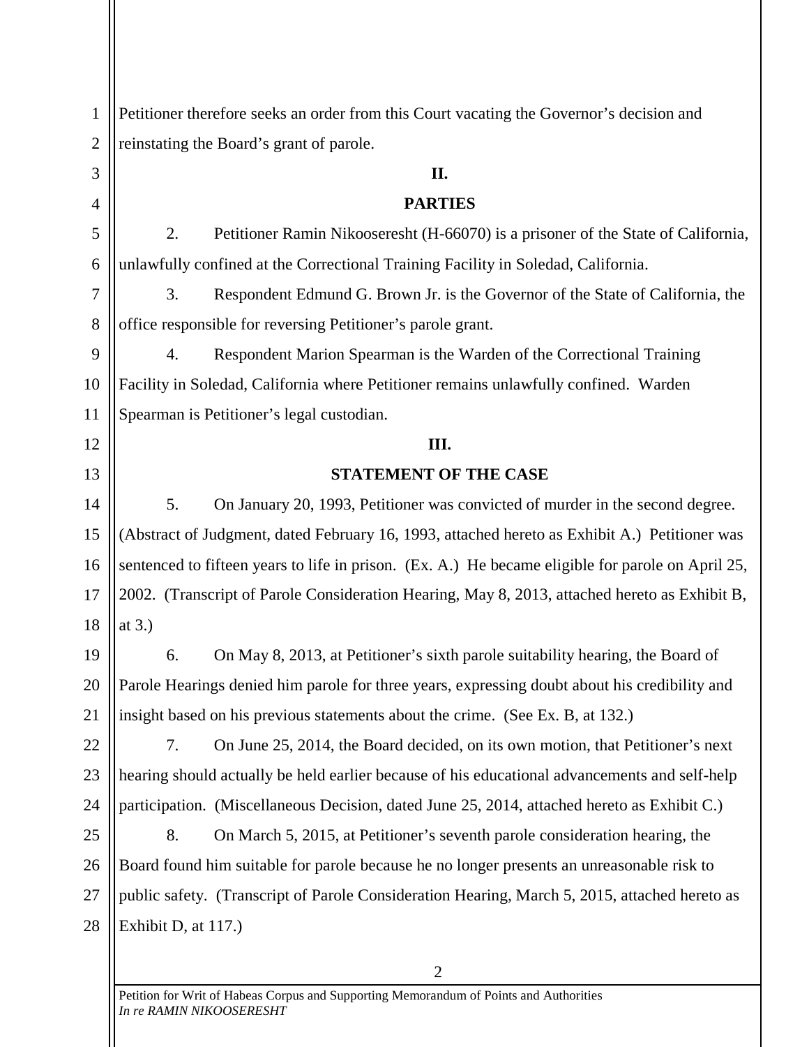Petitioner therefore seeks an order from this Court vacating the Governor's decision and reinstating the Board's grant of parole.

## II.

## PARTIES

2. Petitioner Ramin Nikooseresht (H-66070) is a prisoner of the State of California, unlawfully confined at the Correctional Training Facility in Soledad, California.

3. Respondent Edmund G. Brown Jr. is the Governor of the State of California, the office responsible for reversing Petitioner's parole grant.

4. Respondent Marion Spearman is the Warden of the Correctional Training Facility in Soledad, California where Petitioner remains unlawfully confined. Warden Spearman is Petitioner's legal custodian.

## III.

## STATEMENT OF THE CASE

5. On January 20, 1993, Petitioner was convicted of murder in the second degree. (Abstract of Judgment, dated February 16, 1993, attached hereto as Exhibit A.) Petitioner was sentenced to fifteen years to life in prison. (Ex. A.) He became eligible for parole on April 25, 2002. (Transcript of Parole Consideration Hearing, May 8, 2013, attached hereto as Exhibit B, at 3.)

6. On May 8, 2013, at Petitioner's sixth parole suitability hearing, the Board of Parole Hearings denied him parole for three years, expressing doubt about his credibility and insight based on his previous statements about the crime. (See Ex. B, at 132.)

7. On June 25, 2014, the Board decided, on its own motion, that Petitioner's next hearing should actually be held earlier because of his educational advancements and self-help participation. (Miscellaneous Decision, dated June 25, 2014, attached hereto as Exhibit C.)

8. On March 5, 2015, at Petitioner's seventh parole consideration hearing, the Board found him suitable for parole because he no longer presents an unreasonable risk to public safety. (Transcript of Parole Consideration Hearing, March 5, 2015, attached hereto as Exhibit D, at 117.)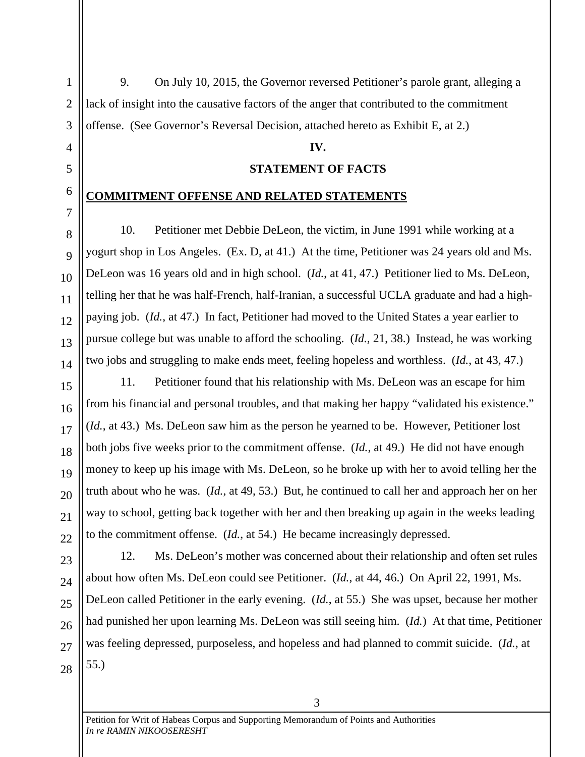9. On July 10, 2015, the Governor reversed Petitioner's parole grant, alleging a lack of insight into the causative factors of the anger that contributed to the commitment offense. (See Governor's Reversal Decision, attached hereto as Exhibit E, at 2.)

## IV.

## STATEMENT OF FACTS

**COMMITMENT OFFENSE AND RELATED STATEMENTS**

10. Petitioner met Debbie DeLeon, the victim, in June 1991 while working at a yogurt shop in Los Angeles. (Ex. D, at 41.) At the time, Petitioner was 24 years old and Ms. DeLeon was 16 years old and in high school. (*Id.*, at 41, 47.) Petitioner lied to Ms. DeLeon, telling her that he was half-French, half-Iranian, a successful UCLA graduate and had a high-paying job. (*Id.*, at 47.) In fact, Petitioner had moved to the United States a year earlier to pursue college but was unable to afford the schooling. (*Id.*, 21, 38.) Instead, he was working two jobs and struggling to make ends meet, feeling hopeless and worthless. (*Id.*, at 43, 47.)

11. Petitioner found that his relationship with Ms. DeLeon was an escape for him from his financial and personal troubles, and that making her happy "validated his existence." (*Id.*, at 43.) Ms. DeLeon saw him as the person he yearned to be. However, Petitioner lost both jobs five weeks prior to the commitment offense. (*Id.*, at 49.) He did not have enough money to keep up his image with Ms. DeLeon, so he broke up with her to avoid telling her the truth about who he was. (*Id.*, at 49, 53.) But, he continued to call her and approach her on her way to school, getting back together with her and then breaking up again in the weeks leading to the commitment offense. (*Id.*, at 54.) He became increasingly depressed.

12. Ms. DeLeon's mother was concerned about their relationship and often set rules about how often Ms. DeLeon could see Petitioner. (*Id.*, at 44, 46.) On April 22, 1991, Ms. DeLeon called Petitioner in the early evening. (*Id.*, at 55.) She was upset, because her mother had punished her upon learning Ms. DeLeon was still seeing him. (*Id.*) At that time, Petitioner was feeling depressed, purposeless, and hopeless and had planned to commit suicide. (*Id.*, at 55.)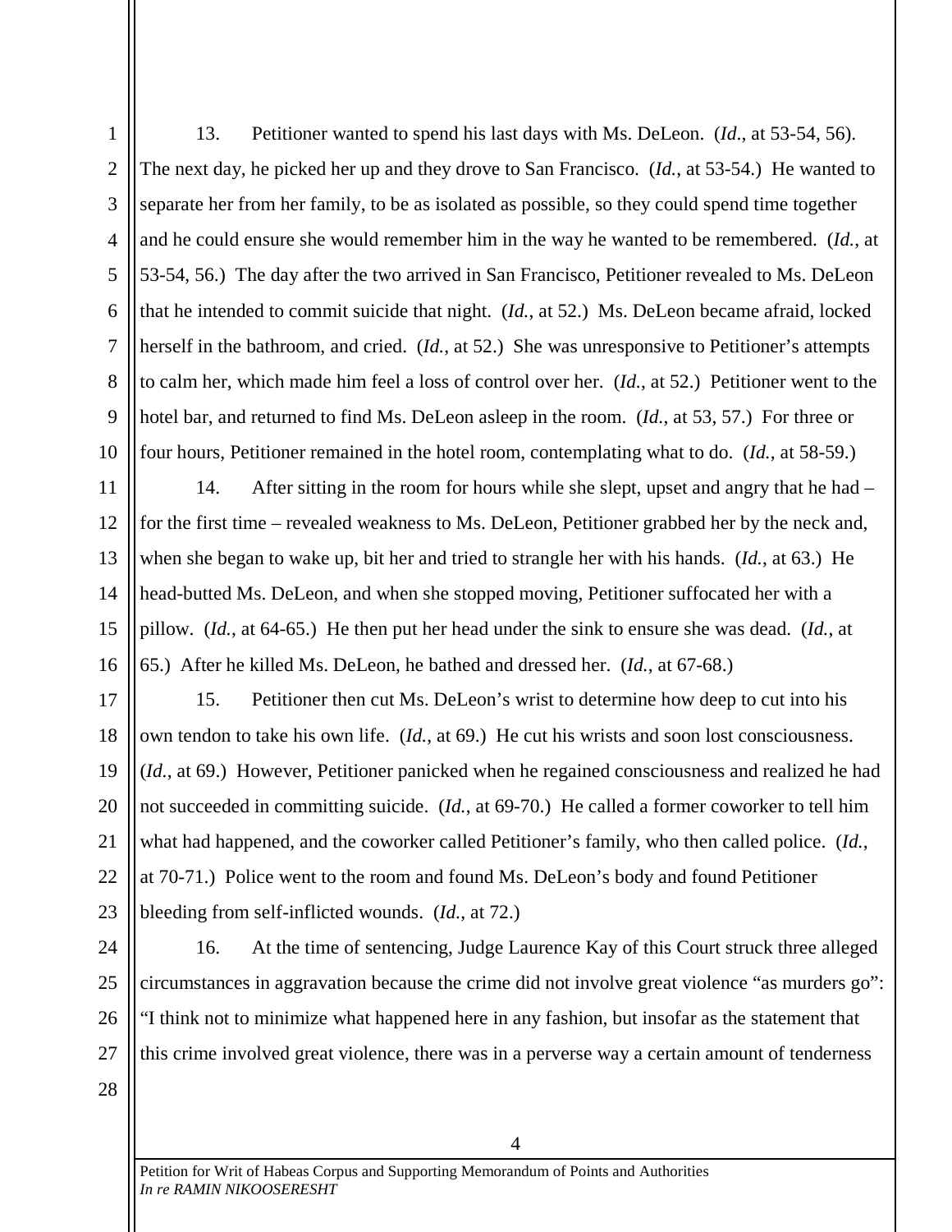13. Petitioner wanted to spend his last days with Ms. DeLeon. (*Id*., at 53-54, 56). The next day, he picked her up and they drove to San Francisco. (*Id.*, at 53-54.) He wanted to separate her from her family, to be as isolated as possible, so they could spend time together and he could ensure she would remember him in the way he wanted to be remembered. (*Id.*, at 53-54, 56.) The day after the two arrived in San Francisco, Petitioner revealed to Ms. DeLeon that he intended to commit suicide that night. (*Id.*, at 52.) Ms. DeLeon became afraid, locked herself in the bathroom, and cried. (*Id.*, at 52.) She was unresponsive to Petitioner's attempts to calm her, which made him feel a loss of control over her. (*Id.*, at 52.) Petitioner went to the hotel bar, and returned to find Ms. DeLeon asleep in the room. (*Id.*, at 53, 57.) For three or four hours, Petitioner remained in the hotel room, contemplating what to do. (*Id.*, at 58-59.)

14. After sitting in the room for hours while she slept, upset and angry that he had – for the first time – revealed weakness to Ms. DeLeon, Petitioner grabbed her by the neck and, when she began to wake up, bit her and tried to strangle her with his hands. (*Id.*, at 63.) He head-butted Ms. DeLeon, and when she stopped moving, Petitioner suffocated her with a pillow. (*Id.*, at 64-65.) He then put her head under the sink to ensure she was dead. (*Id.*, at 65.) After he killed Ms. DeLeon, he bathed and dressed her. (*Id.*, at 67-68.)

15. Petitioner then cut Ms. DeLeon's wrist to determine how deep to cut into his own tendon to take his own life. (*Id.*, at 69.) He cut his wrists and soon lost consciousness. (*Id.*, at 69.) However, Petitioner panicked when he regained consciousness and realized he had not succeeded in committing suicide. (*Id.*, at 69-70.) He called a former coworker to tell him what had happened, and the coworker called Petitioner's family, who then called police. (*Id.*, at 70-71.) Police went to the room and found Ms. DeLeon's body and found Petitioner bleeding from self-inflicted wounds. (*Id.*, at 72.)

16. At the time of sentencing, Judge Laurence Kay of this Court struck three alleged circumstances in aggravation because the crime did not involve great violence "as murders go": "I think not to minimize what happened here in any fashion, but insofar as the statement that this crime involved great violence, there was in a perverse way a certain amount of tenderness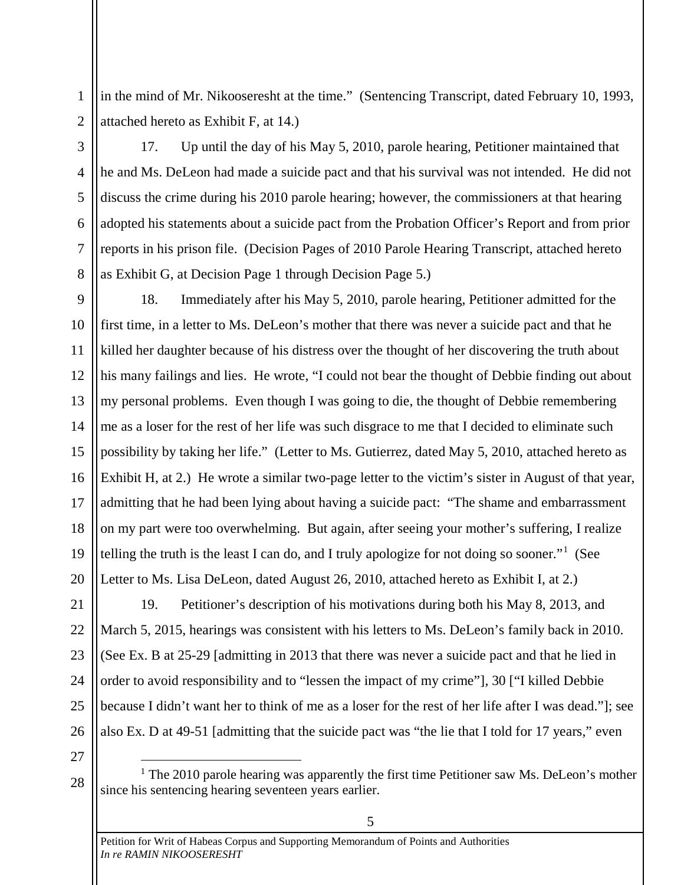in the mind of Mr. Nikooseresht at the time." (Sentencing Transcript, dated February 10, 1993, attached hereto as Exhibit F, at 14.)

17. Up until the day of his May 5, 2010, parole hearing, Petitioner maintained that he and Ms. DeLeon had made a suicide pact and that his survival was not intended. He did not discuss the crime during his 2010 parole hearing; however, the commissioners at that hearing adopted his statements about a suicide pact from the Probation Officer's Report and from prior reports in his prison file. (Decision Pages of 2010 Parole Hearing Transcript, attached hereto as Exhibit G, at Decision Page 1 through Decision Page 5.)

18. Immediately after his May 5, 2010, parole hearing, Petitioner admitted for the first time, in a letter to Ms. DeLeon's mother that there was never a suicide pact and that he killed her daughter because of his distress over the thought of her discovering the truth about his many failings and lies. He wrote, "I could not bear the thought of Debbie finding out about my personal problems. Even though I was going to die, the thought of Debbie remembering me as a loser for the rest of her life was such disgrace to me that I decided to eliminate such possibility by taking her life." (Letter to Ms. Gutierrez, dated May 5, 2010, attached hereto as Exhibit H, at 2.) He wrote a similar two-page letter to the victim's sister in August of that year, admitting that he had been lying about having a suicide pact: "The shame and embarrassment on my part were too overwhelming. But again, after seeing your mother's suffering, I realize telling the truth is the least I can do, and I truly apologize for not doing so sooner."[1] (See Letter to Ms. Lisa DeLeon, dated August 26, 2010, attached hereto as Exhibit I, at 2.)

19. Petitioner's description of his motivations during both his May 8, 2013, and March 5, 2015, hearings was consistent with his letters to Ms. DeLeon's family back in 2010. (See Ex. B at 25-29 [admitting in 2013 that there was never a suicide pact and that he lied in order to avoid responsibility and to "lessen the impact of my crime"], 30 ["I killed Debbie because I didn't want her to think of me as a loser for the rest of her life after I was dead."]; see also Ex. D at 49-51 [admitting that the suicide pact was "the lie that I told for 17 years," even

---

[1] The 2010 parole hearing was apparently the first time Petitioner saw Ms. DeLeon's mother since his sentencing hearing seventeen years earlier.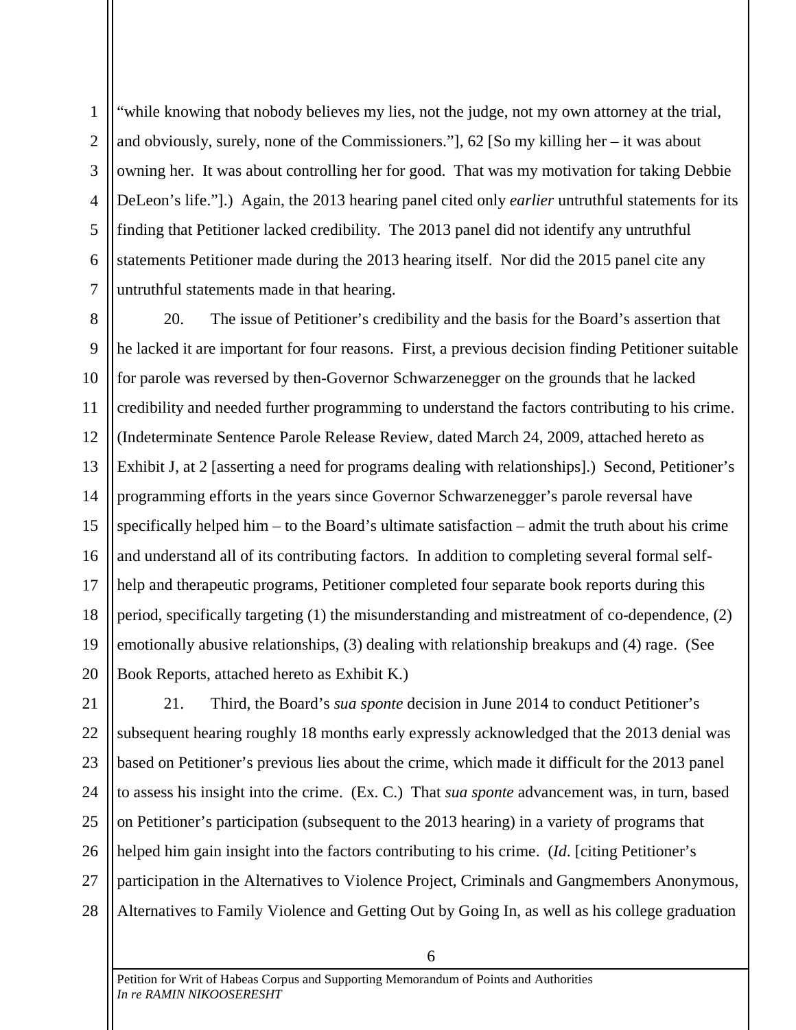"while knowing that nobody believes my lies, not the judge, not my own attorney at the trial, and obviously, surely, none of the Commissioners."], 62 [So my killing her – it was about owning her. It was about controlling her for good. That was my motivation for taking Debbie DeLeon's life."].) Again, the 2013 hearing panel cited only *earlier* untruthful statements for its finding that Petitioner lacked credibility. The 2013 panel did not identify any untruthful statements Petitioner made during the 2013 hearing itself. Nor did the 2015 panel cite any untruthful statements made in that hearing.

20. The issue of Petitioner's credibility and the basis for the Board's assertion that he lacked it are important for four reasons. First, a previous decision finding Petitioner suitable for parole was reversed by then-Governor Schwarzenegger on the grounds that he lacked credibility and needed further programming to understand the factors contributing to his crime. (Indeterminate Sentence Parole Release Review, dated March 24, 2009, attached hereto as Exhibit J, at 2 [asserting a need for programs dealing with relationships].) Second, Petitioner's programming efforts in the years since Governor Schwarzenegger's parole reversal have specifically helped him – to the Board's ultimate satisfaction – admit the truth about his crime and understand all of its contributing factors. In addition to completing several formal self-help and therapeutic programs, Petitioner completed four separate book reports during this period, specifically targeting (1) the misunderstanding and mistreatment of co-dependence, (2) emotionally abusive relationships, (3) dealing with relationship breakups and (4) rage. (See Book Reports, attached hereto as Exhibit K.)

21. Third, the Board's *sua sponte* decision in June 2014 to conduct Petitioner's subsequent hearing roughly 18 months early expressly acknowledged that the 2013 denial was based on Petitioner's previous lies about the crime, which made it difficult for the 2013 panel to assess his insight into the crime. (Ex. C.) That *sua sponte* advancement was, in turn, based on Petitioner's participation (subsequent to the 2013 hearing) in a variety of programs that helped him gain insight into the factors contributing to his crime. (*Id*. [citing Petitioner's participation in the Alternatives to Violence Project, Criminals and Gangmembers Anonymous, Alternatives to Family Violence and Getting Out by Going In, as well as his college graduation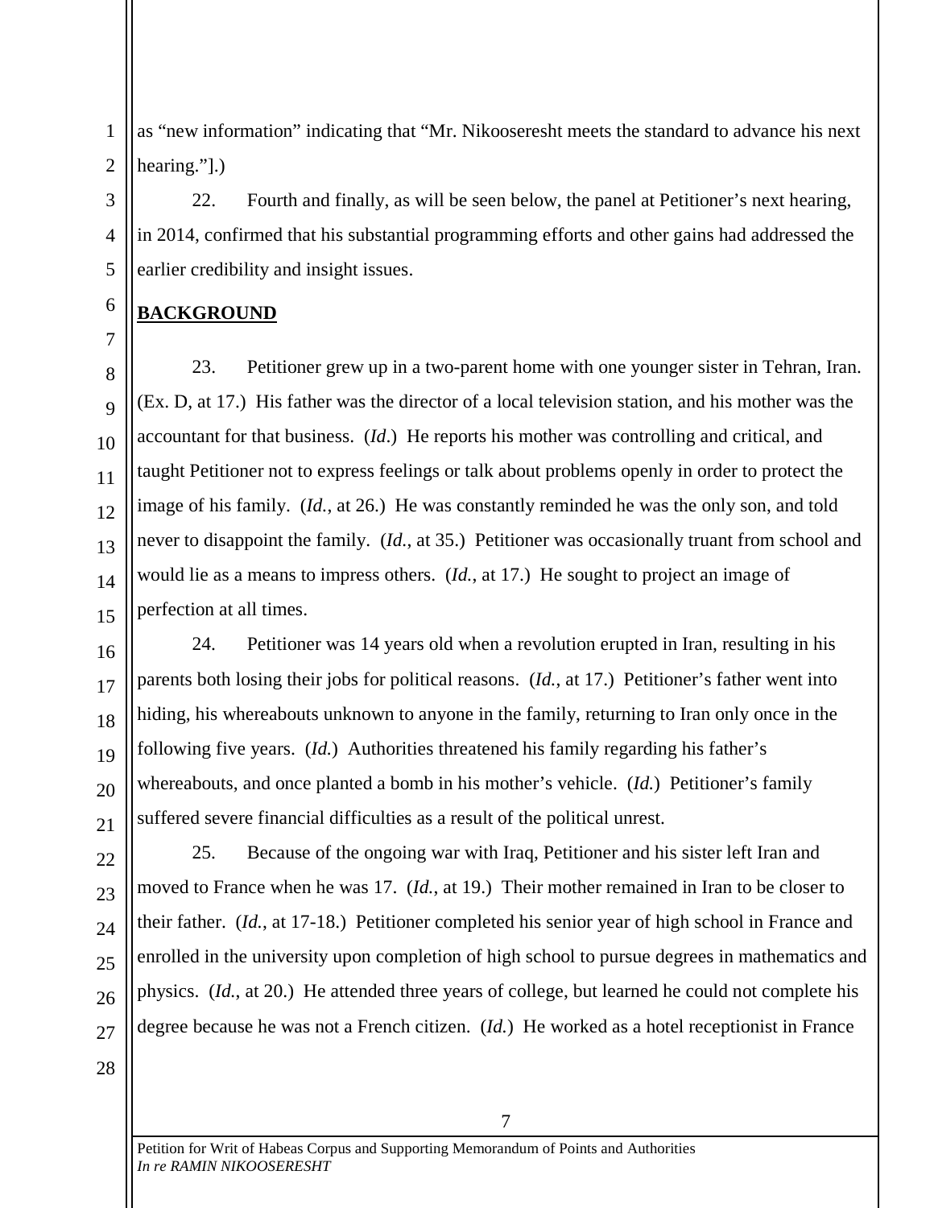as "new information" indicating that "Mr. Nikooseresht meets the standard to advance his next hearing."].)

22. Fourth and finally, as will be seen below, the panel at Petitioner's next hearing, in 2014, confirmed that his substantial programming efforts and other gains had addressed the earlier credibility and insight issues.

## **BACKGROUND**

23. Petitioner grew up in a two-parent home with one younger sister in Tehran, Iran. (Ex. D, at 17.) His father was the director of a local television station, and his mother was the accountant for that business. (*Id*.) He reports his mother was controlling and critical, and taught Petitioner not to express feelings or talk about problems openly in order to protect the image of his family. (*Id.*, at 26.) He was constantly reminded he was the only son, and told never to disappoint the family. (*Id.*, at 35.) Petitioner was occasionally truant from school and would lie as a means to impress others. (*Id.*, at 17.) He sought to project an image of perfection at all times.

24. Petitioner was 14 years old when a revolution erupted in Iran, resulting in his parents both losing their jobs for political reasons. (*Id.*, at 17.) Petitioner's father went into hiding, his whereabouts unknown to anyone in the family, returning to Iran only once in the following five years. (*Id.*) Authorities threatened his family regarding his father's whereabouts, and once planted a bomb in his mother's vehicle. (*Id.*) Petitioner's family suffered severe financial difficulties as a result of the political unrest.

25. Because of the ongoing war with Iraq, Petitioner and his sister left Iran and moved to France when he was 17. (*Id.*, at 19.) Their mother remained in Iran to be closer to their father. (*Id.*, at 17-18.) Petitioner completed his senior year of high school in France and enrolled in the university upon completion of high school to pursue degrees in mathematics and physics. (*Id.*, at 20.) He attended three years of college, but learned he could not complete his degree because he was not a French citizen. (*Id.*) He worked as a hotel receptionist in France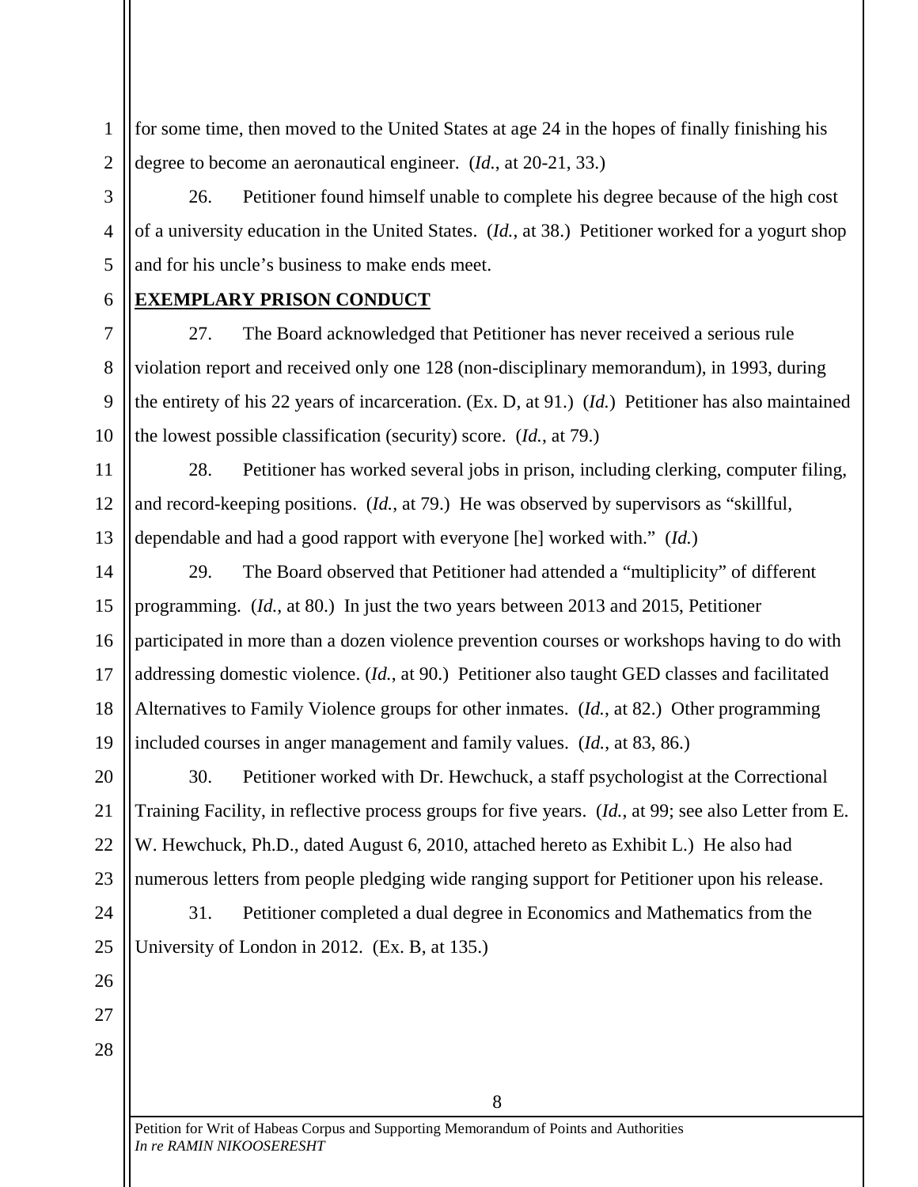for some time, then moved to the United States at age 24 in the hopes of finally finishing his degree to become an aeronautical engineer. (*Id.*, at 20-21, 33.)

26. Petitioner found himself unable to complete his degree because of the high cost of a university education in the United States. (*Id.*, at 38.) Petitioner worked for a yogurt shop and for his uncle's business to make ends meet.

**EXEMPLARY PRISON CONDUCT**

27. The Board acknowledged that Petitioner has never received a serious rule violation report and received only one 128 (non-disciplinary memorandum), in 1993, during the entirety of his 22 years of incarceration. (Ex. D, at 91.) (*Id.*) Petitioner has also maintained the lowest possible classification (security) score. (*Id.*, at 79.)

28. Petitioner has worked several jobs in prison, including clerking, computer filing, and record-keeping positions. (*Id.*, at 79.) He was observed by supervisors as "skillful, dependable and had a good rapport with everyone [he] worked with." (*Id.*)

29. The Board observed that Petitioner had attended a "multiplicity" of different programming. (*Id.*, at 80.) In just the two years between 2013 and 2015, Petitioner participated in more than a dozen violence prevention courses or workshops having to do with addressing domestic violence. (*Id.*, at 90.) Petitioner also taught GED classes and facilitated Alternatives to Family Violence groups for other inmates. (*Id.*, at 82.) Other programming included courses in anger management and family values. (*Id.*, at 83, 86.)

30. Petitioner worked with Dr. Hewchuck, a staff psychologist at the Correctional Training Facility, in reflective process groups for five years. (*Id.*, at 99; see also Letter from E. W. Hewchuck, Ph.D., dated August 6, 2010, attached hereto as Exhibit L.) He also had numerous letters from people pledging wide ranging support for Petitioner upon his release.

31. Petitioner completed a dual degree in Economics and Mathematics from the University of London in 2012. (Ex. B, at 135.)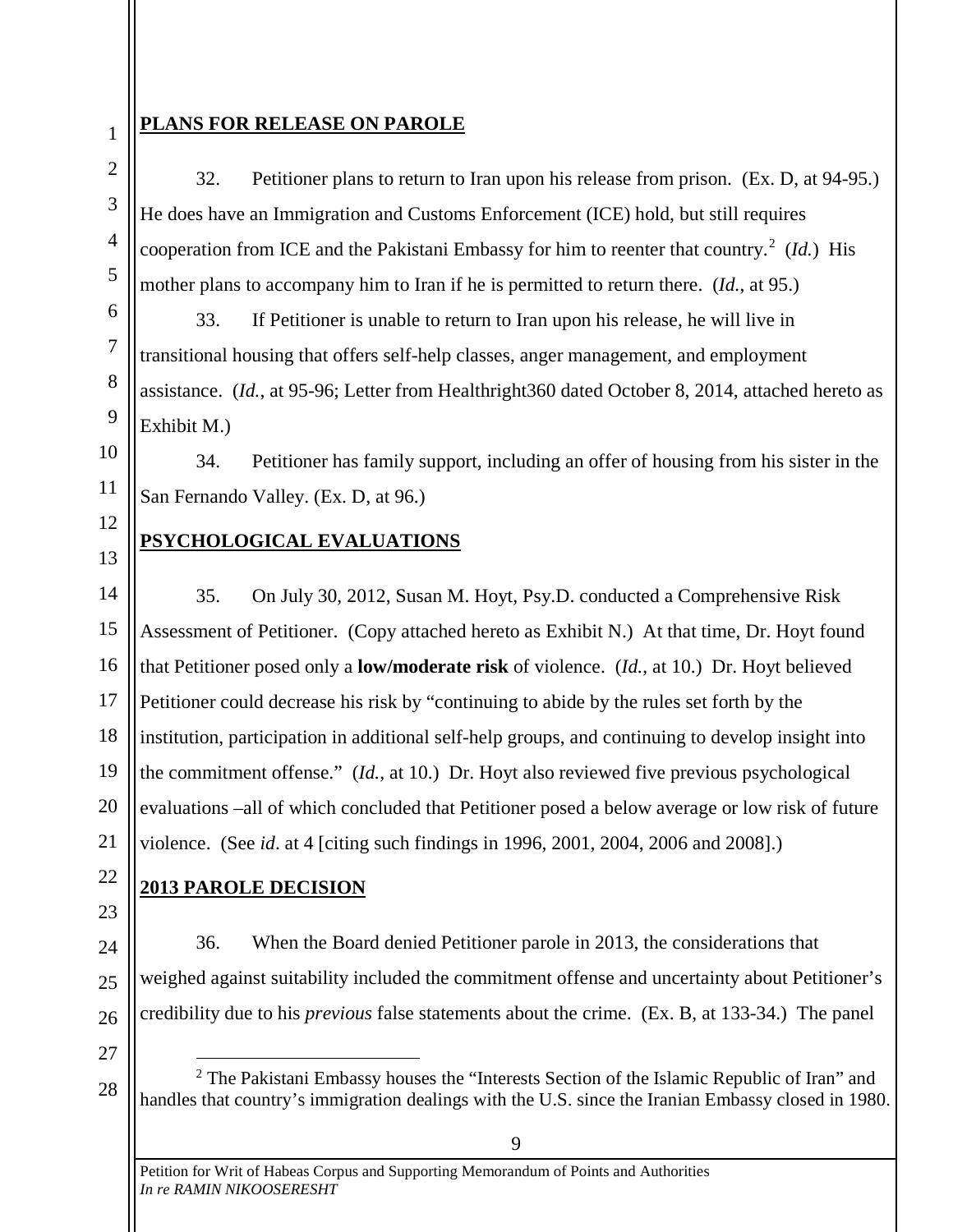**PLANS FOR RELEASE ON PAROLE**

32. Petitioner plans to return to Iran upon his release from prison. (Ex. D, at 94-95.) He does have an Immigration and Customs Enforcement (ICE) hold, but still requires cooperation from ICE and the Pakistani Embassy for him to reenter that country.[2] (*Id.*) His mother plans to accompany him to Iran if he is permitted to return there. (*Id.*, at 95.)

33. If Petitioner is unable to return to Iran upon his release, he will live in transitional housing that offers self-help classes, anger management, and employment assistance. (*Id.*, at 95-96; Letter from Healthright360 dated October 8, 2014, attached hereto as Exhibit M.)

34. Petitioner has family support, including an offer of housing from his sister in the San Fernando Valley. (Ex. D, at 96.)

**PSYCHOLOGICAL EVALUATIONS**

35. On July 30, 2012, Susan M. Hoyt, Psy.D. conducted a Comprehensive Risk Assessment of Petitioner. (Copy attached hereto as Exhibit N.) At that time, Dr. Hoyt found that Petitioner posed only a **low/moderate risk** of violence. (*Id.*, at 10.) Dr. Hoyt believed Petitioner could decrease his risk by "continuing to abide by the rules set forth by the institution, participation in additional self-help groups, and continuing to develop insight into the commitment offense." (*Id.*, at 10.) Dr. Hoyt also reviewed five previous psychological evaluations –all of which concluded that Petitioner posed a below average or low risk of future violence. (See *id*. at 4 [citing such findings in 1996, 2001, 2004, 2006 and 2008].)

**2013 PAROLE DECISION**

36. When the Board denied Petitioner parole in 2013, the considerations that weighed against suitability included the commitment offense and uncertainty about Petitioner's credibility due to his *previous* false statements about the crime. (Ex. B, at 133-34.) The panel

[2] The Pakistani Embassy houses the "Interests Section of the Islamic Republic of Iran" and handles that country's immigration dealings with the U.S. since the Iranian Embassy closed in 1980.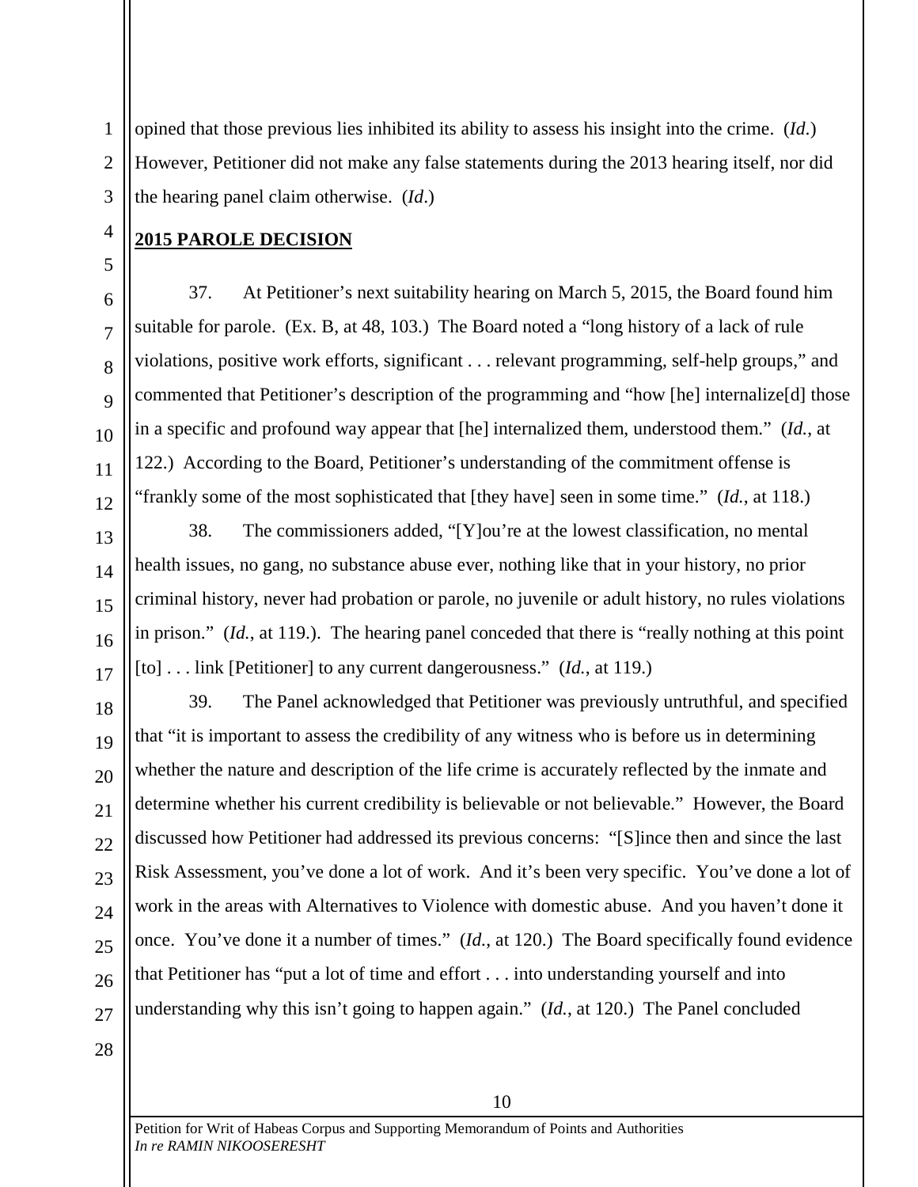opined that those previous lies inhibited its ability to assess his insight into the crime. (*Id*.) However, Petitioner did not make any false statements during the 2013 hearing itself, nor did the hearing panel claim otherwise. (*Id*.)

**2015 PAROLE DECISION**

37. At Petitioner's next suitability hearing on March 5, 2015, the Board found him suitable for parole. (Ex. B, at 48, 103.) The Board noted a "long history of a lack of rule violations, positive work efforts, significant . . . relevant programming, self-help groups," and commented that Petitioner's description of the programming and "how [he] internalize[d] those in a specific and profound way appear that [he] internalized them, understood them." (*Id.*, at 122.) According to the Board, Petitioner's understanding of the commitment offense is "frankly some of the most sophisticated that [they have] seen in some time." (*Id.*, at 118.)

38. The commissioners added, "[Y]ou're at the lowest classification, no mental health issues, no gang, no substance abuse ever, nothing like that in your history, no prior criminal history, never had probation or parole, no juvenile or adult history, no rules violations in prison." (*Id.*, at 119.). The hearing panel conceded that there is "really nothing at this point [to] . . . link [Petitioner] to any current dangerousness." (*Id.*, at 119.)

39. The Panel acknowledged that Petitioner was previously untruthful, and specified that "it is important to assess the credibility of any witness who is before us in determining whether the nature and description of the life crime is accurately reflected by the inmate and determine whether his current credibility is believable or not believable." However, the Board discussed how Petitioner had addressed its previous concerns: "[S]ince then and since the last Risk Assessment, you've done a lot of work. And it's been very specific. You've done a lot of work in the areas with Alternatives to Violence with domestic abuse. And you haven't done it once. You've done it a number of times." (*Id.*, at 120.) The Board specifically found evidence that Petitioner has "put a lot of time and effort . . . into understanding yourself and into understanding why this isn't going to happen again." (*Id.*, at 120.) The Panel concluded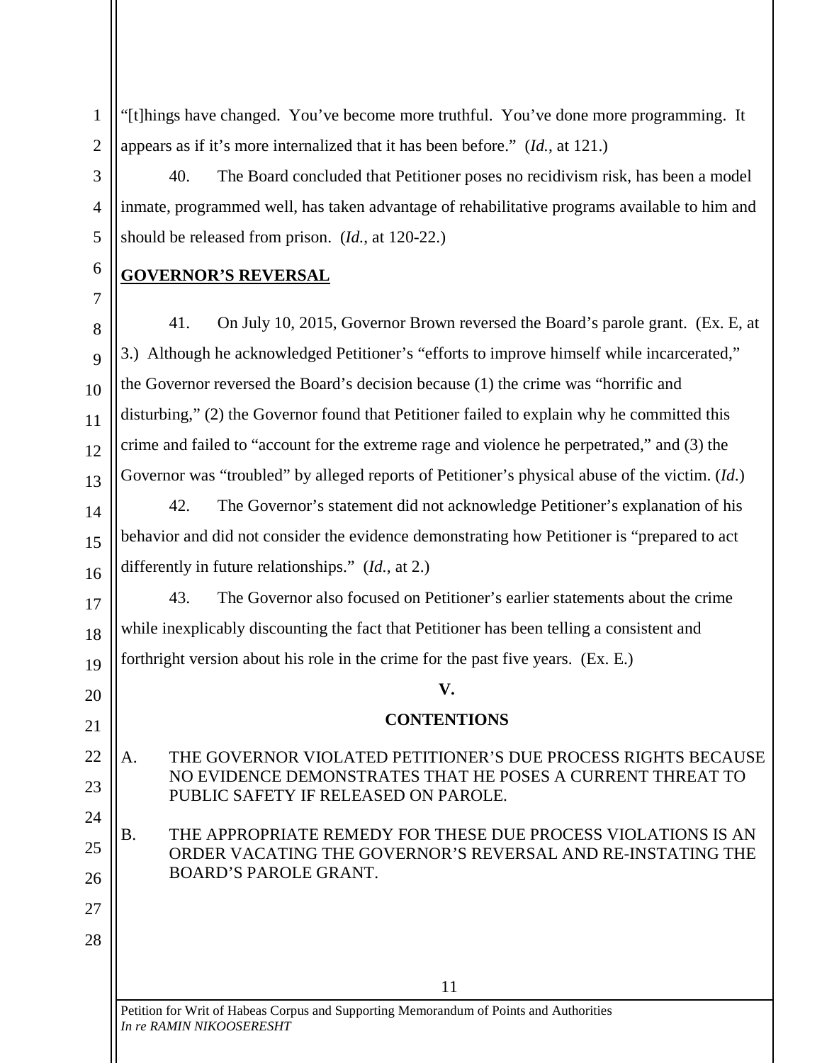"[t]hings have changed. You've become more truthful. You've done more programming. It appears as if it's more internalized that it has been before." (*Id.*, at 121.)

40. The Board concluded that Petitioner poses no recidivism risk, has been a model inmate, programmed well, has taken advantage of rehabilitative programs available to him and should be released from prison. (*Id.*, at 120-22.)

## GOVERNOR'S REVERSAL

41. On July 10, 2015, Governor Brown reversed the Board's parole grant. (Ex. E, at 3.) Although he acknowledged Petitioner's "efforts to improve himself while incarcerated," the Governor reversed the Board's decision because (1) the crime was "horrific and disturbing," (2) the Governor found that Petitioner failed to explain why he committed this crime and failed to "account for the extreme rage and violence he perpetrated," and (3) the Governor was "troubled" by alleged reports of Petitioner's physical abuse of the victim. (*Id.*)

42. The Governor's statement did not acknowledge Petitioner's explanation of his behavior and did not consider the evidence demonstrating how Petitioner is "prepared to act differently in future relationships." (*Id.*, at 2.)

43. The Governor also focused on Petitioner's earlier statements about the crime while inexplicably discounting the fact that Petitioner has been telling a consistent and forthright version about his role in the crime for the past five years. (Ex. E.)

# V.

# CONTENTIONS

A. THE GOVERNOR VIOLATED PETITIONER'S DUE PROCESS RIGHTS BECAUSE NO EVIDENCE DEMONSTRATES THAT HE POSES A CURRENT THREAT TO PUBLIC SAFETY IF RELEASED ON PAROLE.

B. THE APPROPRIATE REMEDY FOR THESE DUE PROCESS VIOLATIONS IS AN ORDER VACATING THE GOVERNOR'S REVERSAL AND RE-INSTATING THE BOARD'S PAROLE GRANT.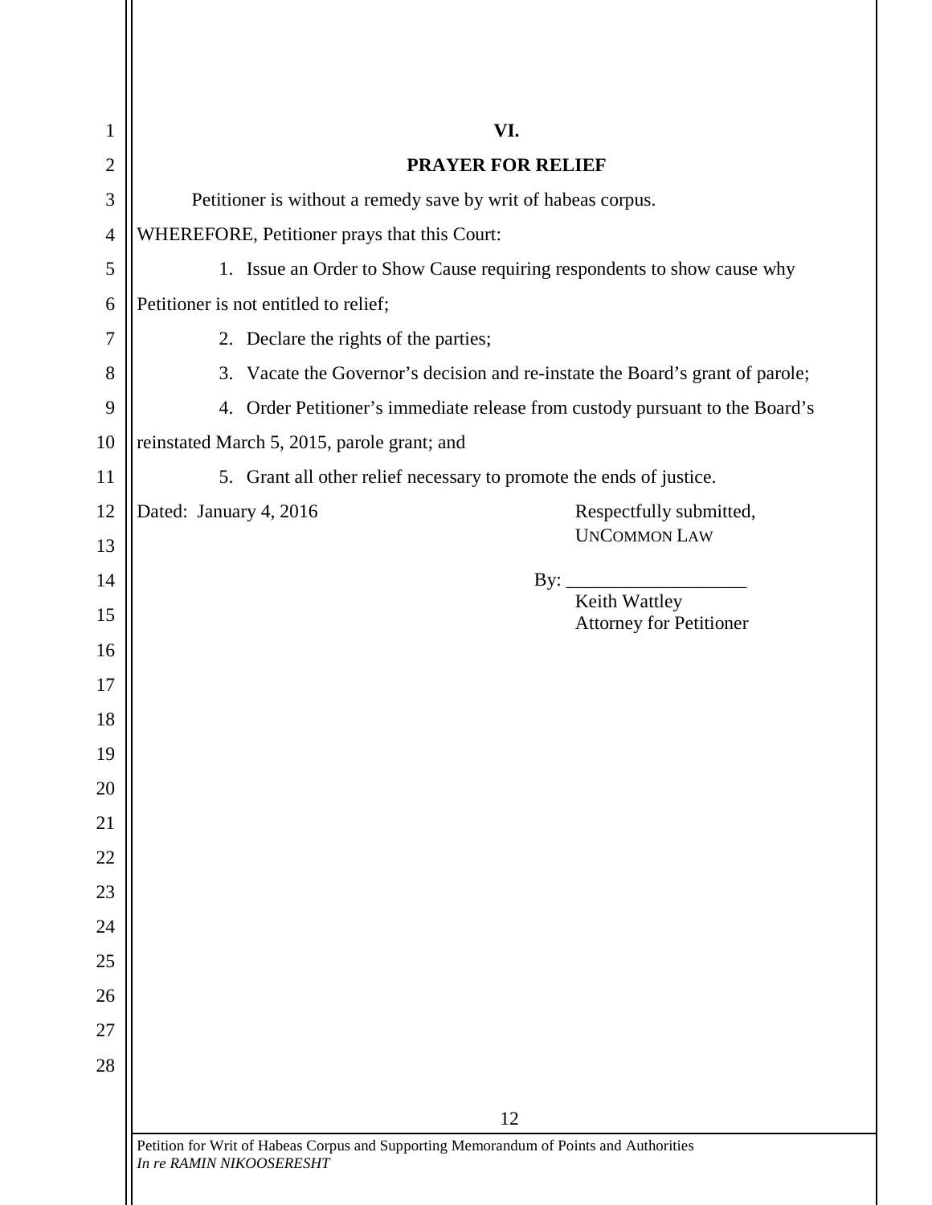## VI.

## PRAYER FOR RELIEF

Petitioner is without a remedy save by writ of habeas corpus.

WHEREFORE, Petitioner prays that this Court:

1. Issue an Order to Show Cause requiring respondents to show cause why Petitioner is not entitled to relief;
2. Declare the rights of the parties;
3. Vacate the Governor's decision and re-instate the Board's grant of parole;
4. Order Petitioner's immediate release from custody pursuant to the Board's reinstated March 5, 2015, parole grant; and
5. Grant all other relief necessary to promote the ends of justice.

Dated: January 4, 2016

Respectfully submitted,
UNCOMMON LAW

By: ___________________
Keith Wattley
Attorney for Petitioner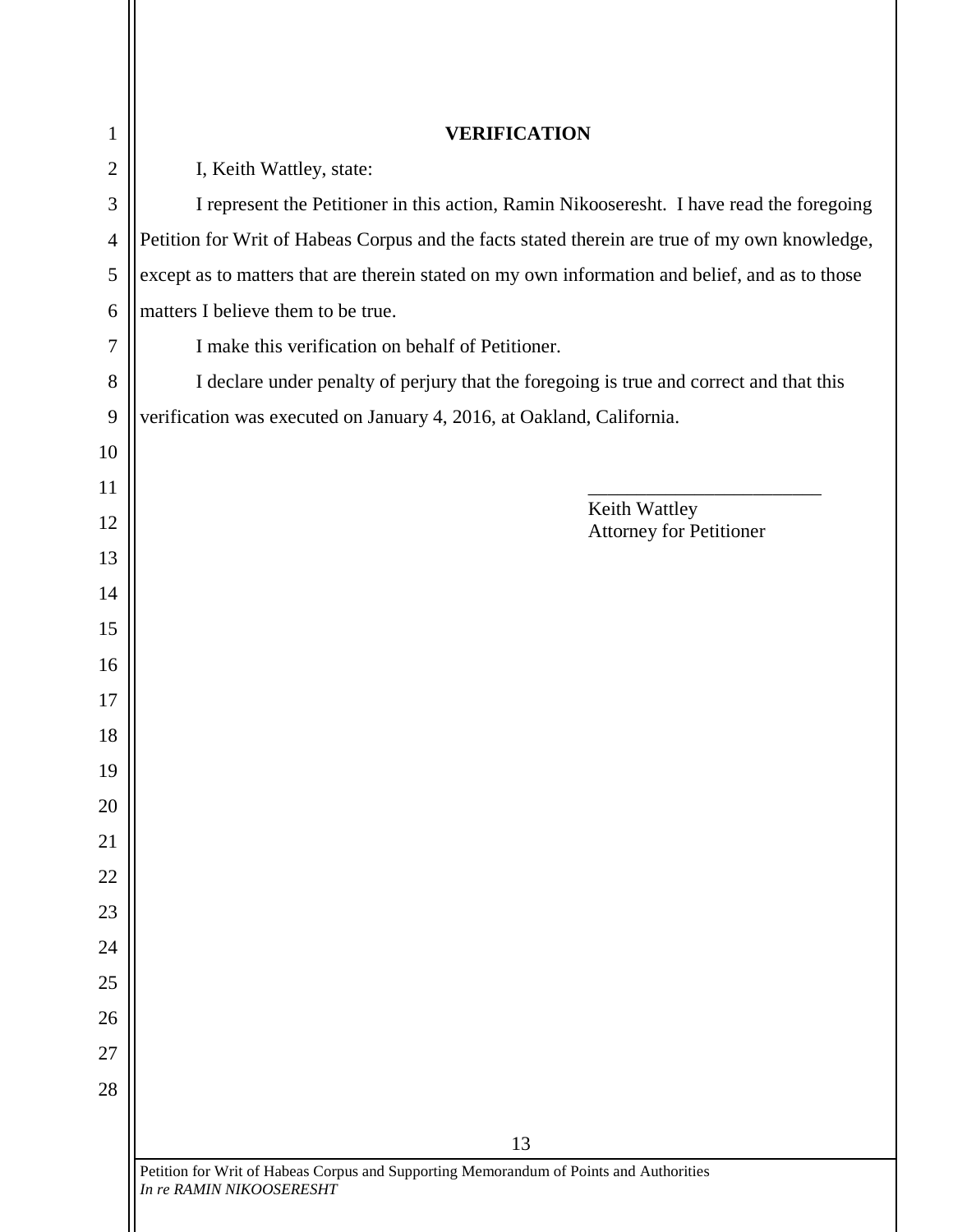# VERIFICATION

I, Keith Wattley, state:

I represent the Petitioner in this action, Ramin Nikooseresht. I have read the foregoing Petition for Writ of Habeas Corpus and the facts stated therein are true of my own knowledge, except as to matters that are therein stated on my own information and belief, and as to those matters I believe them to be true.

I make this verification on behalf of Petitioner.

I declare under penalty of perjury that the foregoing is true and correct and that this verification was executed on January 4, 2016, at Oakland, California.

\_\_\_\_\_\_\_\_\_\_\_\_\_\_\_\_\_\_\_\_\_\_\_\_\_\_
Keith Wattley
Attorney for Petitioner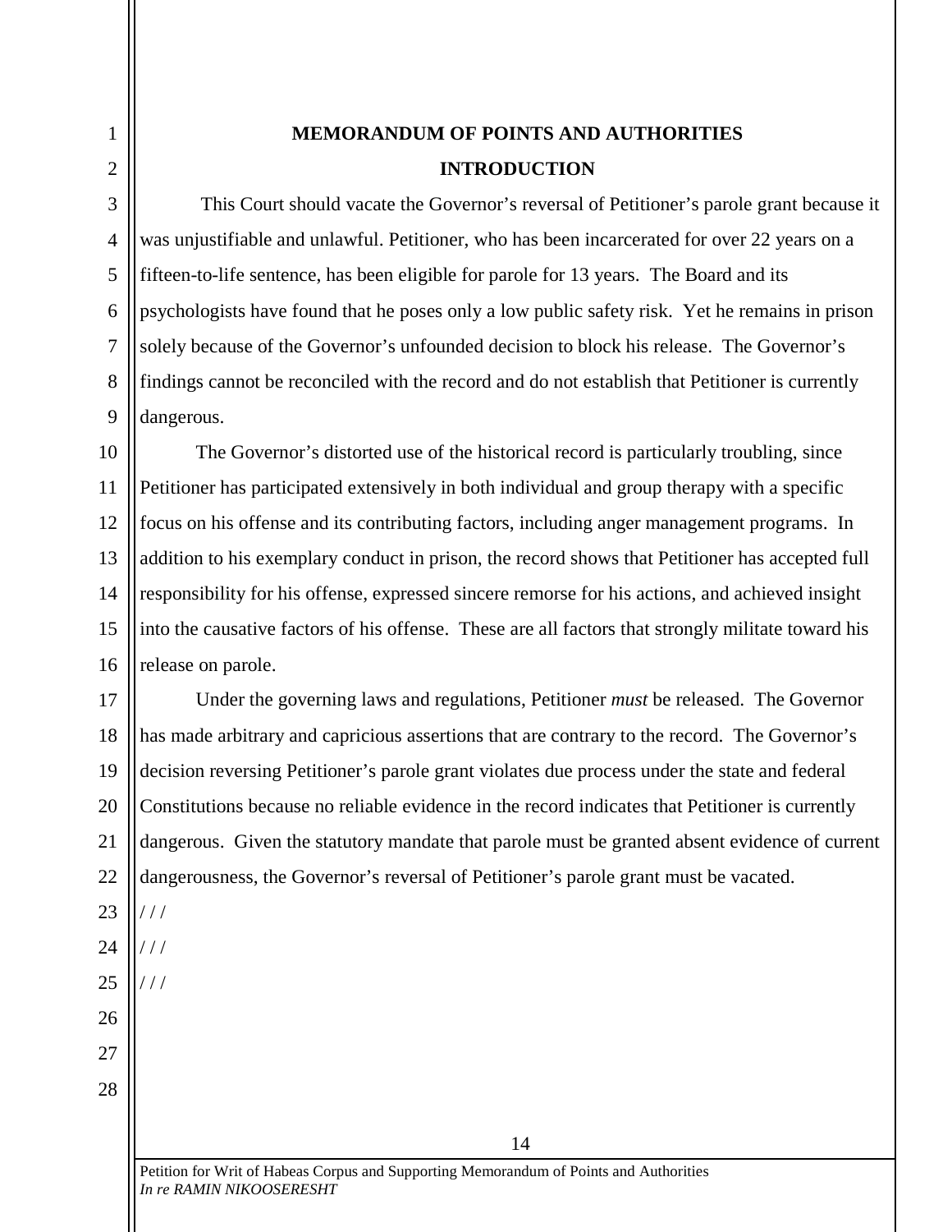## MEMORANDUM OF POINTS AND AUTHORITIES

## INTRODUCTION

This Court should vacate the Governor's reversal of Petitioner's parole grant because it was unjustifiable and unlawful. Petitioner, who has been incarcerated for over 22 years on a fifteen-to-life sentence, has been eligible for parole for 13 years. The Board and its psychologists have found that he poses only a low public safety risk. Yet he remains in prison solely because of the Governor's unfounded decision to block his release. The Governor's findings cannot be reconciled with the record and do not establish that Petitioner is currently dangerous.

The Governor's distorted use of the historical record is particularly troubling, since Petitioner has participated extensively in both individual and group therapy with a specific focus on his offense and its contributing factors, including anger management programs. In addition to his exemplary conduct in prison, the record shows that Petitioner has accepted full responsibility for his offense, expressed sincere remorse for his actions, and achieved insight into the causative factors of his offense. These are all factors that strongly militate toward his release on parole.

Under the governing laws and regulations, Petitioner *must* be released. The Governor has made arbitrary and capricious assertions that are contrary to the record. The Governor's decision reversing Petitioner's parole grant violates due process under the state and federal Constitutions because no reliable evidence in the record indicates that Petitioner is currently dangerous. Given the statutory mandate that parole must be granted absent evidence of current dangerousness, the Governor's reversal of Petitioner's parole grant must be vacated.

/ / /

/ / /

/ / /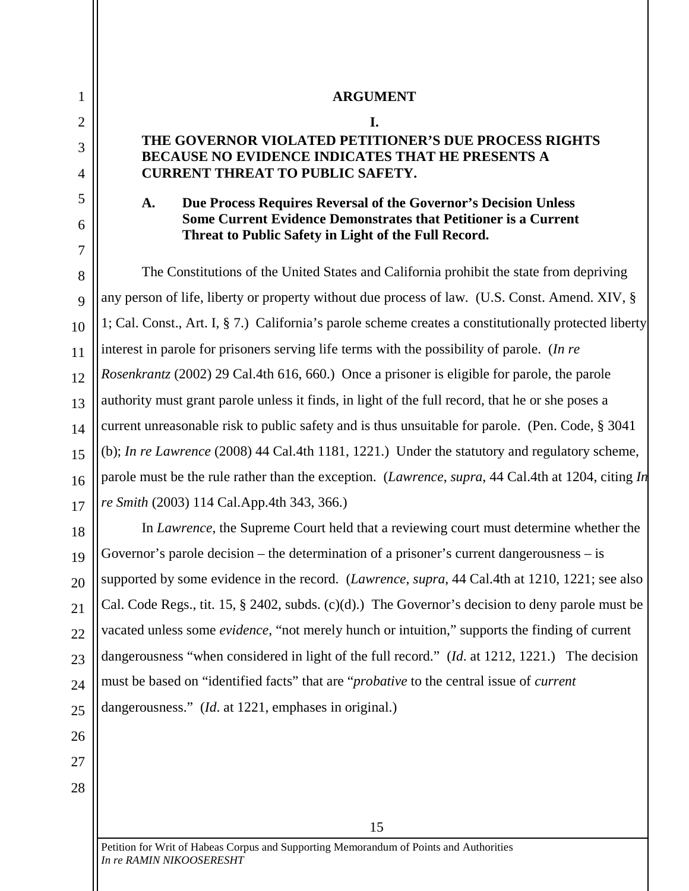# ARGUMENT

## I.

## THE GOVERNOR VIOLATED PETITIONER'S DUE PROCESS RIGHTS BECAUSE NO EVIDENCE INDICATES THAT HE PRESENTS A CURRENT THREAT TO PUBLIC SAFETY.

### A. Due Process Requires Reversal of the Governor's Decision Unless Some Current Evidence Demonstrates that Petitioner is a Current Threat to Public Safety in Light of the Full Record.

The Constitutions of the United States and California prohibit the state from depriving any person of life, liberty or property without due process of law. (U.S. Const. Amend. XIV, § 1; Cal. Const., Art. I, § 7.) California's parole scheme creates a constitutionally protected liberty interest in parole for prisoners serving life terms with the possibility of parole. (*In re Rosenkrantz* (2002) 29 Cal.4th 616, 660.) Once a prisoner is eligible for parole, the parole authority must grant parole unless it finds, in light of the full record, that he or she poses a current unreasonable risk to public safety and is thus unsuitable for parole. (Pen. Code, § 3041 (b); *In re Lawrence* (2008) 44 Cal.4th 1181, 1221.) Under the statutory and regulatory scheme, parole must be the rule rather than the exception. (*Lawrence*, *supra*, 44 Cal.4th at 1204, citing *In re Smith* (2003) 114 Cal.App.4th 343, 366.)

In *Lawrence*, the Supreme Court held that a reviewing court must determine whether the Governor's parole decision – the determination of a prisoner's current dangerousness – is supported by some evidence in the record. (*Lawrence*, *supra*, 44 Cal.4th at 1210, 1221; see also Cal. Code Regs., tit. 15, § 2402, subds. (c)(d).) The Governor's decision to deny parole must be vacated unless some *evidence*, "not merely hunch or intuition," supports the finding of current dangerousness "when considered in light of the full record." (*Id*. at 1212, 1221.) The decision must be based on "identified facts" that are "*probative* to the central issue of *current* dangerousness." (*Id*. at 1221, emphases in original.)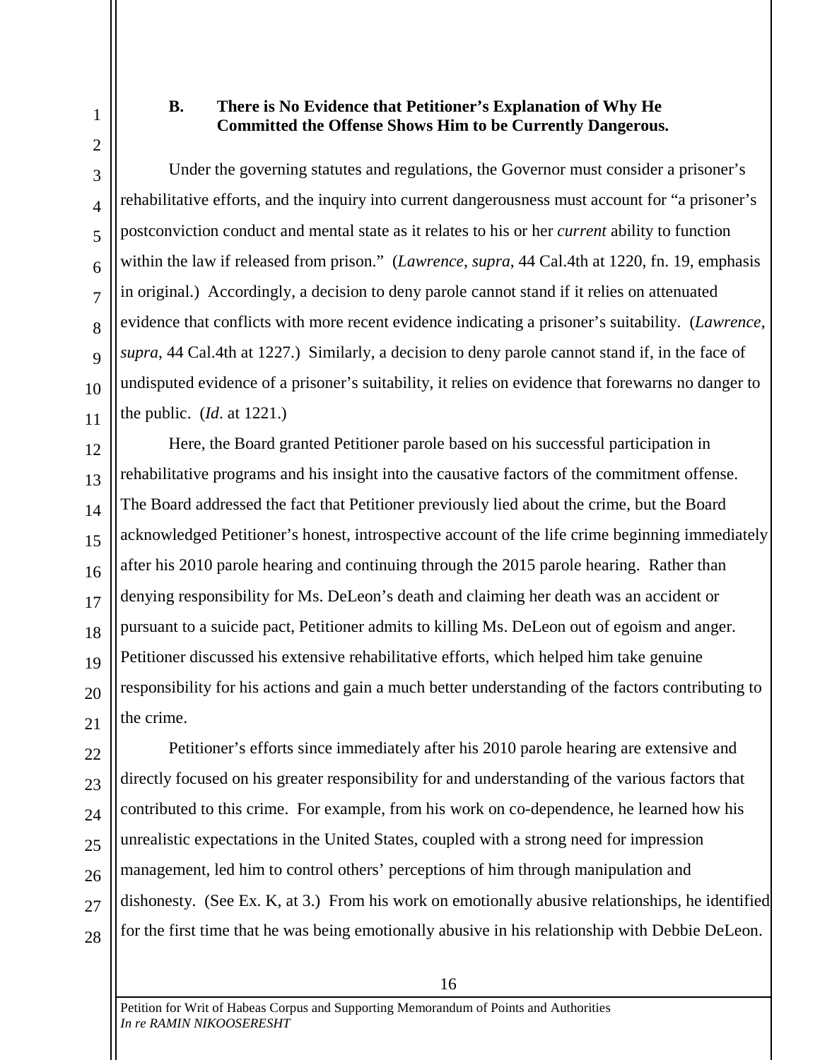### B. There is No Evidence that Petitioner's Explanation of Why He Committed the Offense Shows Him to be Currently Dangerous.

Under the governing statutes and regulations, the Governor must consider a prisoner's rehabilitative efforts, and the inquiry into current dangerousness must account for "a prisoner's postconviction conduct and mental state as it relates to his or her *current* ability to function within the law if released from prison." (*Lawrence*, *supra*, 44 Cal.4th at 1220, fn. 19, emphasis in original.) Accordingly, a decision to deny parole cannot stand if it relies on attenuated evidence that conflicts with more recent evidence indicating a prisoner's suitability. (*Lawrence*, *supra*, 44 Cal.4th at 1227.) Similarly, a decision to deny parole cannot stand if, in the face of undisputed evidence of a prisoner's suitability, it relies on evidence that forewarns no danger to the public. (*Id*. at 1221.)

Here, the Board granted Petitioner parole based on his successful participation in rehabilitative programs and his insight into the causative factors of the commitment offense. The Board addressed the fact that Petitioner previously lied about the crime, but the Board acknowledged Petitioner's honest, introspective account of the life crime beginning immediately after his 2010 parole hearing and continuing through the 2015 parole hearing. Rather than denying responsibility for Ms. DeLeon's death and claiming her death was an accident or pursuant to a suicide pact, Petitioner admits to killing Ms. DeLeon out of egoism and anger. Petitioner discussed his extensive rehabilitative efforts, which helped him take genuine responsibility for his actions and gain a much better understanding of the factors contributing to the crime.

Petitioner's efforts since immediately after his 2010 parole hearing are extensive and directly focused on his greater responsibility for and understanding of the various factors that contributed to this crime. For example, from his work on co-dependence, he learned how his unrealistic expectations in the United States, coupled with a strong need for impression management, led him to control others' perceptions of him through manipulation and dishonesty. (See Ex. K, at 3.) From his work on emotionally abusive relationships, he identified for the first time that he was being emotionally abusive in his relationship with Debbie DeLeon.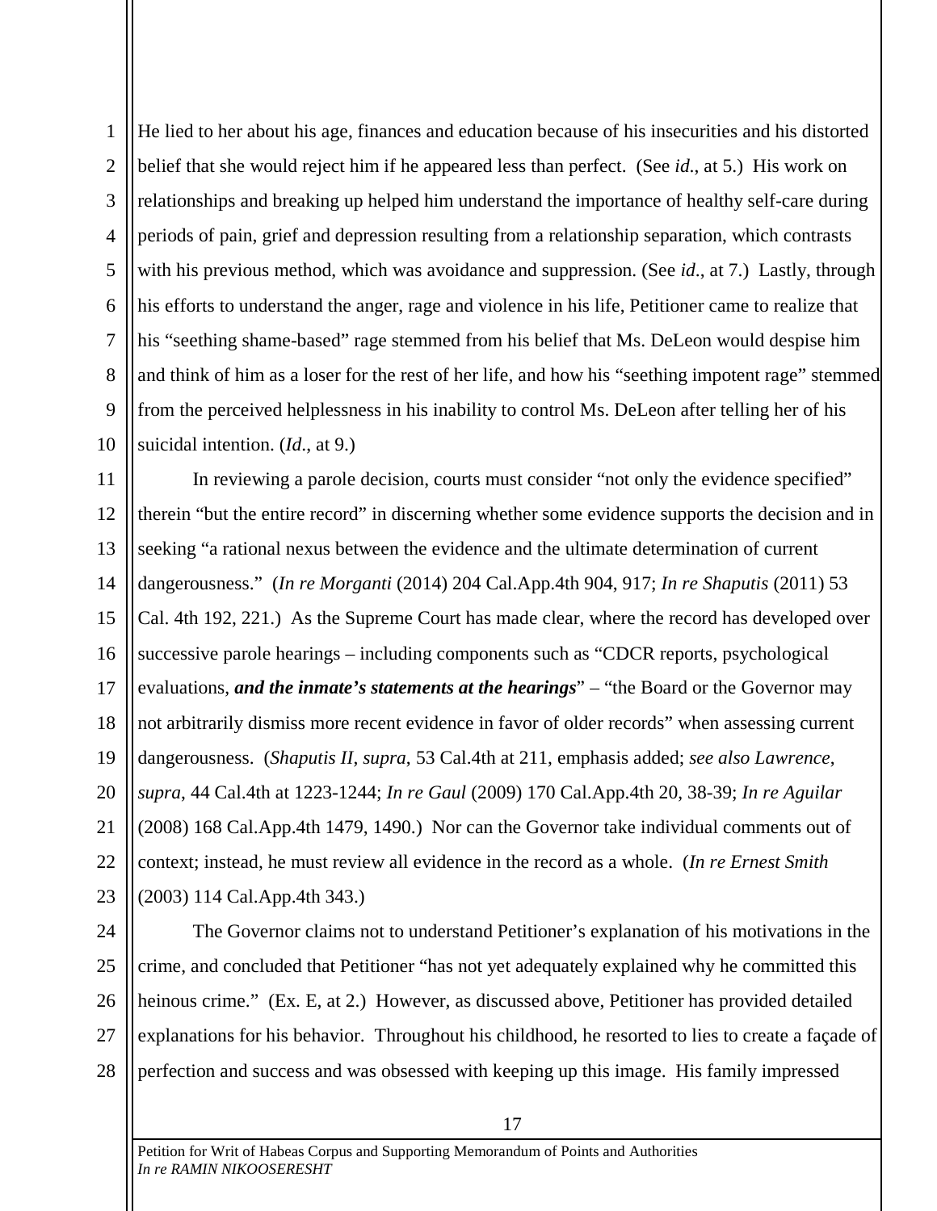He lied to her about his age, finances and education because of his insecurities and his distorted belief that she would reject him if he appeared less than perfect. (See *id.*, at 5.) His work on relationships and breaking up helped him understand the importance of healthy self-care during periods of pain, grief and depression resulting from a relationship separation, which contrasts with his previous method, which was avoidance and suppression. (See *id.*, at 7.) Lastly, through his efforts to understand the anger, rage and violence in his life, Petitioner came to realize that his "seething shame-based" rage stemmed from his belief that Ms. DeLeon would despise him and think of him as a loser for the rest of her life, and how his "seething impotent rage" stemmed from the perceived helplessness in his inability to control Ms. DeLeon after telling her of his suicidal intention. (*Id.*, at 9.)

In reviewing a parole decision, courts must consider "not only the evidence specified" therein "but the entire record" in discerning whether some evidence supports the decision and in seeking "a rational nexus between the evidence and the ultimate determination of current dangerousness." (*In re Morganti* (2014) 204 Cal.App.4th 904, 917; *In re Shaputis* (2011) 53 Cal. 4th 192, 221.) As the Supreme Court has made clear, where the record has developed over successive parole hearings – including components such as "CDCR reports, psychological evaluations, ***and the inmate's statements at the hearings***" – "the Board or the Governor may not arbitrarily dismiss more recent evidence in favor of older records" when assessing current dangerousness. (*Shaputis II*, *supra*, 53 Cal.4th at 211, emphasis added; *see also Lawrence*, *supra*, 44 Cal.4th at 1223-1244; *In re Gaul* (2009) 170 Cal.App.4th 20, 38-39; *In re Aguilar* (2008) 168 Cal.App.4th 1479, 1490.) Nor can the Governor take individual comments out of context; instead, he must review all evidence in the record as a whole. (*In re Ernest Smith* (2003) 114 Cal.App.4th 343.)

The Governor claims not to understand Petitioner's explanation of his motivations in the crime, and concluded that Petitioner "has not yet adequately explained why he committed this heinous crime." (Ex. E, at 2.) However, as discussed above, Petitioner has provided detailed explanations for his behavior. Throughout his childhood, he resorted to lies to create a façade of perfection and success and was obsessed with keeping up this image. His family impressed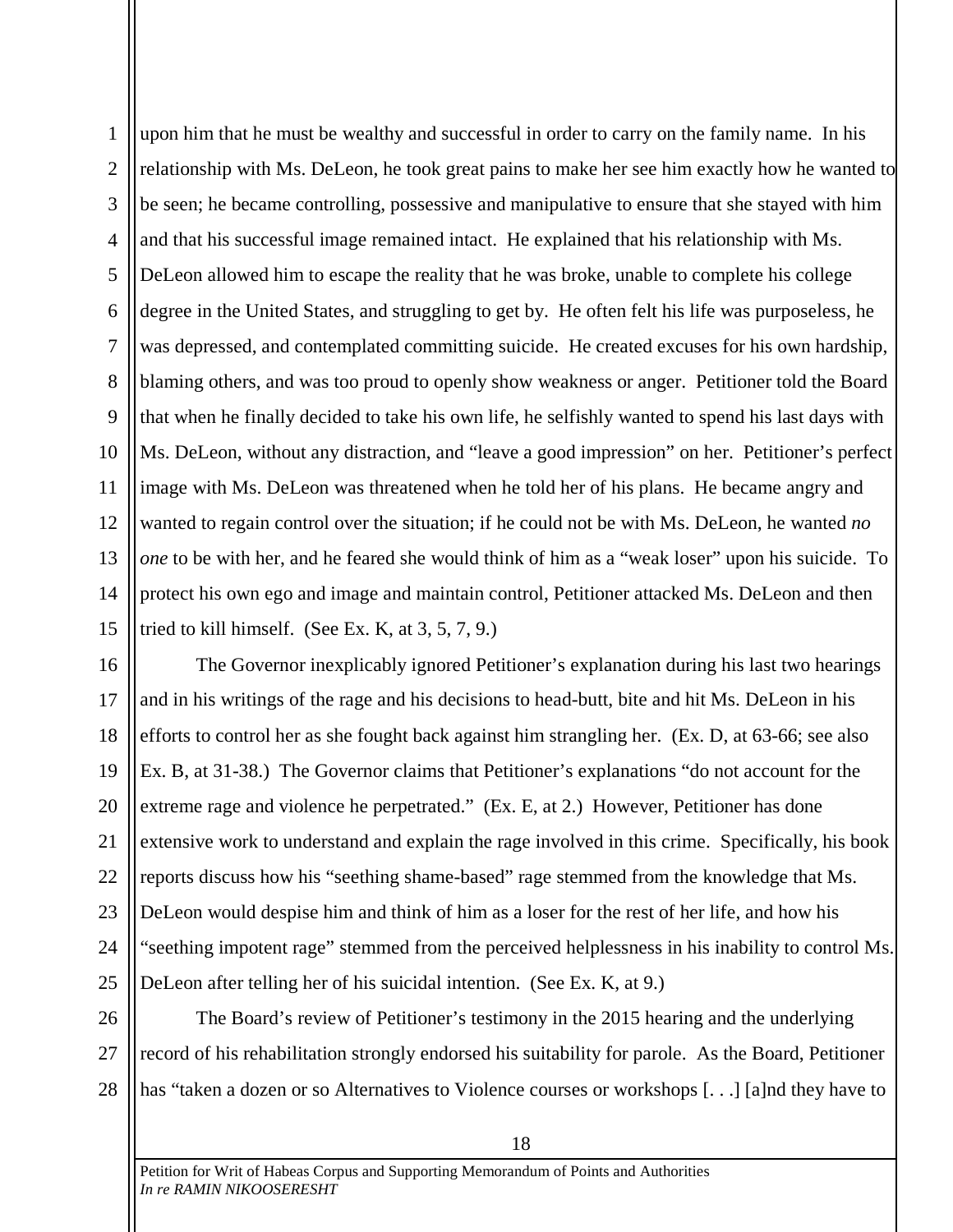upon him that he must be wealthy and successful in order to carry on the family name. In his relationship with Ms. DeLeon, he took great pains to make her see him exactly how he wanted to be seen; he became controlling, possessive and manipulative to ensure that she stayed with him and that his successful image remained intact. He explained that his relationship with Ms. DeLeon allowed him to escape the reality that he was broke, unable to complete his college degree in the United States, and struggling to get by. He often felt his life was purposeless, he was depressed, and contemplated committing suicide. He created excuses for his own hardship, blaming others, and was too proud to openly show weakness or anger. Petitioner told the Board that when he finally decided to take his own life, he selfishly wanted to spend his last days with Ms. DeLeon, without any distraction, and "leave a good impression" on her. Petitioner's perfect image with Ms. DeLeon was threatened when he told her of his plans. He became angry and wanted to regain control over the situation; if he could not be with Ms. DeLeon, he wanted *no one* to be with her, and he feared she would think of him as a "weak loser" upon his suicide. To protect his own ego and image and maintain control, Petitioner attacked Ms. DeLeon and then tried to kill himself. (See Ex. K, at 3, 5, 7, 9.)

The Governor inexplicably ignored Petitioner's explanation during his last two hearings and in his writings of the rage and his decisions to head-butt, bite and hit Ms. DeLeon in his efforts to control her as she fought back against him strangling her. (Ex. D, at 63-66; see also Ex. B, at 31-38.) The Governor claims that Petitioner's explanations "do not account for the extreme rage and violence he perpetrated." (Ex. E, at 2.) However, Petitioner has done extensive work to understand and explain the rage involved in this crime. Specifically, his book reports discuss how his "seething shame-based" rage stemmed from the knowledge that Ms. DeLeon would despise him and think of him as a loser for the rest of her life, and how his "seething impotent rage" stemmed from the perceived helplessness in his inability to control Ms. DeLeon after telling her of his suicidal intention. (See Ex. K, at 9.)

The Board's review of Petitioner's testimony in the 2015 hearing and the underlying record of his rehabilitation strongly endorsed his suitability for parole. As the Board, Petitioner has "taken a dozen or so Alternatives to Violence courses or workshops [. . .] [a]nd they have to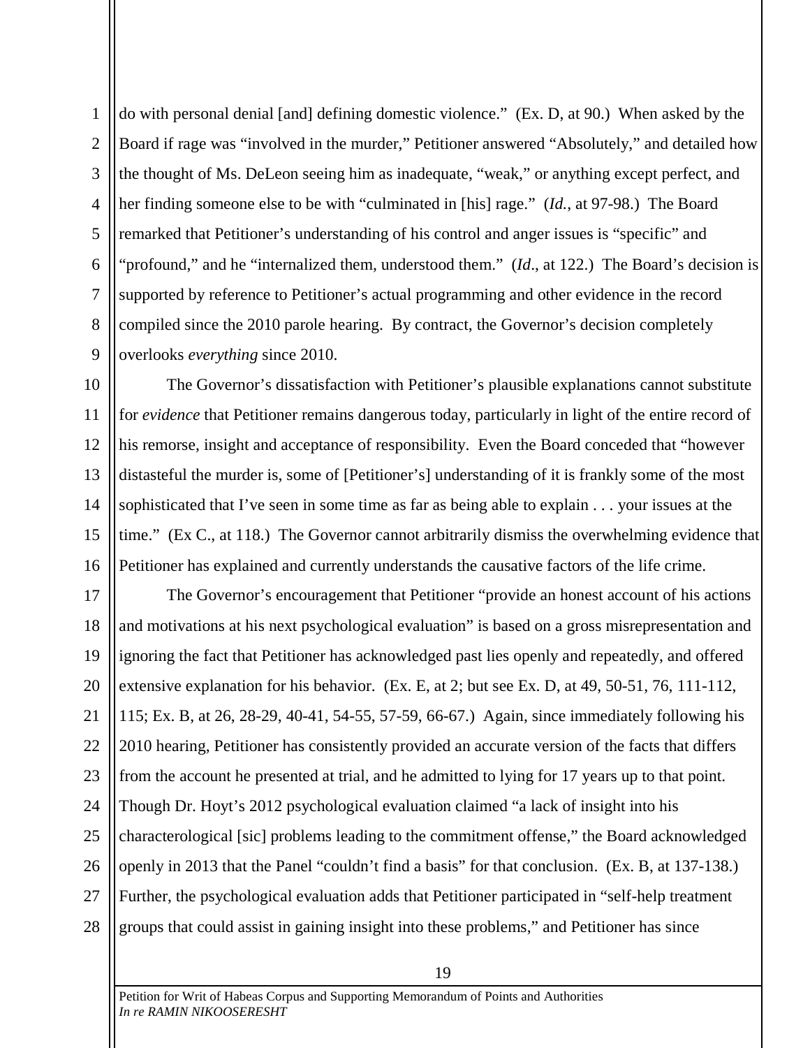do with personal denial [and] defining domestic violence." (Ex. D, at 90.) When asked by the Board if rage was "involved in the murder," Petitioner answered "Absolutely," and detailed how the thought of Ms. DeLeon seeing him as inadequate, "weak," or anything except perfect, and her finding someone else to be with "culminated in [his] rage." (*Id.*, at 97-98.) The Board remarked that Petitioner's understanding of his control and anger issues is "specific" and "profound," and he "internalized them, understood them." (*Id*., at 122.) The Board's decision is supported by reference to Petitioner's actual programming and other evidence in the record compiled since the 2010 parole hearing. By contract, the Governor's decision completely overlooks *everything* since 2010.

The Governor's dissatisfaction with Petitioner's plausible explanations cannot substitute for *evidence* that Petitioner remains dangerous today, particularly in light of the entire record of his remorse, insight and acceptance of responsibility. Even the Board conceded that "however distasteful the murder is, some of [Petitioner's] understanding of it is frankly some of the most sophisticated that I've seen in some time as far as being able to explain . . . your issues at the time." (Ex C., at 118.) The Governor cannot arbitrarily dismiss the overwhelming evidence that Petitioner has explained and currently understands the causative factors of the life crime.

The Governor's encouragement that Petitioner "provide an honest account of his actions and motivations at his next psychological evaluation" is based on a gross misrepresentation and ignoring the fact that Petitioner has acknowledged past lies openly and repeatedly, and offered extensive explanation for his behavior. (Ex. E, at 2; but see Ex. D, at 49, 50-51, 76, 111-112, 115; Ex. B, at 26, 28-29, 40-41, 54-55, 57-59, 66-67.) Again, since immediately following his 2010 hearing, Petitioner has consistently provided an accurate version of the facts that differs from the account he presented at trial, and he admitted to lying for 17 years up to that point. Though Dr. Hoyt's 2012 psychological evaluation claimed "a lack of insight into his characterological [sic] problems leading to the commitment offense," the Board acknowledged openly in 2013 that the Panel "couldn't find a basis" for that conclusion. (Ex. B, at 137-138.) Further, the psychological evaluation adds that Petitioner participated in "self-help treatment groups that could assist in gaining insight into these problems," and Petitioner has since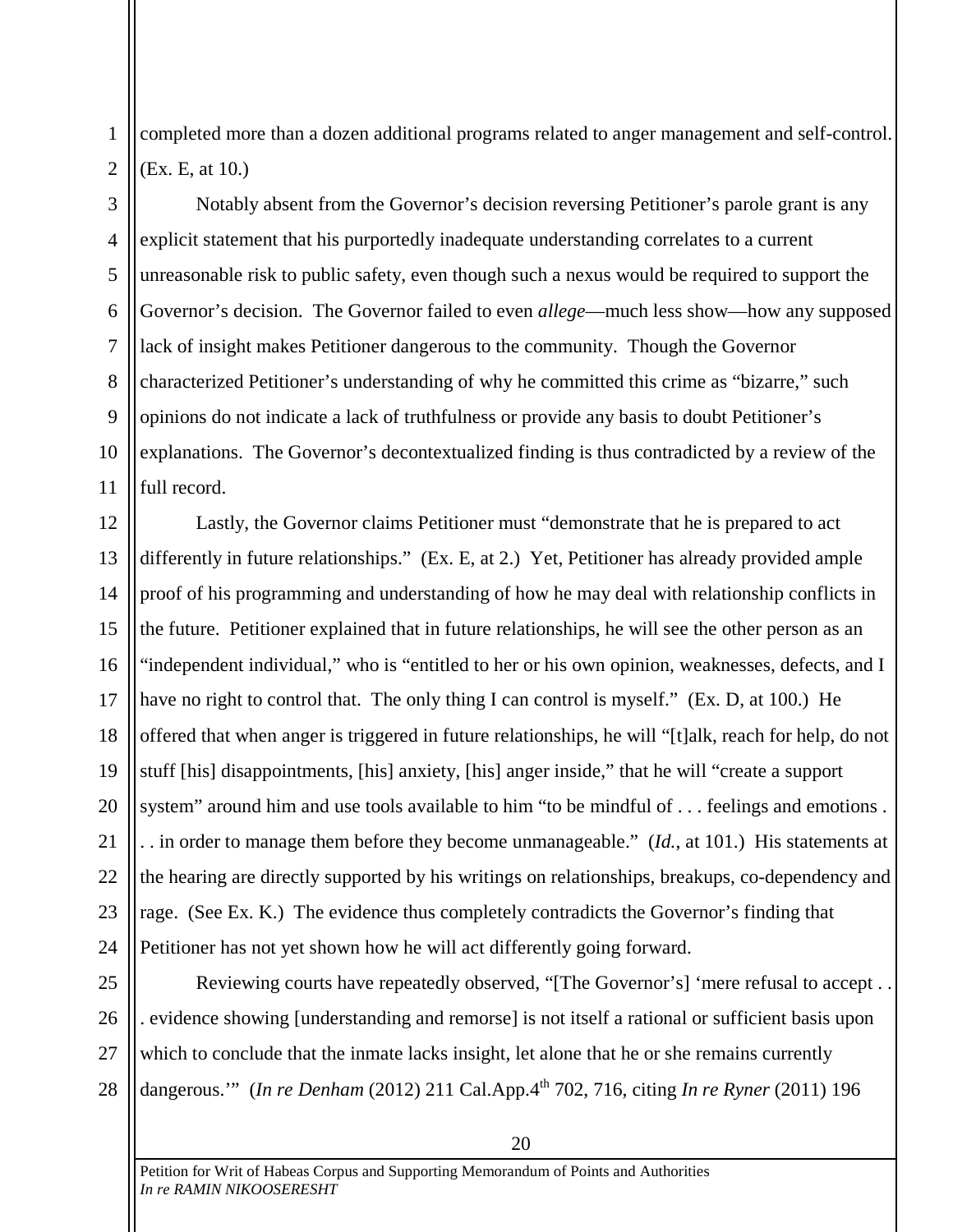completed more than a dozen additional programs related to anger management and self-control. (Ex. E, at 10.)

Notably absent from the Governor's decision reversing Petitioner's parole grant is any explicit statement that his purportedly inadequate understanding correlates to a current unreasonable risk to public safety, even though such a nexus would be required to support the Governor's decision. The Governor failed to even *allege*—much less show—how any supposed lack of insight makes Petitioner dangerous to the community. Though the Governor characterized Petitioner's understanding of why he committed this crime as "bizarre," such opinions do not indicate a lack of truthfulness or provide any basis to doubt Petitioner's explanations. The Governor's decontextualized finding is thus contradicted by a review of the full record.

Lastly, the Governor claims Petitioner must "demonstrate that he is prepared to act differently in future relationships." (Ex. E, at 2.) Yet, Petitioner has already provided ample proof of his programming and understanding of how he may deal with relationship conflicts in the future. Petitioner explained that in future relationships, he will see the other person as an "independent individual," who is "entitled to her or his own opinion, weaknesses, defects, and I have no right to control that. The only thing I can control is myself." (Ex. D, at 100.) He offered that when anger is triggered in future relationships, he will "[t]alk, reach for help, do not stuff [his] disappointments, [his] anxiety, [his] anger inside," that he will "create a support system" around him and use tools available to him "to be mindful of . . . feelings and emotions . . . in order to manage them before they become unmanageable." (*Id.*, at 101.) His statements at the hearing are directly supported by his writings on relationships, breakups, co-dependency and rage. (See Ex. K.) The evidence thus completely contradicts the Governor's finding that Petitioner has not yet shown how he will act differently going forward.

Reviewing courts have repeatedly observed, "[The Governor's] 'mere refusal to accept . . . evidence showing [understanding and remorse] is not itself a rational or sufficient basis upon which to conclude that the inmate lacks insight, let alone that he or she remains currently dangerous.'" (*In re Denham* (2012) 211 Cal.App.4[th] 702, 716, citing *In re Ryner* (2011) 196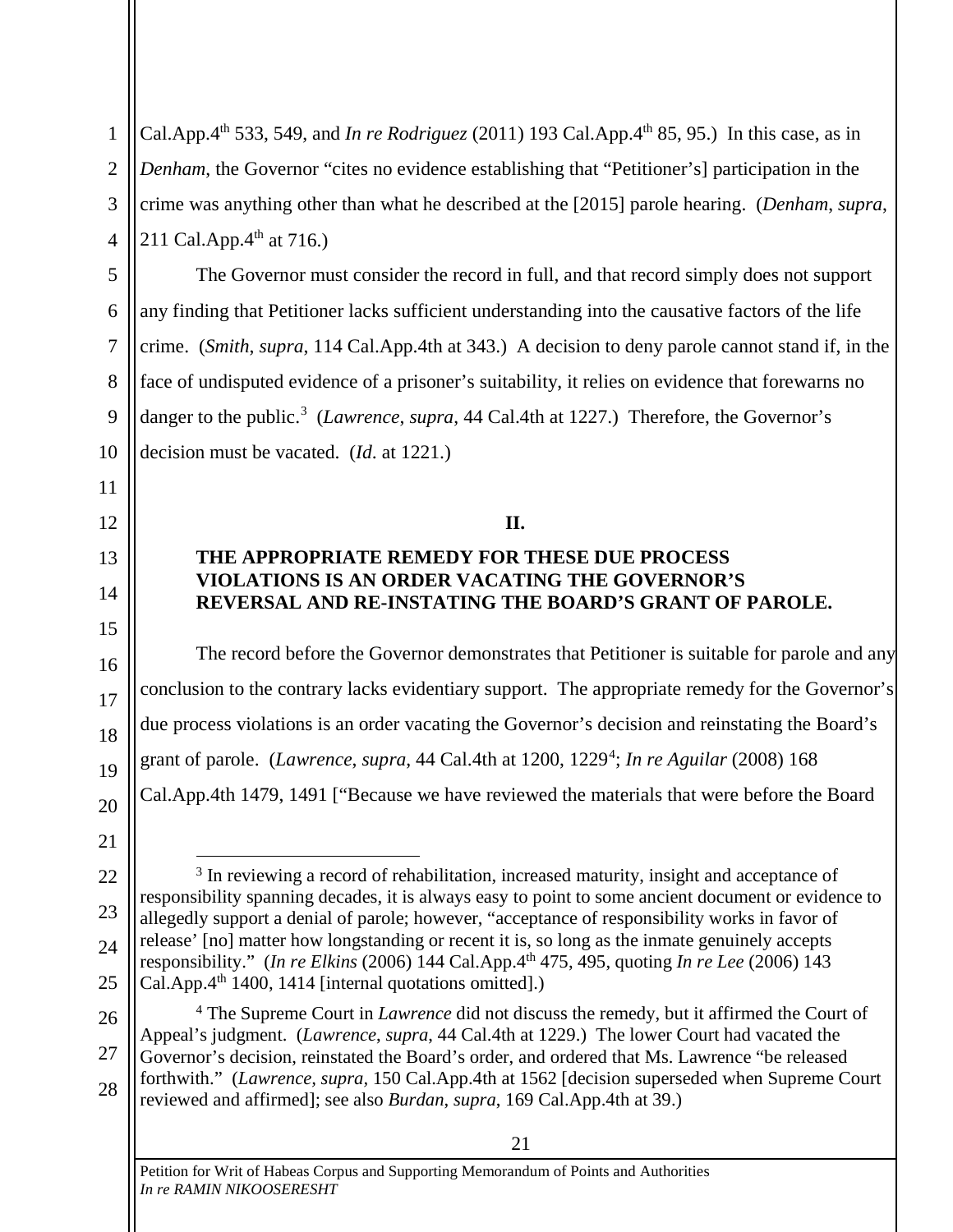Cal.App.4th 533, 549, and *In re Rodriguez* (2011) 193 Cal.App.4th 85, 95.) In this case, as in *Denham*, the Governor "cites no evidence establishing that "Petitioner's] participation in the crime was anything other than what he described at the [2015] parole hearing. (*Denham*, *supra*, 211 Cal.App.4th at 716.)

The Governor must consider the record in full, and that record simply does not support any finding that Petitioner lacks sufficient understanding into the causative factors of the life crime. (*Smith*, *supra*, 114 Cal.App.4th at 343.) A decision to deny parole cannot stand if, in the face of undisputed evidence of a prisoner's suitability, it relies on evidence that forewarns no danger to the public.[3] (*Lawrence*, *supra*, 44 Cal.4th at 1227.) Therefore, the Governor's decision must be vacated. (*Id*. at 1221.)

## II.

## THE APPROPRIATE REMEDY FOR THESE DUE PROCESS VIOLATIONS IS AN ORDER VACATING THE GOVERNOR'S REVERSAL AND RE-INSTATING THE BOARD'S GRANT OF PAROLE.

The record before the Governor demonstrates that Petitioner is suitable for parole and any conclusion to the contrary lacks evidentiary support. The appropriate remedy for the Governor's due process violations is an order vacating the Governor's decision and reinstating the Board's grant of parole. (*Lawrence*, *supra*, 44 Cal.4th at 1200, 1229[4]; *In re Aguilar* (2008) 168 Cal.App.4th 1479, 1491 ["Because we have reviewed the materials that were before the Board

---

[3] In reviewing a record of rehabilitation, increased maturity, insight and acceptance of responsibility spanning decades, it is always easy to point to some ancient document or evidence to allegedly support a denial of parole; however, "acceptance of responsibility works in favor of release' [no] matter how longstanding or recent it is, so long as the inmate genuinely accepts responsibility." (*In re Elkins* (2006) 144 Cal.App.4th 475, 495, quoting *In re Lee* (2006) 143 Cal.App.4th 1400, 1414 [internal quotations omitted].)

[4] The Supreme Court in *Lawrence* did not discuss the remedy, but it affirmed the Court of Appeal's judgment. (*Lawrence*, *supra*, 44 Cal.4th at 1229.) The lower Court had vacated the Governor's decision, reinstated the Board's order, and ordered that Ms. Lawrence "be released forthwith." (*Lawrence*, *supra*, 150 Cal.App.4th at 1562 [decision superseded when Supreme Court reviewed and affirmed]; see also *Burdan*, *supra*, 169 Cal.App.4th at 39.)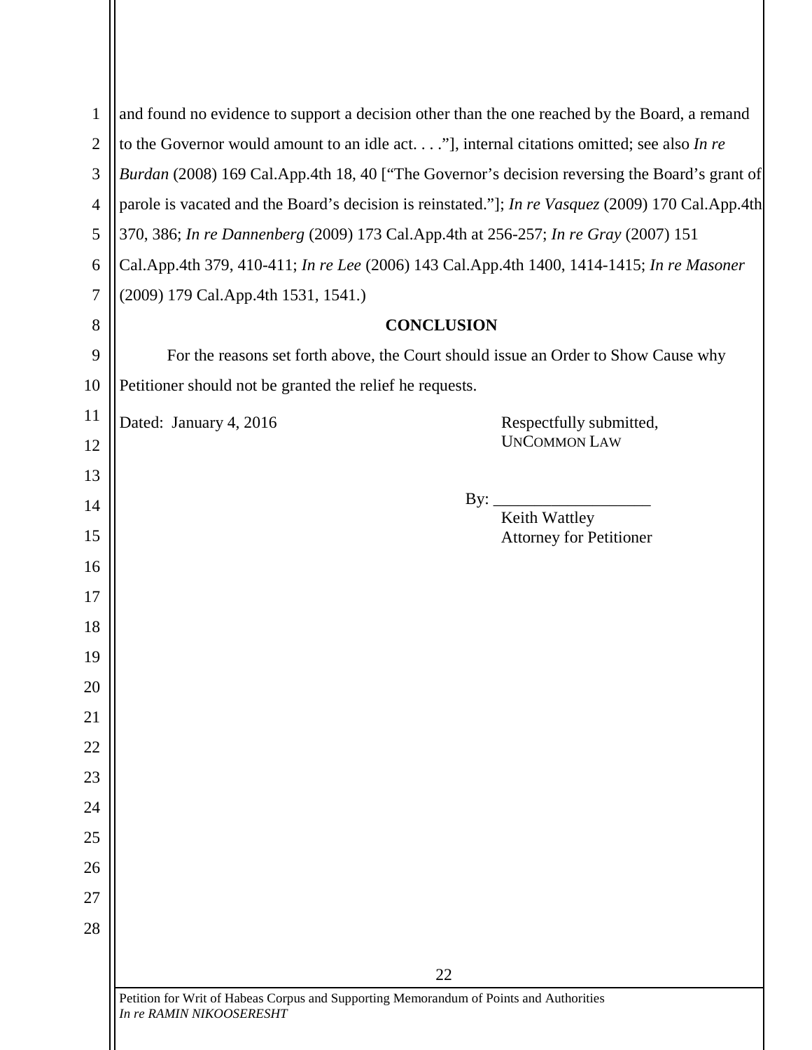and found no evidence to support a decision other than the one reached by the Board, a remand to the Governor would amount to an idle act. . . ."], internal citations omitted; see also *In re Burdan* (2008) 169 Cal.App.4th 18, 40 ["The Governor's decision reversing the Board's grant of parole is vacated and the Board's decision is reinstated."]; *In re Vasquez* (2009) 170 Cal.App.4th 370, 386; *In re Dannenberg* (2009) 173 Cal.App.4th at 256-257; *In re Gray* (2007) 151 Cal.App.4th 379, 410-411; *In re Lee* (2006) 143 Cal.App.4th 1400, 1414-1415; *In re Masoner* (2009) 179 Cal.App.4th 1531, 1541.)

**CONCLUSION**

For the reasons set forth above, the Court should issue an Order to Show Cause why Petitioner should not be granted the relief he requests.

Dated: January 4, 2016

Respectfully submitted,
UNCOMMON LAW

By: ___________________
Keith Wattley
Attorney for Petitioner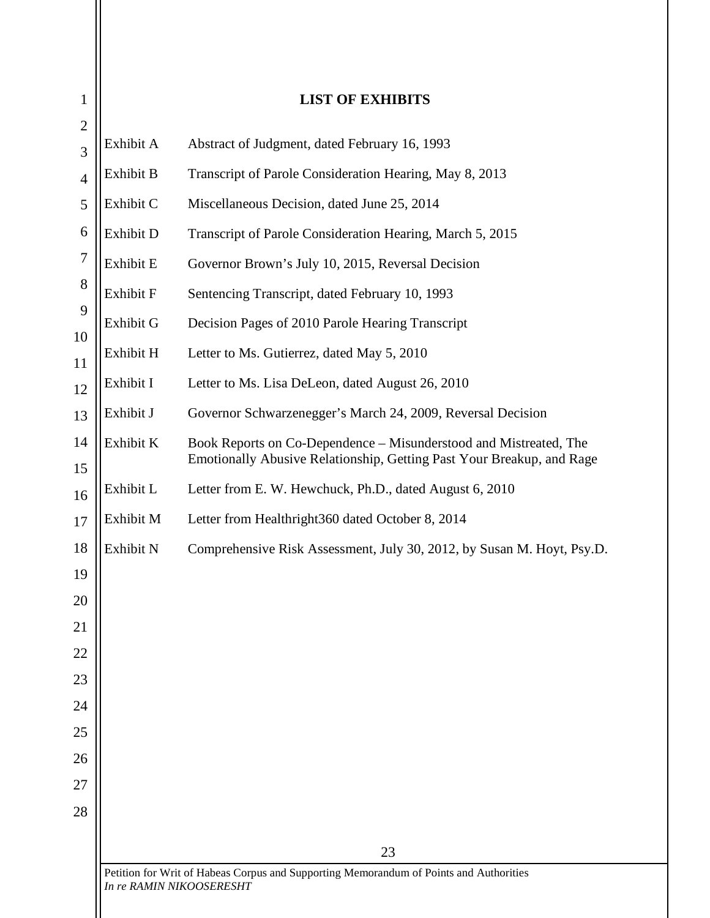**LIST OF EXHIBITS**

| | |
|---|---|
| Exhibit A | Abstract of Judgment, dated February 16, 1993 |
| Exhibit B | Transcript of Parole Consideration Hearing, May 8, 2013 |
| Exhibit C | Miscellaneous Decision, dated June 25, 2014 |
| Exhibit D | Transcript of Parole Consideration Hearing, March 5, 2015 |
| Exhibit E | Governor Brown's July 10, 2015, Reversal Decision |
| Exhibit F | Sentencing Transcript, dated February 10, 1993 |
| Exhibit G | Decision Pages of 2010 Parole Hearing Transcript |
| Exhibit H | Letter to Ms. Gutierrez, dated May 5, 2010 |
| Exhibit I | Letter to Ms. Lisa DeLeon, dated August 26, 2010 |
| Exhibit J | Governor Schwarzenegger's March 24, 2009, Reversal Decision |
| Exhibit K | Book Reports on Co-Dependence – Misunderstood and Mistreated, The Emotionally Abusive Relationship, Getting Past Your Breakup, and Rage |
| Exhibit L | Letter from E. W. Hewchuck, Ph.D., dated August 6, 2010 |
| Exhibit M | Letter from Healthright360 dated October 8, 2014 |
| Exhibit N | Comprehensive Risk Assessment, July 30, 2012, by Susan M. Hoyt, Psy.D. |